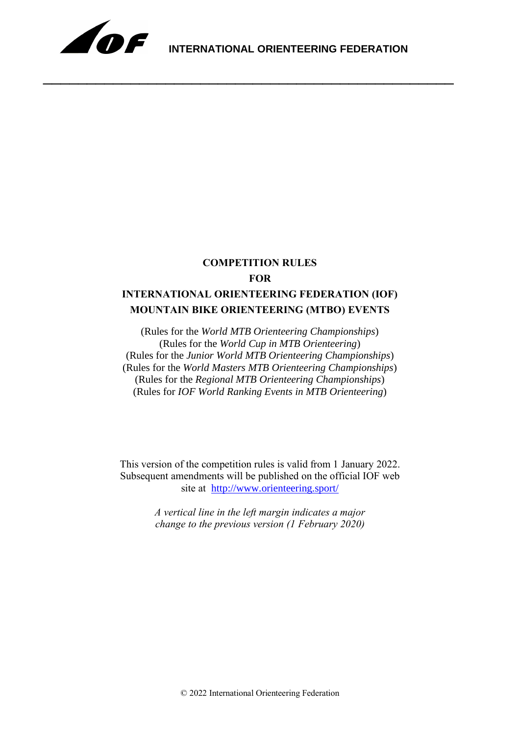**INTERNATIONAL ORIENTEERING FEDERATION**

# COMPETITION RULES FOR INTERNATIONAL ORIENTEERING FEDERATION (IOF) MOUNTAIN BIKE ORIENTEERING (MTBO) EVENTS

(Rules for the *World MTB Orienteering Championships*)
(Rules for the *World Cup in MTB Orienteering*)
(Rules for the *Junior World MTB Orienteering Championships*)
(Rules for the *World Masters MTB Orienteering Championships*)
(Rules for the *Regional MTB Orienteering Championships*)
(Rules for *IOF World Ranking Events in MTB Orienteering*)

This version of the competition rules is valid from 1 January 2022. Subsequent amendments will be published on the official IOF web site at [http://www.orienteering.sport/](http://www.orienteering.sport/)

*A vertical line in the left margin indicates a major change to the previous version (1 February 2020)*

© 2022 International Orienteering Federation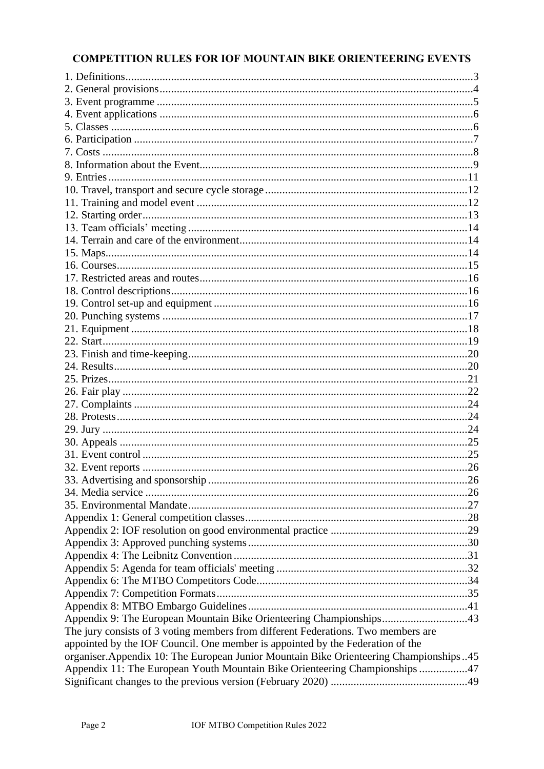## COMPETITION RULES FOR IOF MOUNTAIN BIKE ORIENTEERING EVENTS

1. Definitions....3
2. General provisions....4
3. Event programme....5
4. Event applications....6
5. Classes....6
6. Participation....7
7. Costs....8
8. Information about the Event....9
9. Entries....11
10. Travel, transport and secure cycle storage....12
11. Training and model event....12
12. Starting order....13
13. Team officials' meeting....14
14. Terrain and care of the environment....14
15. Maps....14
16. Courses....15
17. Restricted areas and routes....16
18. Control descriptions....16
19. Control set-up and equipment....16
20. Punching systems....17
21. Equipment....18
22. Start....19
23. Finish and time-keeping....20
24. Results....20
25. Prizes....21
26. Fair play....22
27. Complaints....24
28. Protests....24
29. Jury....24
30. Appeals....25
31. Event control....25
32. Event reports....26
33. Advertising and sponsorship....26
34. Media service....26
35. Environmental Mandate....27

Appendix 1: General competition classes....28
Appendix 2: IOF resolution on good environmental practice....29
Appendix 3: Approved punching systems....30
Appendix 4: The Leibnitz Convention....31
Appendix 5: Agenda for team officials' meeting....32
Appendix 6: The MTBO Competitors Code....34
Appendix 7: Competition Formats....35
Appendix 8: MTBO Embargo Guidelines....41
Appendix 9: The European Mountain Bike Orienteering Championships....43
The jury consists of 3 voting members from different Federations. Two members are appointed by the IOF Council. One member is appointed by the Federation of the organiser.Appendix 10: The European Junior Mountain Bike Orienteering Championships..45
Appendix 11: The European Youth Mountain Bike Orienteering Championships....47
Significant changes to the previous version (February 2020)....49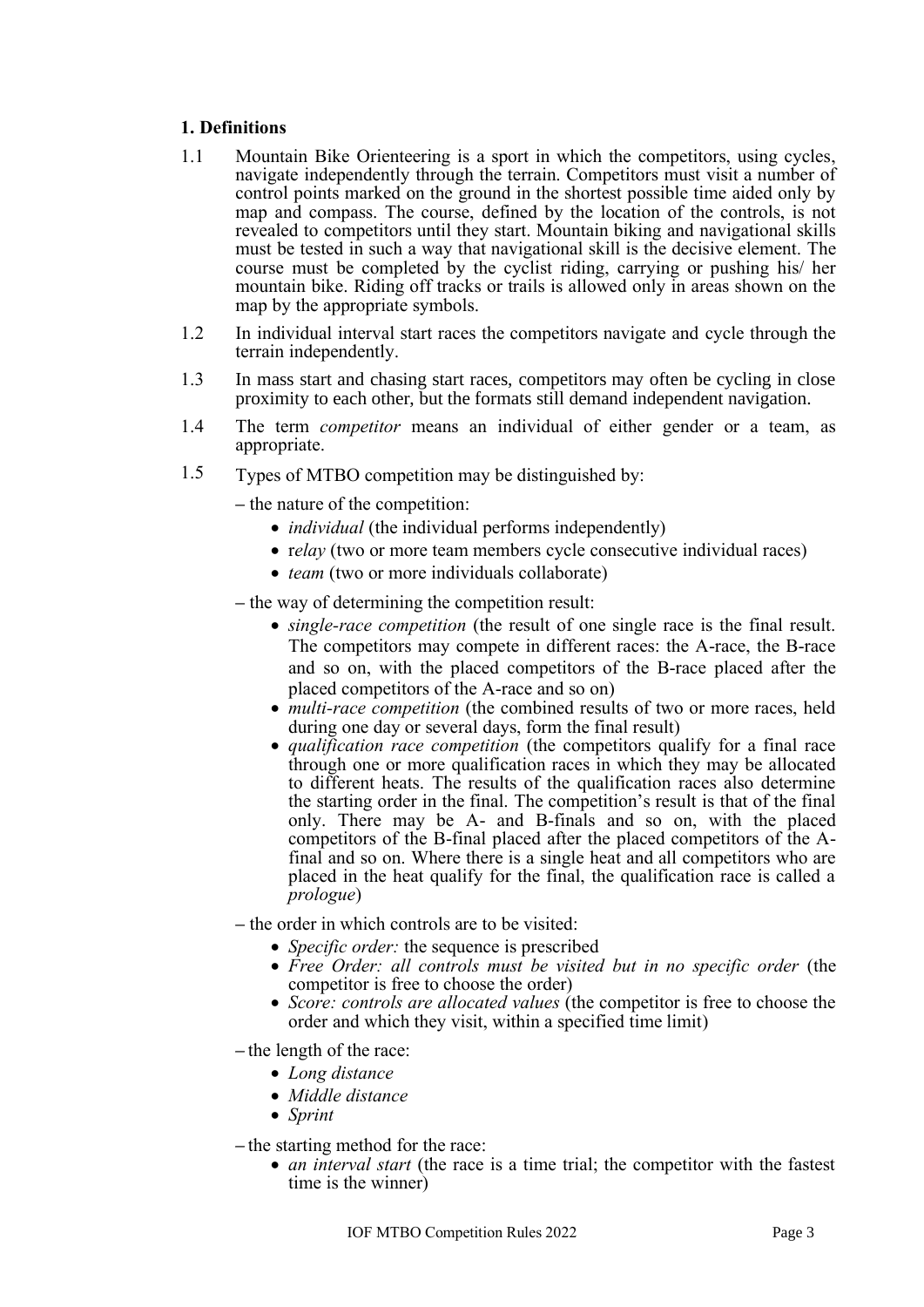## 1. Definitions

1.1 Mountain Bike Orienteering is a sport in which the competitors, using cycles, navigate independently through the terrain. Competitors must visit a number of control points marked on the ground in the shortest possible time aided only by map and compass. The course, defined by the location of the controls, is not revealed to competitors until they start. Mountain biking and navigational skills must be tested in such a way that navigational skill is the decisive element. The course must be completed by the cyclist riding, carrying or pushing his/ her mountain bike. Riding off tracks or trails is allowed only in areas shown on the map by the appropriate symbols.

1.2 In individual interval start races the competitors navigate and cycle through the terrain independently.

1.3 In mass start and chasing start races, competitors may often be cycling in close proximity to each other, but the formats still demand independent navigation.

1.4 The term *competitor* means an individual of either gender or a team, as appropriate.

1.5 Types of MTBO competition may be distinguished by:

– the nature of the competition:

- *individual* (the individual performs independently)
- r*elay* (two or more team members cycle consecutive individual races)
- *team* (two or more individuals collaborate)

– the way of determining the competition result:

- *single-race competition* (the result of one single race is the final result. The competitors may compete in different races: the A-race, the B-race and so on, with the placed competitors of the B-race placed after the placed competitors of the A-race and so on)
- *multi-race competition* (the combined results of two or more races, held during one day or several days, form the final result)
- *qualification race competition* (the competitors qualify for a final race through one or more qualification races in which they may be allocated to different heats. The results of the qualification races also determine the starting order in the final. The competition's result is that of the final only. There may be A- and B-finals and so on, with the placed competitors of the B-final placed after the placed competitors of the A-final and so on. Where there is a single heat and all competitors who are placed in the heat qualify for the final, the qualification race is called a *prologue*)

– the order in which controls are to be visited:

- *Specific order:* the sequence is prescribed
- *Free Order: all controls must be visited but in no specific order* (the competitor is free to choose the order)
- *Score: controls are allocated values* (the competitor is free to choose the order and which they visit, within a specified time limit)

– the length of the race:

- *Long distance*
- *Middle distance*
- *Sprint*

– the starting method for the race:

- *an interval start* (the race is a time trial; the competitor with the fastest time is the winner)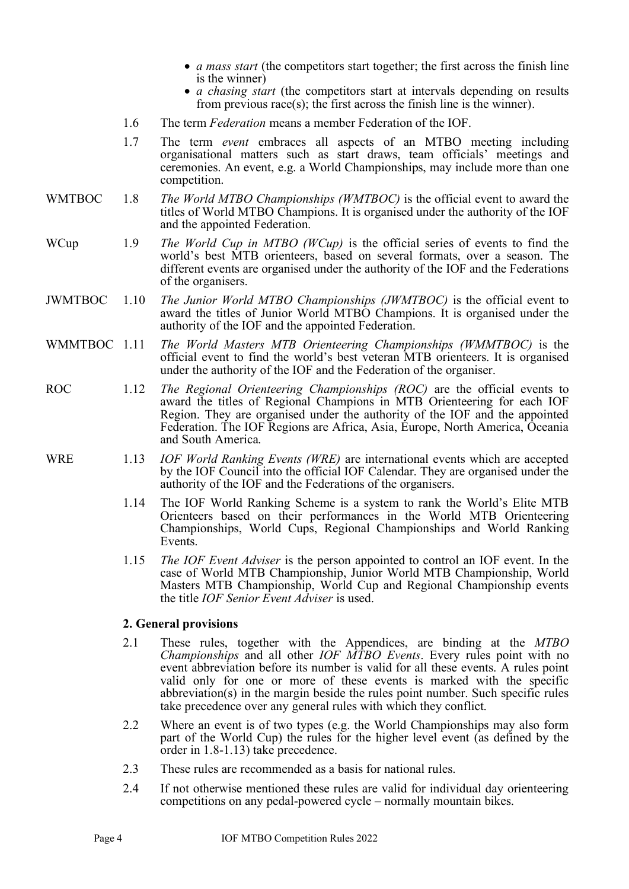- *a mass start* (the competitors start together; the first across the finish line is the winner)
- *a chasing start* (the competitors start at intervals depending on results from previous race(s); the first across the finish line is the winner).

1.6 The term *Federation* means a member Federation of the IOF.

1.7 The term *event* embraces all aspects of an MTBO meeting including organisational matters such as start draws, team officials' meetings and ceremonies. An event, e.g. a World Championships, may include more than one competition.

WMTBOC 1.8 *The World MTBO Championships (WMTBOC)* is the official event to award the titles of World MTBO Champions. It is organised under the authority of the IOF and the appointed Federation.

WCup 1.9 *The World Cup in MTBO (WCup)* is the official series of events to find the world's best MTB orienteers, based on several formats, over a season. The different events are organised under the authority of the IOF and the Federations of the organisers.

JWMTBOC 1.10 *The Junior World MTBO Championships (JWMTBOC)* is the official event to award the titles of Junior World MTBO Champions. It is organised under the authority of the IOF and the appointed Federation.

WMMTBOC 1.11 *The World Masters MTB Orienteering Championships (WMMTBOC)* is the official event to find the world's best veteran MTB orienteers. It is organised under the authority of the IOF and the Federation of the organiser.

ROC 1.12 *The Regional Orienteering Championships (ROC)* are the official events to award the titles of Regional Champions in MTB Orienteering for each IOF Region. They are organised under the authority of the IOF and the appointed Federation. The IOF Regions are Africa, Asia, Europe, North America, Oceania and South America.

WRE 1.13 *IOF World Ranking Events (WRE)* are international events which are accepted by the IOF Council into the official IOF Calendar. They are organised under the authority of the IOF and the Federations of the organisers.

1.14 The IOF World Ranking Scheme is a system to rank the World's Elite MTB Orienteers based on their performances in the World MTB Orienteering Championships, World Cups, Regional Championships and World Ranking Events.

1.15 *The IOF Event Adviser* is the person appointed to control an IOF event. In the case of World MTB Championship, Junior World MTB Championship, World Masters MTB Championship, World Cup and Regional Championship events the title *IOF Senior Event Adviser* is used.

## 2. General provisions

2.1 These rules, together with the Appendices, are binding at the *MTBO Championships* and all other *IOF MTBO Events*. Every rules point with no event abbreviation before its number is valid for all these events. A rules point valid only for one or more of these events is marked with the specific abbreviation(s) in the margin beside the rules point number. Such specific rules take precedence over any general rules with which they conflict.

2.2 Where an event is of two types (e.g. the World Championships may also form part of the World Cup) the rules for the higher level event (as defined by the order in 1.8-1.13) take precedence.

2.3 These rules are recommended as a basis for national rules.

2.4 If not otherwise mentioned these rules are valid for individual day orienteering competitions on any pedal-powered cycle – normally mountain bikes.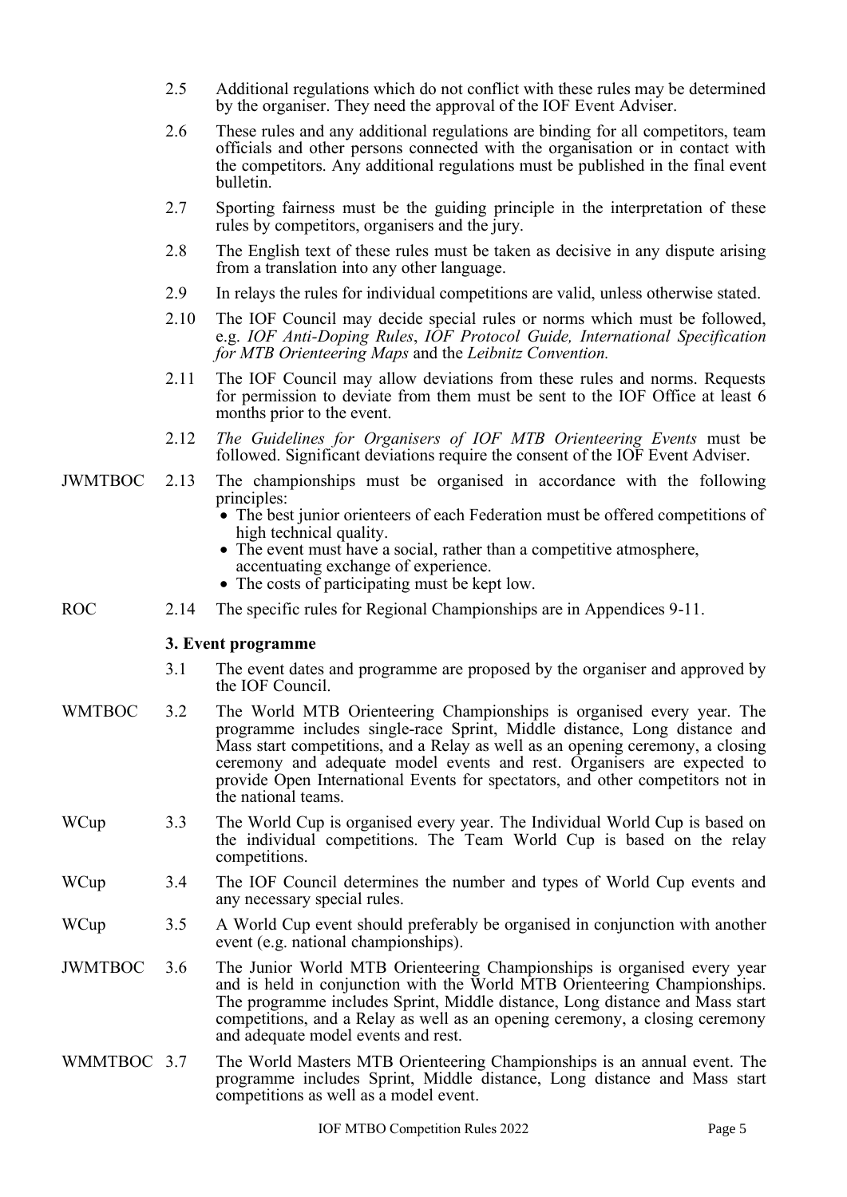2.5 Additional regulations which do not conflict with these rules may be determined by the organiser. They need the approval of the IOF Event Adviser.

2.6 These rules and any additional regulations are binding for all competitors, team officials and other persons connected with the organisation or in contact with the competitors. Any additional regulations must be published in the final event bulletin.

2.7 Sporting fairness must be the guiding principle in the interpretation of these rules by competitors, organisers and the jury.

2.8 The English text of these rules must be taken as decisive in any dispute arising from a translation into any other language.

2.9 In relays the rules for individual competitions are valid, unless otherwise stated.

2.10 The IOF Council may decide special rules or norms which must be followed, e.g. *IOF Anti-Doping Rules*, *IOF Protocol Guide, International Specification for MTB Orienteering Maps* and the *Leibnitz Convention.*

2.11 The IOF Council may allow deviations from these rules and norms. Requests for permission to deviate from them must be sent to the IOF Office at least 6 months prior to the event.

2.12 *The Guidelines for Organisers of IOF MTB Orienteering Events* must be followed. Significant deviations require the consent of the IOF Event Adviser.

JWMTBOC 2.13 The championships must be organised in accordance with the following principles:

- The best junior orienteers of each Federation must be offered competitions of high technical quality.
- The event must have a social, rather than a competitive atmosphere, accentuating exchange of experience.
- The costs of participating must be kept low.

ROC 2.14 The specific rules for Regional Championships are in Appendices 9-11.

### 3. Event programme

3.1 The event dates and programme are proposed by the organiser and approved by the IOF Council.

WMTBOC 3.2 The World MTB Orienteering Championships is organised every year. The programme includes single-race Sprint, Middle distance, Long distance and Mass start competitions, and a Relay as well as an opening ceremony, a closing ceremony and adequate model events and rest. Organisers are expected to provide Open International Events for spectators, and other competitors not in the national teams.

WCup 3.3 The World Cup is organised every year. The Individual World Cup is based on the individual competitions. The Team World Cup is based on the relay competitions.

WCup 3.4 The IOF Council determines the number and types of World Cup events and any necessary special rules.

WCup 3.5 A World Cup event should preferably be organised in conjunction with another event (e.g. national championships).

JWMTBOC 3.6 The Junior World MTB Orienteering Championships is organised every year and is held in conjunction with the World MTB Orienteering Championships. The programme includes Sprint, Middle distance, Long distance and Mass start competitions, and a Relay as well as an opening ceremony, a closing ceremony and adequate model events and rest.

WMMTBOC 3.7 The World Masters MTB Orienteering Championships is an annual event. The programme includes Sprint, Middle distance, Long distance and Mass start competitions as well as a model event.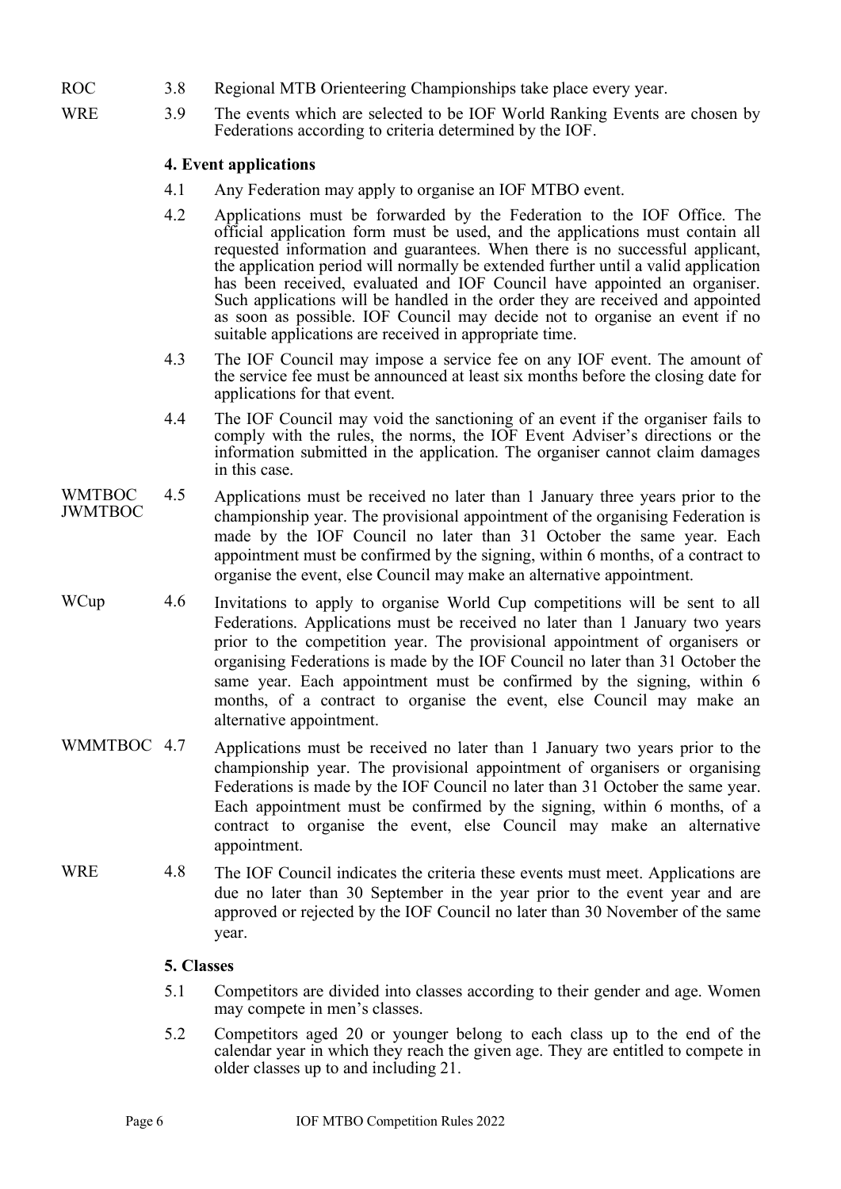ROC 3.8 Regional MTB Orienteering Championships take place every year.

WRE 3.9 The events which are selected to be IOF World Ranking Events are chosen by Federations according to criteria determined by the IOF.

## 4. Event applications

4.1 Any Federation may apply to organise an IOF MTBO event.

4.2 Applications must be forwarded by the Federation to the IOF Office. The official application form must be used, and the applications must contain all requested information and guarantees. When there is no successful applicant, the application period will normally be extended further until a valid application has been received, evaluated and IOF Council have appointed an organiser. Such applications will be handled in the order they are received and appointed as soon as possible. IOF Council may decide not to organise an event if no suitable applications are received in appropriate time.

4.3 The IOF Council may impose a service fee on any IOF event. The amount of the service fee must be announced at least six months before the closing date for applications for that event.

4.4 The IOF Council may void the sanctioning of an event if the organiser fails to comply with the rules, the norms, the IOF Event Adviser's directions or the information submitted in the application. The organiser cannot claim damages in this case.

WMTBOC JWMTBOC 4.5 Applications must be received no later than 1 January three years prior to the championship year. The provisional appointment of the organising Federation is made by the IOF Council no later than 31 October the same year. Each appointment must be confirmed by the signing, within 6 months, of a contract to organise the event, else Council may make an alternative appointment.

WCup 4.6 Invitations to apply to organise World Cup competitions will be sent to all Federations. Applications must be received no later than 1 January two years prior to the competition year. The provisional appointment of organisers or organising Federations is made by the IOF Council no later than 31 October the same year. Each appointment must be confirmed by the signing, within 6 months, of a contract to organise the event, else Council may make an alternative appointment.

WMMTBOC 4.7 Applications must be received no later than 1 January two years prior to the championship year. The provisional appointment of organisers or organising Federations is made by the IOF Council no later than 31 October the same year. Each appointment must be confirmed by the signing, within 6 months, of a contract to organise the event, else Council may make an alternative appointment.

WRE 4.8 The IOF Council indicates the criteria these events must meet. Applications are due no later than 30 September in the year prior to the event year and are approved or rejected by the IOF Council no later than 30 November of the same year.

## 5. Classes

5.1 Competitors are divided into classes according to their gender and age. Women may compete in men's classes.

5.2 Competitors aged 20 or younger belong to each class up to the end of the calendar year in which they reach the given age. They are entitled to compete in older classes up to and including 21.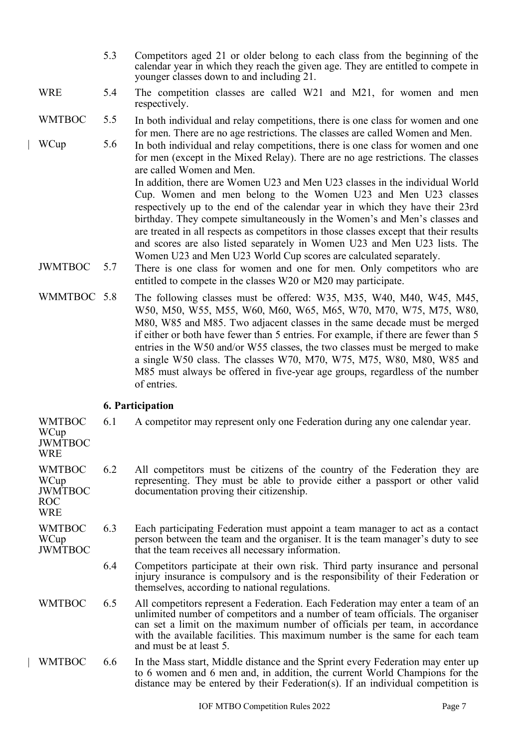5.3 Competitors aged 21 or older belong to each class from the beginning of the calendar year in which they reach the given age. They are entitled to compete in younger classes down to and including 21.

WRE 5.4 The competition classes are called W21 and M21, for women and men respectively.

WMTBOC 5.5 In both individual and relay competitions, there is one class for women and one for men. There are no age restrictions. The classes are called Women and Men.

WCup 5.6 In both individual and relay competitions, there is one class for women and one for men (except in the Mixed Relay). There are no age restrictions. The classes are called Women and Men.

In addition, there are Women U23 and Men U23 classes in the individual World Cup. Women and men belong to the Women U23 and Men U23 classes respectively up to the end of the calendar year in which they have their 23rd birthday. They compete simultaneously in the Women's and Men's classes and are treated in all respects as competitors in those classes except that their results and scores are also listed separately in Women U23 and Men U23 lists. The Women U23 and Men U23 World Cup scores are calculated separately.

JWMTBOC 5.7 There is one class for women and one for men. Only competitors who are entitled to compete in the classes W20 or M20 may participate.

WMMTBOC 5.8 The following classes must be offered: W35, M35, W40, M40, W45, M45, W50, M50, W55, M55, W60, M60, W65, M65, W70, M70, W75, M75, W80, M80, W85 and M85. Two adjacent classes in the same decade must be merged if either or both have fewer than 5 entries. For example, if there are fewer than 5 entries in the W50 and/or W55 classes, the two classes must be merged to make a single W50 class. The classes W70, M70, W75, M75, W80, M80, W85 and M85 must always be offered in five-year age groups, regardless of the number of entries.

## 6. Participation

WMTBOC, WCup, JWMTBOC, WRE 6.1 A competitor may represent only one Federation during any one calendar year.

WMTBOC, WCup, JWMTBOC, ROC, WRE 6.2 All competitors must be citizens of the country of the Federation they are representing. They must be able to provide either a passport or other valid documentation proving their citizenship.

WMTBOC, WCup, JWMTBOC 6.3 Each participating Federation must appoint a team manager to act as a contact person between the team and the organiser. It is the team manager's duty to see that the team receives all necessary information.

6.4 Competitors participate at their own risk. Third party insurance and personal injury insurance is compulsory and is the responsibility of their Federation or themselves, according to national regulations.

WMTBOC 6.5 All competitors represent a Federation. Each Federation may enter a team of an unlimited number of competitors and a number of team officials. The organiser can set a limit on the maximum number of officials per team, in accordance with the available facilities. This maximum number is the same for each team and must be at least 5.

WMTBOC 6.6 In the Mass start, Middle distance and the Sprint every Federation may enter up to 6 women and 6 men and, in addition, the current World Champions for the distance may be entered by their Federation(s). If an individual competition is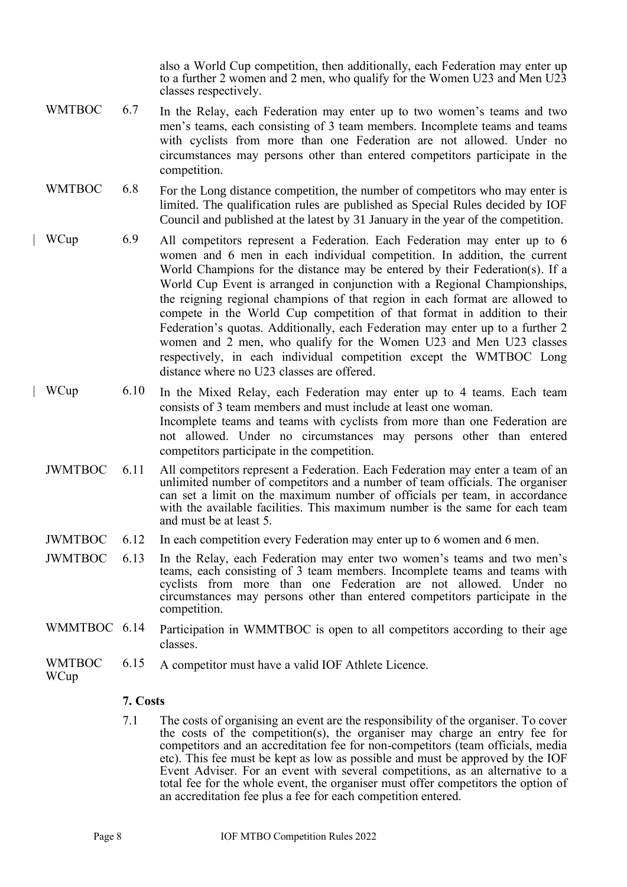also a World Cup competition, then additionally, each Federation may enter up to a further 2 women and 2 men, who qualify for the Women U23 and Men U23 classes respectively.

| | | |
|---|---|---|
| WMTBOC | 6.7 | In the Relay, each Federation may enter up to two women's teams and two men's teams, each consisting of 3 team members. Incomplete teams and teams with cyclists from more than one Federation are not allowed. Under no circumstances may persons other than entered competitors participate in the competition. |
| WMTBOC | 6.8 | For the Long distance competition, the number of competitors who may enter is limited. The qualification rules are published as Special Rules decided by IOF Council and published at the latest by 31 January in the year of the competition. |
| WCup | 6.9 | All competitors represent a Federation. Each Federation may enter up to 6 women and 6 men in each individual competition. In addition, the current World Champions for the distance may be entered by their Federation(s). If a World Cup Event is arranged in conjunction with a Regional Championships, the reigning regional champions of that region in each format are allowed to compete in the World Cup competition of that format in addition to their Federation's quotas. Additionally, each Federation may enter up to a further 2 women and 2 men, who qualify for the Women U23 and Men U23 classes respectively, in each individual competition except the WMTBOC Long distance where no U23 classes are offered. |
| WCup | 6.10 | In the Mixed Relay, each Federation may enter up to 4 teams. Each team consists of 3 team members and must include at least one woman. Incomplete teams and teams with cyclists from more than one Federation are not allowed. Under no circumstances may persons other than entered competitors participate in the competition. |
| JWMTBOC | 6.11 | All competitors represent a Federation. Each Federation may enter a team of an unlimited number of competitors and a number of team officials. The organiser can set a limit on the maximum number of officials per team, in accordance with the available facilities. This maximum number is the same for each team and must be at least 5. |
| JWMTBOC | 6.12 | In each competition every Federation may enter up to 6 women and 6 men. |
| JWMTBOC | 6.13 | In the Relay, each Federation may enter two women's teams and two men's teams, each consisting of 3 team members. Incomplete teams and teams with cyclists from more than one Federation are not allowed. Under no circumstances may persons other than entered competitors participate in the competition. |
| WMMTBOC | 6.14 | Participation in WMMTBOC is open to all competitors according to their age classes. |
| WMTBOC WCup | 6.15 | A competitor must have a valid IOF Athlete Licence. |

## 7. Costs

7.1 The costs of organising an event are the responsibility of the organiser. To cover the costs of the competition(s), the organiser may charge an entry fee for competitors and an accreditation fee for non-competitors (team officials, media etc). This fee must be kept as low as possible and must be approved by the IOF Event Adviser. For an event with several competitions, as an alternative to a total fee for the whole event, the organiser must offer competitors the option of an accreditation fee plus a fee for each competition entered.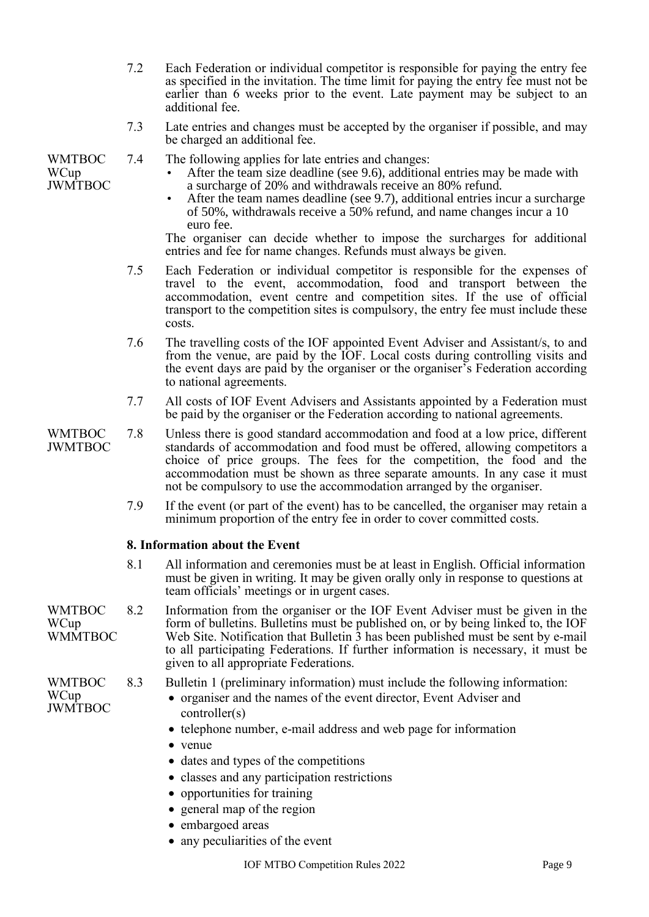7.2 Each Federation or individual competitor is responsible for paying the entry fee as specified in the invitation. The time limit for paying the entry fee must not be earlier than 6 weeks prior to the event. Late payment may be subject to an additional fee.

7.3 Late entries and changes must be accepted by the organiser if possible, and may be charged an additional fee.

WMTBOC WCup JWMTBOC

7.4 The following applies for late entries and changes:

- After the team size deadline (see 9.6), additional entries may be made with a surcharge of 20% and withdrawals receive an 80% refund.
- After the team names deadline (see 9.7), additional entries incur a surcharge of 50%, withdrawals receive a 50% refund, and name changes incur a 10 euro fee.

The organiser can decide whether to impose the surcharges for additional entries and fee for name changes. Refunds must always be given.

7.5 Each Federation or individual competitor is responsible for the expenses of travel to the event, accommodation, food and transport between the accommodation, event centre and competition sites. If the use of official transport to the competition sites is compulsory, the entry fee must include these costs.

7.6 The travelling costs of the IOF appointed Event Adviser and Assistant/s, to and from the venue, are paid by the IOF. Local costs during controlling visits and the event days are paid by the organiser or the organiser's Federation according to national agreements.

7.7 All costs of IOF Event Advisers and Assistants appointed by a Federation must be paid by the organiser or the Federation according to national agreements.

WMTBOC JWMTBOC

7.8 Unless there is good standard accommodation and food at a low price, different standards of accommodation and food must be offered, allowing competitors a choice of price groups. The fees for the competition, the food and the accommodation must be shown as three separate amounts. In any case it must not be compulsory to use the accommodation arranged by the organiser.

7.9 If the event (or part of the event) has to be cancelled, the organiser may retain a minimum proportion of the entry fee in order to cover committed costs.

### 8. Information about the Event

8.1 All information and ceremonies must be at least in English. Official information must be given in writing. It may be given orally only in response to questions at team officials' meetings or in urgent cases.

WMTBOC WCup WMMTBOC

8.2 Information from the organiser or the IOF Event Adviser must be given in the form of bulletins. Bulletins must be published on, or by being linked to, the IOF Web Site. Notification that Bulletin 3 has been published must be sent by e-mail to all participating Federations. If further information is necessary, it must be given to all appropriate Federations.

WMTBOC WCup JWMTBOC

8.3 Bulletin 1 (preliminary information) must include the following information:

- organiser and the names of the event director, Event Adviser and controller(s)
- telephone number, e-mail address and web page for information
- venue
- dates and types of the competitions
- classes and any participation restrictions
- opportunities for training
- general map of the region
- embargoed areas
- any peculiarities of the event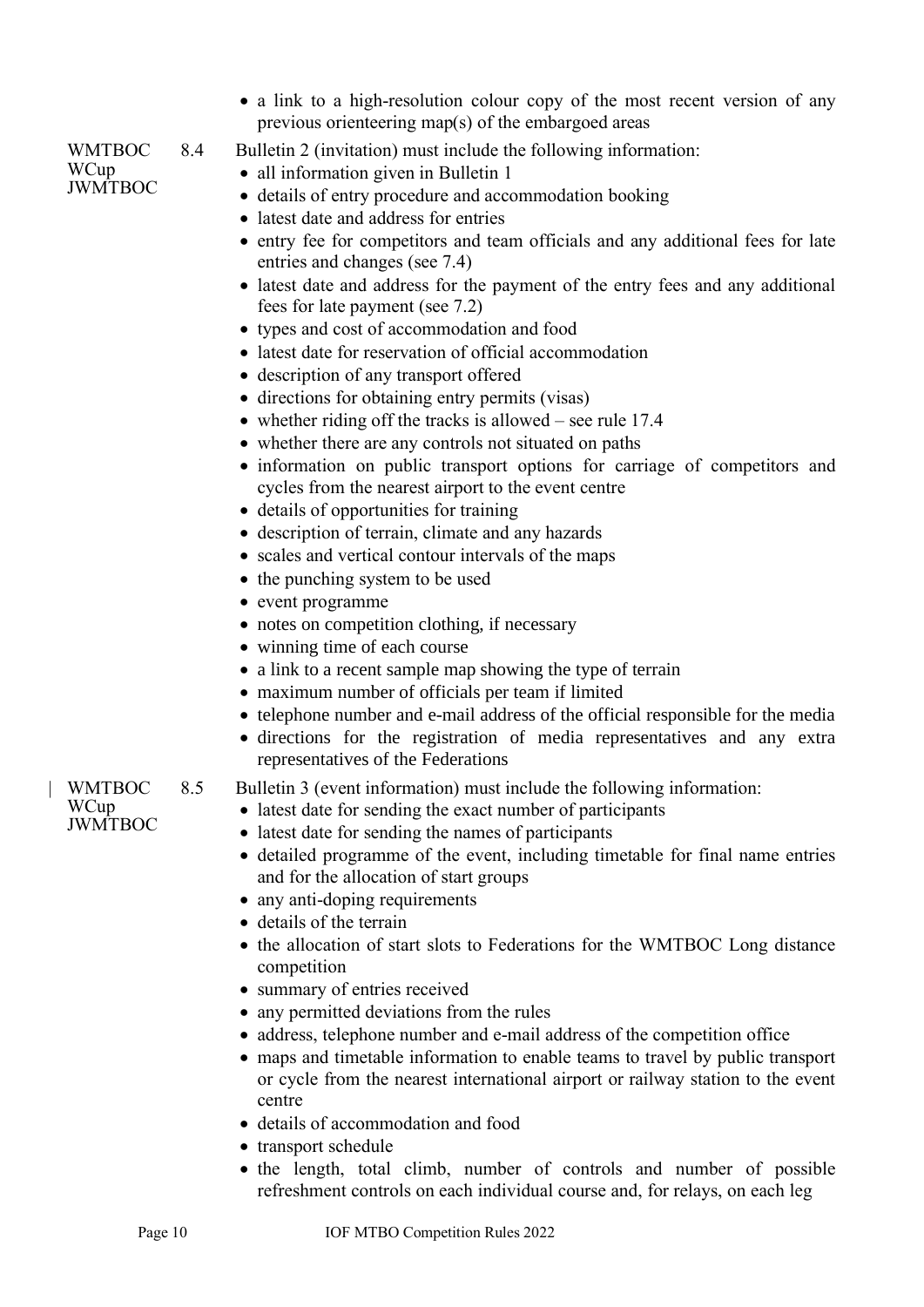- a link to a high-resolution colour copy of the most recent version of any previous orienteering map(s) of the embargoed areas

WMTBOC
WCup
JWMTBOC

8.4 Bulletin 2 (invitation) must include the following information:

- all information given in Bulletin 1
- details of entry procedure and accommodation booking
- latest date and address for entries
- entry fee for competitors and team officials and any additional fees for late entries and changes (see 7.4)
- latest date and address for the payment of the entry fees and any additional fees for late payment (see 7.2)
- types and cost of accommodation and food
- latest date for reservation of official accommodation
- description of any transport offered
- directions for obtaining entry permits (visas)
- whether riding off the tracks is allowed – see rule 17.4
- whether there are any controls not situated on paths
- information on public transport options for carriage of competitors and cycles from the nearest airport to the event centre
- details of opportunities for training
- description of terrain, climate and any hazards
- scales and vertical contour intervals of the maps
- the punching system to be used
- event programme
- notes on competition clothing, if necessary
- winning time of each course
- a link to a recent sample map showing the type of terrain
- maximum number of officials per team if limited
- telephone number and e-mail address of the official responsible for the media
- directions for the registration of media representatives and any extra representatives of the Federations

WMTBOC
WCup
JWMTBOC

8.5 Bulletin 3 (event information) must include the following information:

- latest date for sending the exact number of participants
- latest date for sending the names of participants
- detailed programme of the event, including timetable for final name entries and for the allocation of start groups
- any anti-doping requirements
- details of the terrain
- the allocation of start slots to Federations for the WMTBOC Long distance competition
- summary of entries received
- any permitted deviations from the rules
- address, telephone number and e-mail address of the competition office
- maps and timetable information to enable teams to travel by public transport or cycle from the nearest international airport or railway station to the event centre
- details of accommodation and food
- transport schedule
- the length, total climb, number of controls and number of possible refreshment controls on each individual course and, for relays, on each leg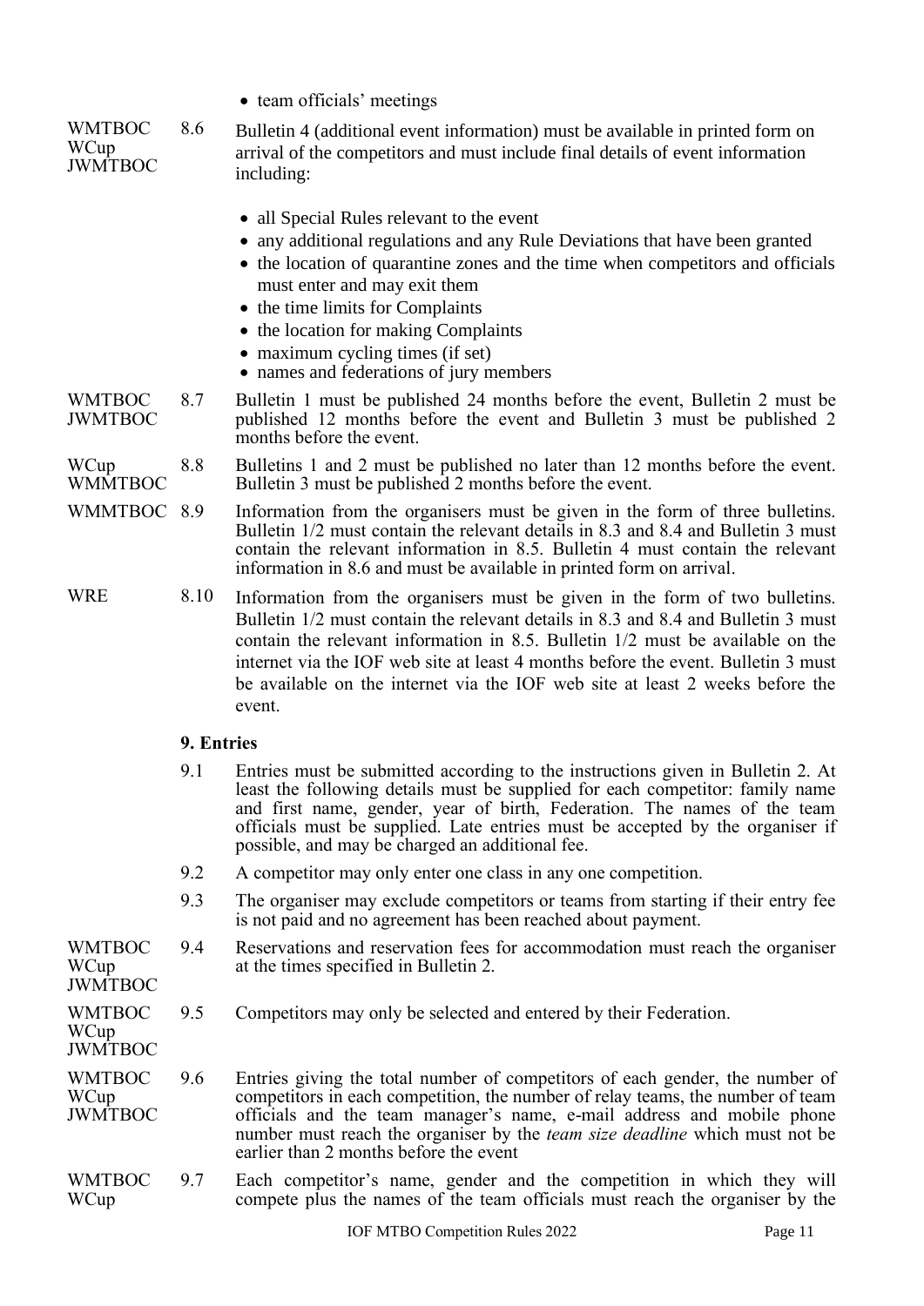- team officials' meetings

WMTBOC WCup JWMTBOC 8.6 Bulletin 4 (additional event information) must be available in printed form on arrival of the competitors and must include final details of event information including:

- all Special Rules relevant to the event
- any additional regulations and any Rule Deviations that have been granted
- the location of quarantine zones and the time when competitors and officials must enter and may exit them
- the time limits for Complaints
- the location for making Complaints
- maximum cycling times (if set)
- names and federations of jury members

WMTBOC JWMTBOC 8.7 Bulletin 1 must be published 24 months before the event, Bulletin 2 must be published 12 months before the event and Bulletin 3 must be published 2 months before the event.

WCup WMMTBOC 8.8 Bulletins 1 and 2 must be published no later than 12 months before the event. Bulletin 3 must be published 2 months before the event.

WMMTBOC 8.9 Information from the organisers must be given in the form of three bulletins. Bulletin 1/2 must contain the relevant details in 8.3 and 8.4 and Bulletin 3 must contain the relevant information in 8.5. Bulletin 4 must contain the relevant information in 8.6 and must be available in printed form on arrival.

WRE 8.10 Information from the organisers must be given in the form of two bulletins. Bulletin 1/2 must contain the relevant details in 8.3 and 8.4 and Bulletin 3 must contain the relevant information in 8.5. Bulletin 1/2 must be available on the internet via the IOF web site at least 4 months before the event. Bulletin 3 must be available on the internet via the IOF web site at least 2 weeks before the event.

## 9. Entries

9.1 Entries must be submitted according to the instructions given in Bulletin 2. At least the following details must be supplied for each competitor: family name and first name, gender, year of birth, Federation. The names of the team officials must be supplied. Late entries must be accepted by the organiser if possible, and may be charged an additional fee.

9.2 A competitor may only enter one class in any one competition.

9.3 The organiser may exclude competitors or teams from starting if their entry fee is not paid and no agreement has been reached about payment.

WMTBOC WCup JWMTBOC 9.4 Reservations and reservation fees for accommodation must reach the organiser at the times specified in Bulletin 2.

WMTBOC WCup JWMTBOC 9.5 Competitors may only be selected and entered by their Federation.

WMTBOC WCup JWMTBOC 9.6 Entries giving the total number of competitors of each gender, the number of competitors in each competition, the number of relay teams, the number of team officials and the team manager's name, e-mail address and mobile phone number must reach the organiser by the *team size deadline* which must not be earlier than 2 months before the event

WMTBOC WCup 9.7 Each competitor's name, gender and the competition in which they will compete plus the names of the team officials must reach the organiser by the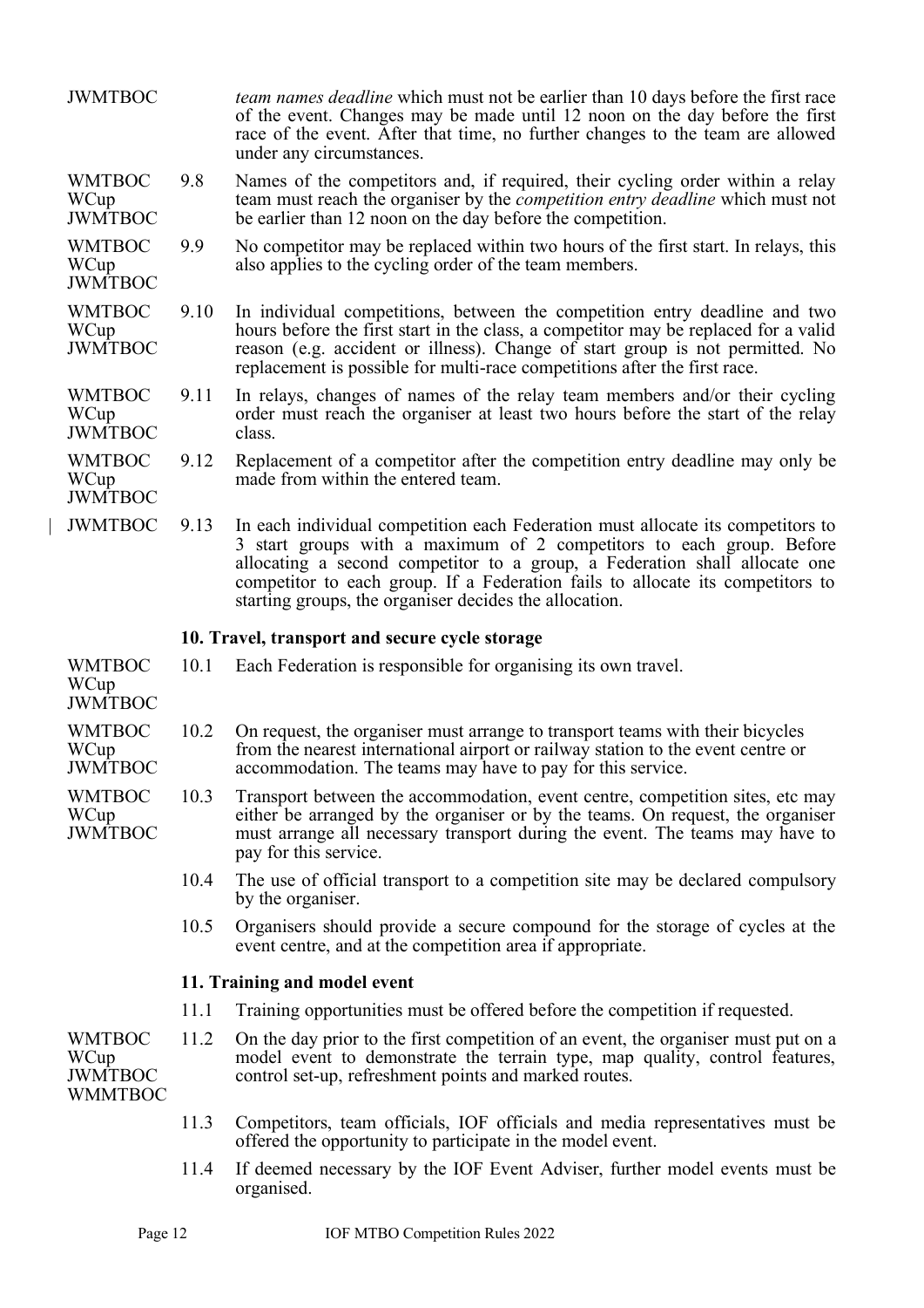| | | |
|---|---|---|
| JWMTBOC | | *team names deadline* which must not be earlier than 10 days before the first race of the event. Changes may be made until 12 noon on the day before the first race of the event. After that time, no further changes to the team are allowed under any circumstances. |
| WMTBOC WCup JWMTBOC | 9.8 | Names of the competitors and, if required, their cycling order within a relay team must reach the organiser by the *competition entry deadline* which must not be earlier than 12 noon on the day before the competition. |
| WMTBOC WCup JWMTBOC | 9.9 | No competitor may be replaced within two hours of the first start. In relays, this also applies to the cycling order of the team members. |
| WMTBOC WCup JWMTBOC | 9.10 | In individual competitions, between the competition entry deadline and two hours before the first start in the class, a competitor may be replaced for a valid reason (e.g. accident or illness). Change of start group is not permitted. No replacement is possible for multi-race competitions after the first race. |
| WMTBOC WCup JWMTBOC | 9.11 | In relays, changes of names of the relay team members and/or their cycling order must reach the organiser at least two hours before the start of the relay class. |
| WMTBOC WCup JWMTBOC | 9.12 | Replacement of a competitor after the competition entry deadline may only be made from within the entered team. |
| JWMTBOC | 9.13 | In each individual competition each Federation must allocate its competitors to 3 start groups with a maximum of 2 competitors to each group. Before allocating a second competitor to a group, a Federation shall allocate one competitor to each group. If a Federation fails to allocate its competitors to starting groups, the organiser decides the allocation. |

## 10. Travel, transport and secure cycle storage

| | | |
|---|---|---|
| WMTBOC WCup JWMTBOC | 10.1 | Each Federation is responsible for organising its own travel. |
| WMTBOC WCup JWMTBOC | 10.2 | On request, the organiser must arrange to transport teams with their bicycles from the nearest international airport or railway station to the event centre or accommodation. The teams may have to pay for this service. |
| WMTBOC WCup JWMTBOC | 10.3 | Transport between the accommodation, event centre, competition sites, etc may either be arranged by the organiser or by the teams. On request, the organiser must arrange all necessary transport during the event. The teams may have to pay for this service. |
| | 10.4 | The use of official transport to a competition site may be declared compulsory by the organiser. |
| | 10.5 | Organisers should provide a secure compound for the storage of cycles at the event centre, and at the competition area if appropriate. |

## 11. Training and model event

| | | |
|---|---|---|
| | 11.1 | Training opportunities must be offered before the competition if requested. |
| WMTBOC WCup JWMTBOC WMMTBOC | 11.2 | On the day prior to the first competition of an event, the organiser must put on a model event to demonstrate the terrain type, map quality, control features, control set-up, refreshment points and marked routes. |
| | 11.3 | Competitors, team officials, IOF officials and media representatives must be offered the opportunity to participate in the model event. |
| | 11.4 | If deemed necessary by the IOF Event Adviser, further model events must be organised. |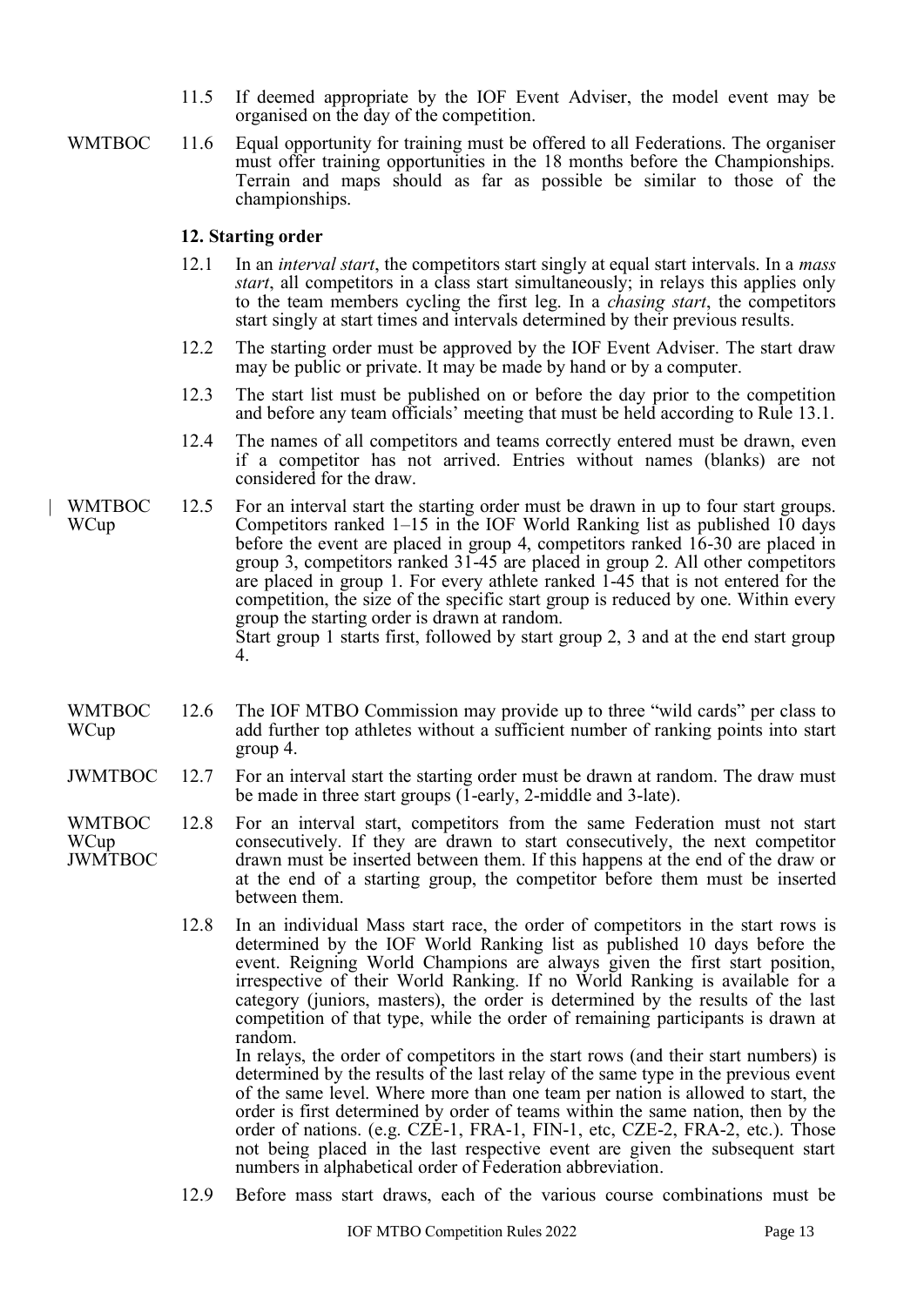11.5 If deemed appropriate by the IOF Event Adviser, the model event may be organised on the day of the competition.

WMTBOC 11.6 Equal opportunity for training must be offered to all Federations. The organiser must offer training opportunities in the 18 months before the Championships. Terrain and maps should as far as possible be similar to those of the championships.

## 12. Starting order

12.1 In an *interval start*, the competitors start singly at equal start intervals. In a *mass start*, all competitors in a class start simultaneously; in relays this applies only to the team members cycling the first leg. In a *chasing start*, the competitors start singly at start times and intervals determined by their previous results.

12.2 The starting order must be approved by the IOF Event Adviser. The start draw may be public or private. It may be made by hand or by a computer.

12.3 The start list must be published on or before the day prior to the competition and before any team officials' meeting that must be held according to Rule 13.1.

12.4 The names of all competitors and teams correctly entered must be drawn, even if a competitor has not arrived. Entries without names (blanks) are not considered for the draw.

WMTBOC WCup 12.5 For an interval start the starting order must be drawn in up to four start groups. Competitors ranked 1–15 in the IOF World Ranking list as published 10 days before the event are placed in group 4, competitors ranked 16-30 are placed in group 3, competitors ranked 31-45 are placed in group 2. All other competitors are placed in group 1. For every athlete ranked 1-45 that is not entered for the competition, the size of the specific start group is reduced by one. Within every group the starting order is drawn at random.
Start group 1 starts first, followed by start group 2, 3 and at the end start group 4.

WMTBOC WCup 12.6 The IOF MTBO Commission may provide up to three "wild cards" per class to add further top athletes without a sufficient number of ranking points into start group 4.

JWMTBOC 12.7 For an interval start the starting order must be drawn at random. The draw must be made in three start groups (1-early, 2-middle and 3-late).

WMTBOC WCup JWMTBOC 12.8 For an interval start, competitors from the same Federation must not start consecutively. If they are drawn to start consecutively, the next competitor drawn must be inserted between them. If this happens at the end of the draw or at the end of a starting group, the competitor before them must be inserted between them.

12.8 In an individual Mass start race, the order of competitors in the start rows is determined by the IOF World Ranking list as published 10 days before the event. Reigning World Champions are always given the first start position, irrespective of their World Ranking. If no World Ranking is available for a category (juniors, masters), the order is determined by the results of the last competition of that type, while the order of remaining participants is drawn at random.
In relays, the order of competitors in the start rows (and their start numbers) is determined by the results of the last relay of the same type in the previous event of the same level. Where more than one team per nation is allowed to start, the order is first determined by order of teams within the same nation, then by the order of nations. (e.g. CZE-1, FRA-1, FIN-1, etc, CZE-2, FRA-2, etc.). Those not being placed in the last respective event are given the subsequent start numbers in alphabetical order of Federation abbreviation.

12.9 Before mass start draws, each of the various course combinations must be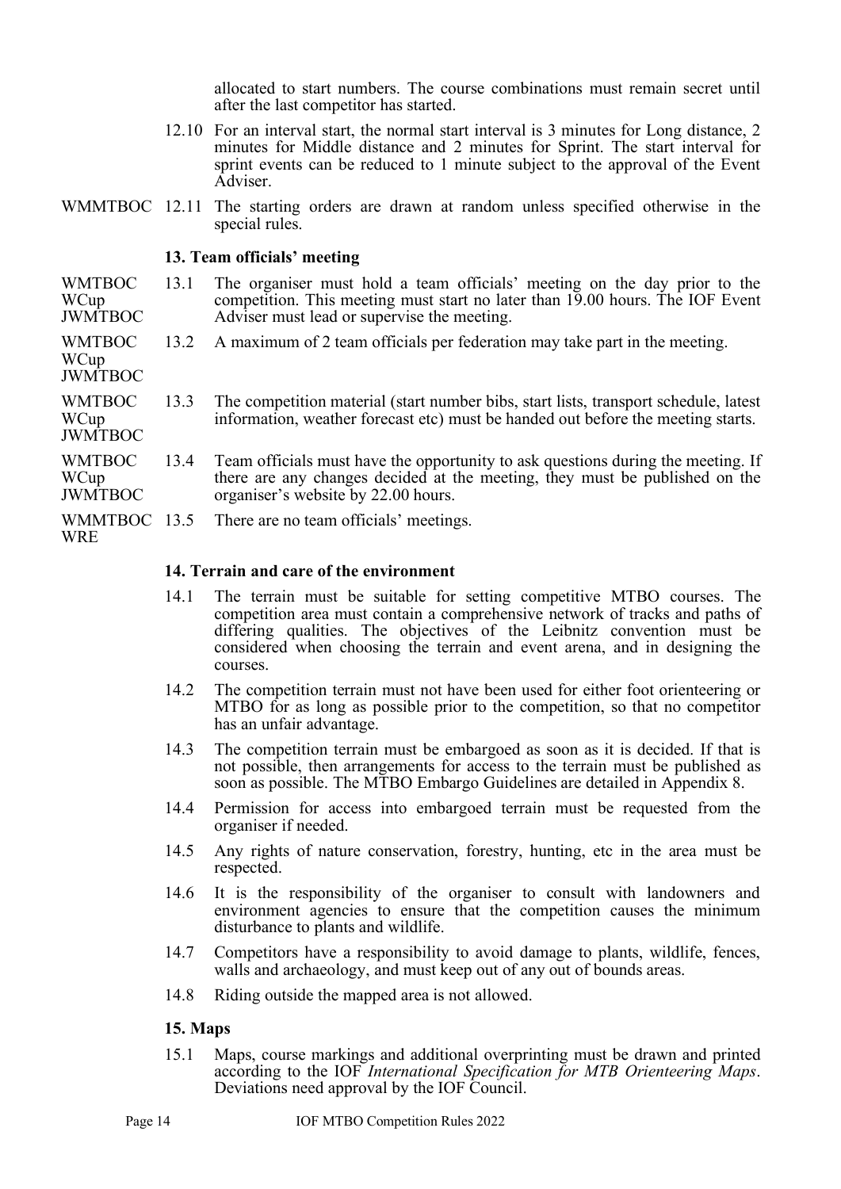allocated to start numbers. The course combinations must remain secret until after the last competitor has started.

12.10 For an interval start, the normal start interval is 3 minutes for Long distance, 2 minutes for Middle distance and 2 minutes for Sprint. The start interval for sprint events can be reduced to 1 minute subject to the approval of the Event Adviser.

WMMTBOC 12.11 The starting orders are drawn at random unless specified otherwise in the special rules.

### 13. Team officials' meeting

WMTBOC WCup JWMTBOC 13.1 The organiser must hold a team officials' meeting on the day prior to the competition. This meeting must start no later than 19.00 hours. The IOF Event Adviser must lead or supervise the meeting.

WMTBOC WCup JWMTBOC 13.2 A maximum of 2 team officials per federation may take part in the meeting.

WMTBOC WCup JWMTBOC 13.3 The competition material (start number bibs, start lists, transport schedule, latest information, weather forecast etc) must be handed out before the meeting starts.

WMTBOC WCup JWMTBOC 13.4 Team officials must have the opportunity to ask questions during the meeting. If there are any changes decided at the meeting, they must be published on the organiser's website by 22.00 hours.

WMMTBOC WRE 13.5 There are no team officials' meetings.

### 14. Terrain and care of the environment

14.1 The terrain must be suitable for setting competitive MTBO courses. The competition area must contain a comprehensive network of tracks and paths of differing qualities. The objectives of the Leibnitz convention must be considered when choosing the terrain and event arena, and in designing the courses.

14.2 The competition terrain must not have been used for either foot orienteering or MTBO for as long as possible prior to the competition, so that no competitor has an unfair advantage.

14.3 The competition terrain must be embargoed as soon as it is decided. If that is not possible, then arrangements for access to the terrain must be published as soon as possible. The MTBO Embargo Guidelines are detailed in Appendix 8.

14.4 Permission for access into embargoed terrain must be requested from the organiser if needed.

14.5 Any rights of nature conservation, forestry, hunting, etc in the area must be respected.

14.6 It is the responsibility of the organiser to consult with landowners and environment agencies to ensure that the competition causes the minimum disturbance to plants and wildlife.

14.7 Competitors have a responsibility to avoid damage to plants, wildlife, fences, walls and archaeology, and must keep out of any out of bounds areas.

14.8 Riding outside the mapped area is not allowed.

### 15. Maps

15.1 Maps, course markings and additional overprinting must be drawn and printed according to the IOF *International Specification for MTB Orienteering Maps*. Deviations need approval by the IOF Council.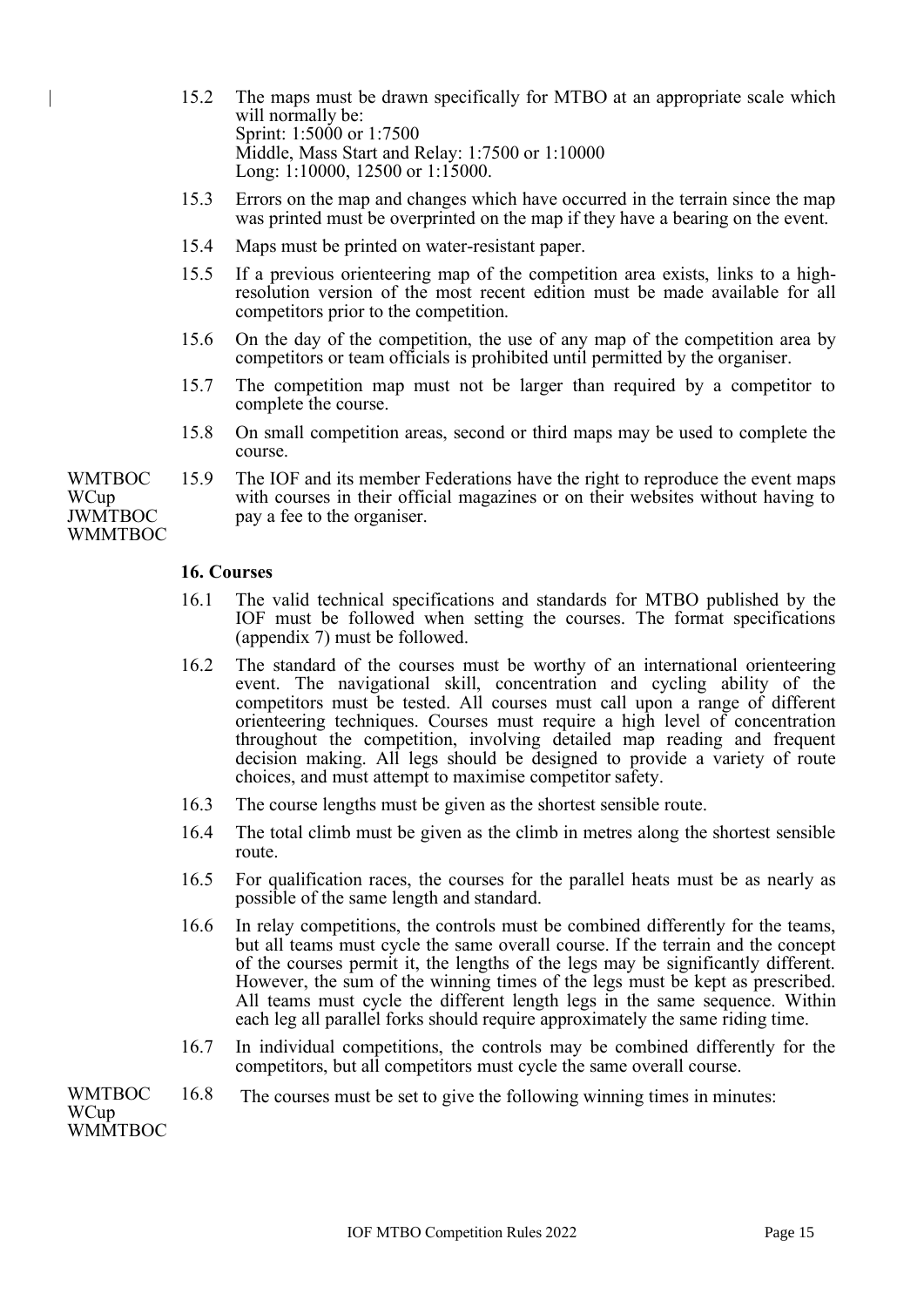15.2 The maps must be drawn specifically for MTBO at an appropriate scale which will normally be:
Sprint: 1:5000 or 1:7500
Middle, Mass Start and Relay: 1:7500 or 1:10000
Long: 1:10000, 12500 or 1:15000.

15.3 Errors on the map and changes which have occurred in the terrain since the map was printed must be overprinted on the map if they have a bearing on the event.

15.4 Maps must be printed on water-resistant paper.

15.5 If a previous orienteering map of the competition area exists, links to a high-resolution version of the most recent edition must be made available for all competitors prior to the competition.

15.6 On the day of the competition, the use of any map of the competition area by competitors or team officials is prohibited until permitted by the organiser.

15.7 The competition map must not be larger than required by a competitor to complete the course.

15.8 On small competition areas, second or third maps may be used to complete the course.

WMTBOC WCup JWMTBOC WMMTBOC

15.9 The IOF and its member Federations have the right to reproduce the event maps with courses in their official magazines or on their websites without having to pay a fee to the organiser.

### 16. Courses

16.1 The valid technical specifications and standards for MTBO published by the IOF must be followed when setting the courses. The format specifications (appendix 7) must be followed.

16.2 The standard of the courses must be worthy of an international orienteering event. The navigational skill, concentration and cycling ability of the competitors must be tested. All courses must call upon a range of different orienteering techniques. Courses must require a high level of concentration throughout the competition, involving detailed map reading and frequent decision making. All legs should be designed to provide a variety of route choices, and must attempt to maximise competitor safety.

16.3 The course lengths must be given as the shortest sensible route.

16.4 The total climb must be given as the climb in metres along the shortest sensible route.

16.5 For qualification races, the courses for the parallel heats must be as nearly as possible of the same length and standard.

16.6 In relay competitions, the controls must be combined differently for the teams, but all teams must cycle the same overall course. If the terrain and the concept of the courses permit it, the lengths of the legs may be significantly different. However, the sum of the winning times of the legs must be kept as prescribed. All teams must cycle the different length legs in the same sequence. Within each leg all parallel forks should require approximately the same riding time.

16.7 In individual competitions, the controls may be combined differently for the competitors, but all competitors must cycle the same overall course.

WMTBOC WCup WMMTBOC

16.8 The courses must be set to give the following winning times in minutes: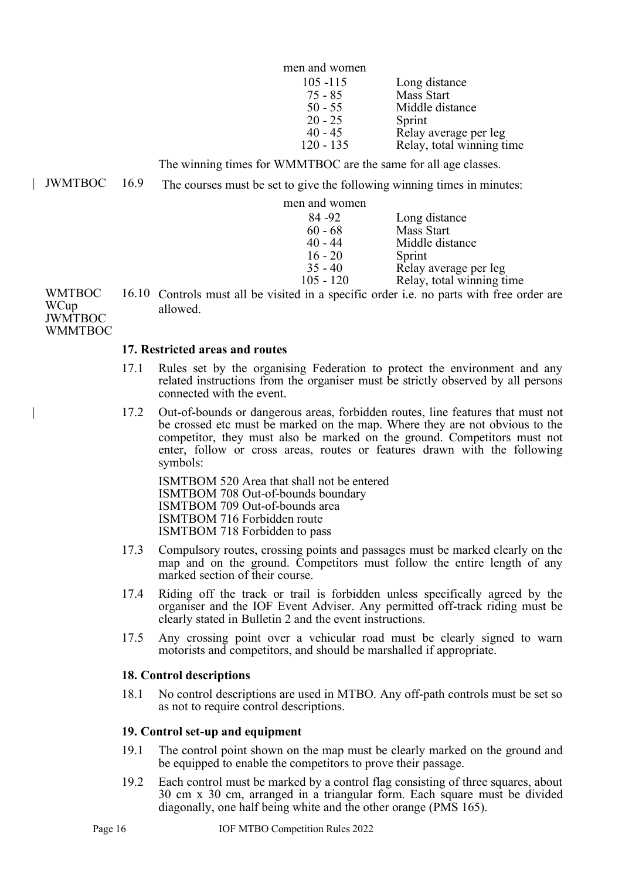| men and women | |
|---|---|
| 105 -115 | Long distance |
| 75 - 85 | Mass Start |
| 50 - 55 | Middle distance |
| 20 - 25 | Sprint |
| 40 - 45 | Relay average per leg |
| 120 - 135 | Relay, total winning time |

The winning times for WMMTBOC are the same for all age classes.

JWMTBOC 16.9 The courses must be set to give the following winning times in minutes:

| men and women | |
|---|---|
| 84 -92 | Long distance |
| 60 - 68 | Mass Start |
| 40 - 44 | Middle distance |
| 16 - 20 | Sprint |
| 35 - 40 | Relay average per leg |
| 105 - 120 | Relay, total winning time |

WMTBOC WCup JWMTBOC WMMTBOC 16.10 Controls must all be visited in a specific order i.e. no parts with free order are allowed.

### 17. Restricted areas and routes

17.1 Rules set by the organising Federation to protect the environment and any related instructions from the organiser must be strictly observed by all persons connected with the event.

17.2 Out-of-bounds or dangerous areas, forbidden routes, line features that must not be crossed etc must be marked on the map. Where they are not obvious to the competitor, they must also be marked on the ground. Competitors must not enter, follow or cross areas, routes or features drawn with the following symbols:

ISMTBOM 520 Area that shall not be entered
ISMTBOM 708 Out-of-bounds boundary
ISMTBOM 709 Out-of-bounds area
ISMTBOM 716 Forbidden route
ISMTBOM 718 Forbidden to pass

17.3 Compulsory routes, crossing points and passages must be marked clearly on the map and on the ground. Competitors must follow the entire length of any marked section of their course.

17.4 Riding off the track or trail is forbidden unless specifically agreed by the organiser and the IOF Event Adviser. Any permitted off-track riding must be clearly stated in Bulletin 2 and the event instructions.

17.5 Any crossing point over a vehicular road must be clearly signed to warn motorists and competitors, and should be marshalled if appropriate.

### 18. Control descriptions

18.1 No control descriptions are used in MTBO. Any off-path controls must be set so as not to require control descriptions.

### 19. Control set-up and equipment

19.1 The control point shown on the map must be clearly marked on the ground and be equipped to enable the competitors to prove their passage.

19.2 Each control must be marked by a control flag consisting of three squares, about 30 cm x 30 cm, arranged in a triangular form. Each square must be divided diagonally, one half being white and the other orange (PMS 165).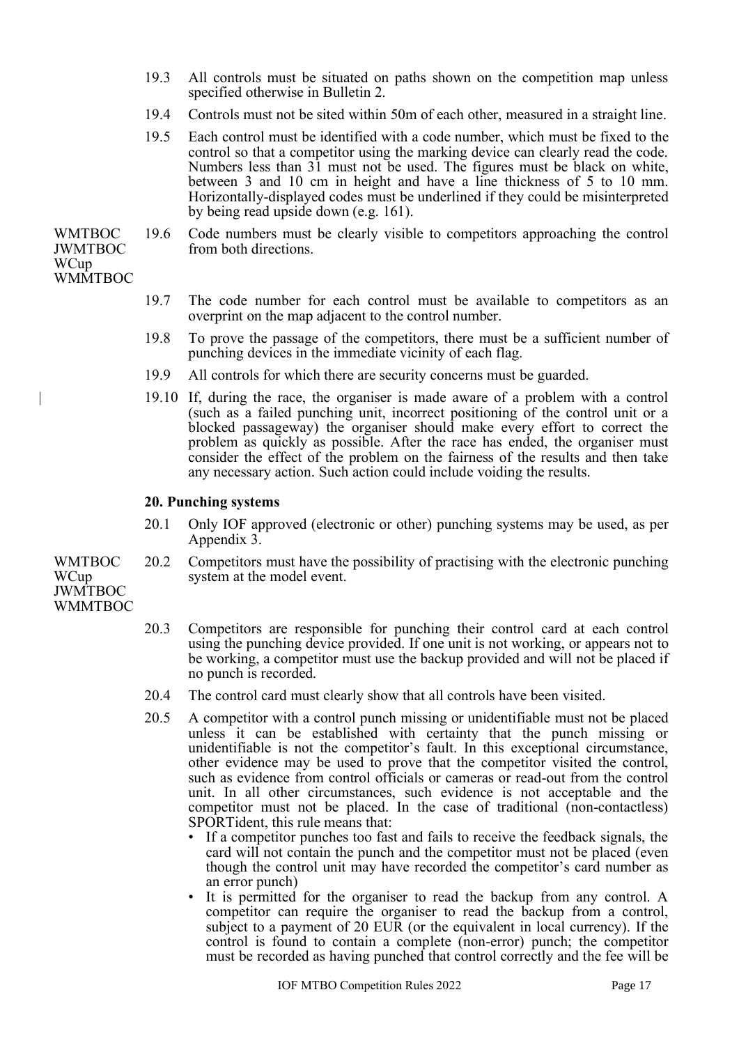19.3 All controls must be situated on paths shown on the competition map unless specified otherwise in Bulletin 2.

19.4 Controls must not be sited within 50m of each other, measured in a straight line.

19.5 Each control must be identified with a code number, which must be fixed to the control so that a competitor using the marking device can clearly read the code. Numbers less than 31 must not be used. The figures must be black on white, between 3 and 10 cm in height and have a line thickness of 5 to 10 mm. Horizontally-displayed codes must be underlined if they could be misinterpreted by being read upside down (e.g. 161).

WMTBOC JWMTBOC WCup WMMTBOC

19.6 Code numbers must be clearly visible to competitors approaching the control from both directions.

19.7 The code number for each control must be available to competitors as an overprint on the map adjacent to the control number.

19.8 To prove the passage of the competitors, there must be a sufficient number of punching devices in the immediate vicinity of each flag.

19.9 All controls for which there are security concerns must be guarded.

19.10 If, during the race, the organiser is made aware of a problem with a control (such as a failed punching unit, incorrect positioning of the control unit or a blocked passageway) the organiser should make every effort to correct the problem as quickly as possible. After the race has ended, the organiser must consider the effect of the problem on the fairness of the results and then take any necessary action. Such action could include voiding the results.

**20. Punching systems**

20.1 Only IOF approved (electronic or other) punching systems may be used, as per Appendix 3.

WMTBOC WCup JWMTBOC WMMTBOC

20.2 Competitors must have the possibility of practising with the electronic punching system at the model event.

20.3 Competitors are responsible for punching their control card at each control using the punching device provided. If one unit is not working, or appears not to be working, a competitor must use the backup provided and will not be placed if no punch is recorded.

20.4 The control card must clearly show that all controls have been visited.

20.5 A competitor with a control punch missing or unidentifiable must not be placed unless it can be established with certainty that the punch missing or unidentifiable is not the competitor's fault. In this exceptional circumstance, other evidence may be used to prove that the competitor visited the control, such as evidence from control officials or cameras or read-out from the control unit. In all other circumstances, such evidence is not acceptable and the competitor must not be placed. In the case of traditional (non-contactless) SPORTident, this rule means that:

- If a competitor punches too fast and fails to receive the feedback signals, the card will not contain the punch and the competitor must not be placed (even though the control unit may have recorded the competitor's card number as an error punch)
- It is permitted for the organiser to read the backup from any control. A competitor can require the organiser to read the backup from a control, subject to a payment of 20 EUR (or the equivalent in local currency). If the control is found to contain a complete (non-error) punch; the competitor must be recorded as having punched that control correctly and the fee will be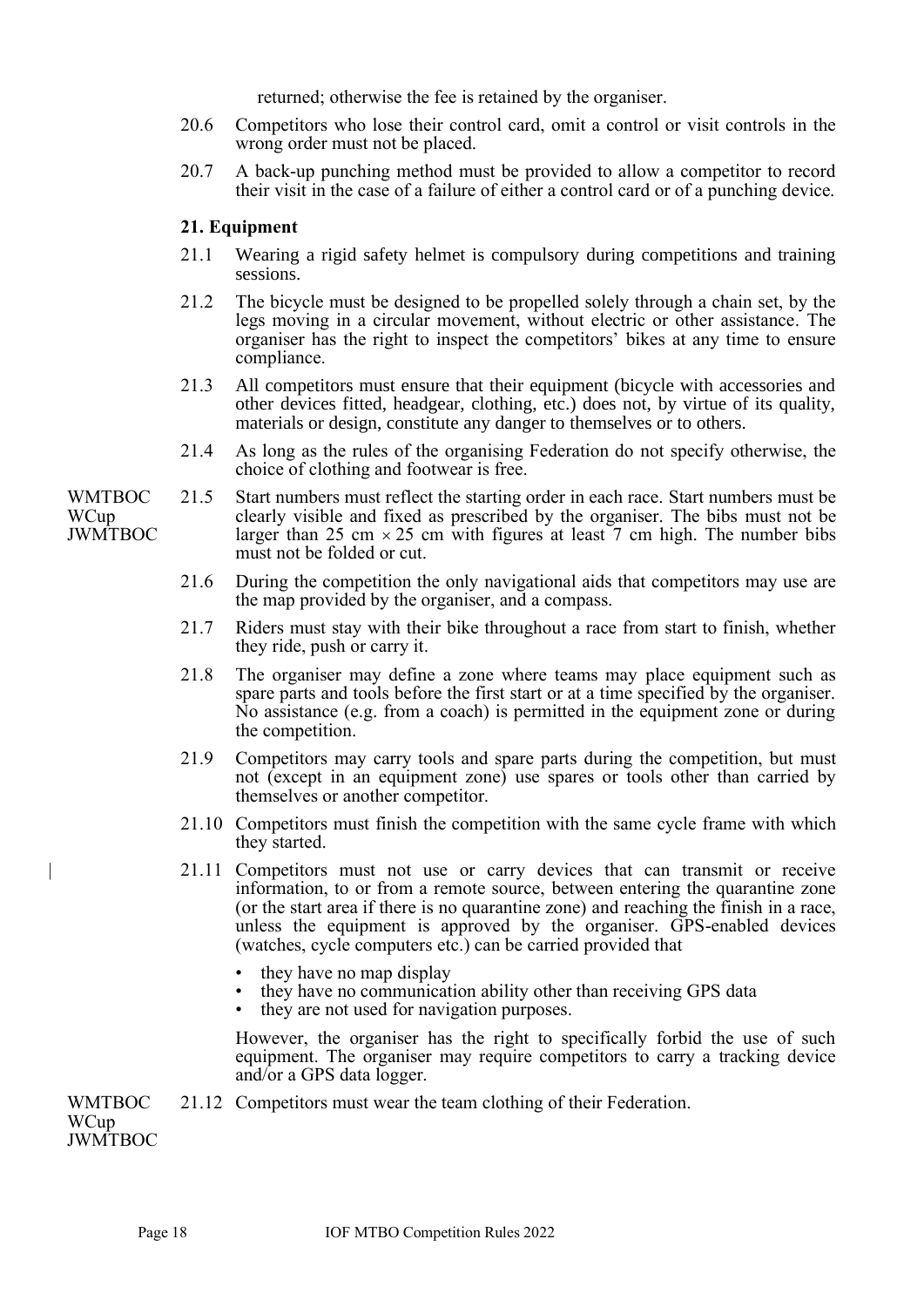returned; otherwise the fee is retained by the organiser.

20.6 Competitors who lose their control card, omit a control or visit controls in the wrong order must not be placed.

20.7 A back-up punching method must be provided to allow a competitor to record their visit in the case of a failure of either a control card or of a punching device.

## 21. Equipment

21.1 Wearing a rigid safety helmet is compulsory during competitions and training sessions.

21.2 The bicycle must be designed to be propelled solely through a chain set, by the legs moving in a circular movement, without electric or other assistance. The organiser has the right to inspect the competitors' bikes at any time to ensure compliance.

21.3 All competitors must ensure that their equipment (bicycle with accessories and other devices fitted, headgear, clothing, etc.) does not, by virtue of its quality, materials or design, constitute any danger to themselves or to others.

21.4 As long as the rules of the organising Federation do not specify otherwise, the choice of clothing and footwear is free.

WMTBOC WCup JWMTBOC

21.5 Start numbers must reflect the starting order in each race. Start numbers must be clearly visible and fixed as prescribed by the organiser. The bibs must not be larger than 25 cm × 25 cm with figures at least 7 cm high. The number bibs must not be folded or cut.

21.6 During the competition the only navigational aids that competitors may use are the map provided by the organiser, and a compass.

21.7 Riders must stay with their bike throughout a race from start to finish, whether they ride, push or carry it.

21.8 The organiser may define a zone where teams may place equipment such as spare parts and tools before the first start or at a time specified by the organiser. No assistance (e.g. from a coach) is permitted in the equipment zone or during the competition.

21.9 Competitors may carry tools and spare parts during the competition, but must not (except in an equipment zone) use spares or tools other than carried by themselves or another competitor.

21.10 Competitors must finish the competition with the same cycle frame with which they started.

21.11 Competitors must not use or carry devices that can transmit or receive information, to or from a remote source, between entering the quarantine zone (or the start area if there is no quarantine zone) and reaching the finish in a race, unless the equipment is approved by the organiser. GPS-enabled devices (watches, cycle computers etc.) can be carried provided that

- they have no map display
- they have no communication ability other than receiving GPS data
- they are not used for navigation purposes.

However, the organiser has the right to specifically forbid the use of such equipment. The organiser may require competitors to carry a tracking device and/or a GPS data logger.

WMTBOC WCup JWMTBOC

21.12 Competitors must wear the team clothing of their Federation.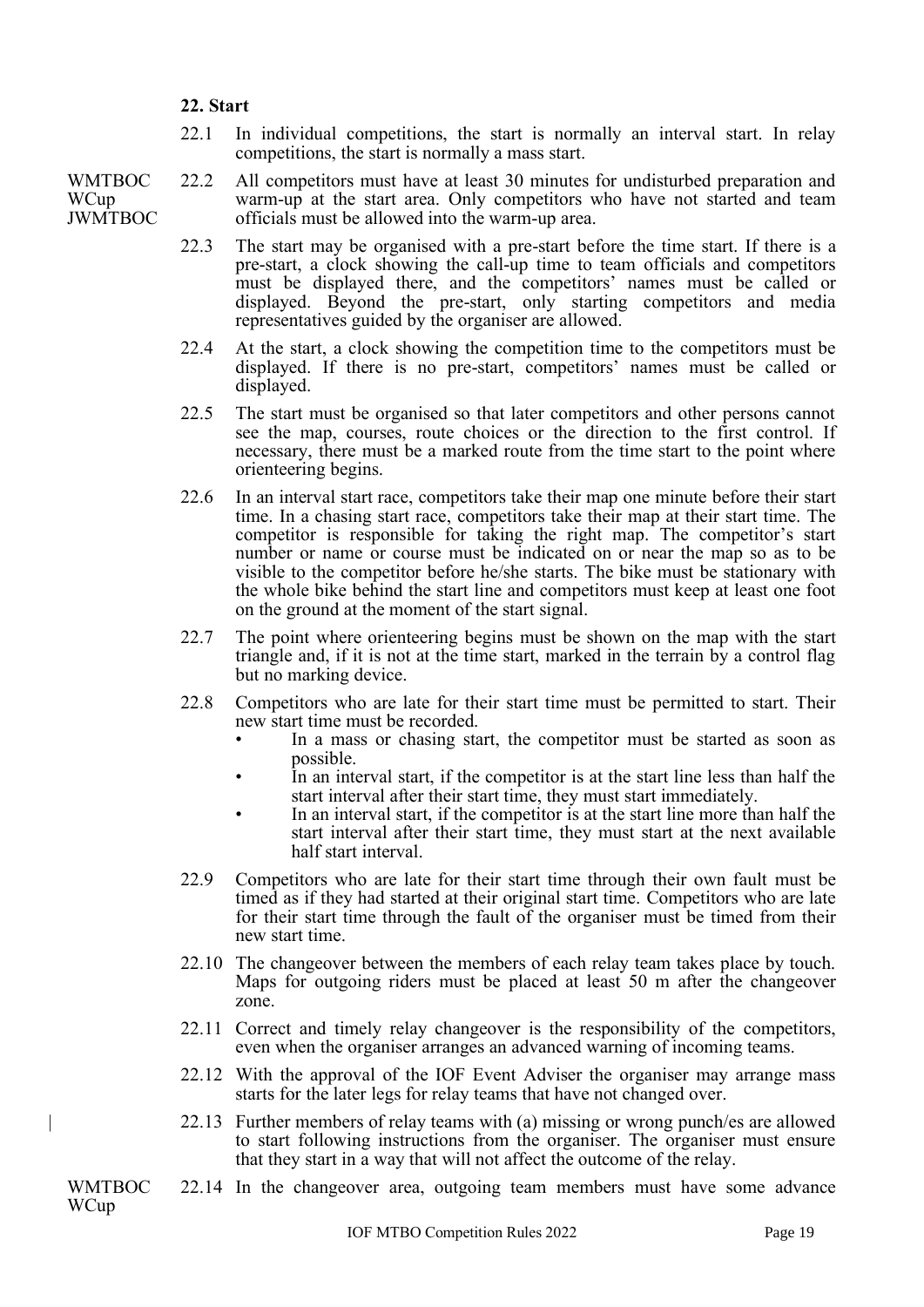**22. Start**

22.1 In individual competitions, the start is normally an interval start. In relay competitions, the start is normally a mass start.

WMTBOC WCup JWMTBOC

22.2 All competitors must have at least 30 minutes for undisturbed preparation and warm-up at the start area. Only competitors who have not started and team officials must be allowed into the warm-up area.

22.3 The start may be organised with a pre-start before the time start. If there is a pre-start, a clock showing the call-up time to team officials and competitors must be displayed there, and the competitors' names must be called or displayed. Beyond the pre-start, only starting competitors and media representatives guided by the organiser are allowed.

22.4 At the start, a clock showing the competition time to the competitors must be displayed. If there is no pre-start, competitors' names must be called or displayed.

22.5 The start must be organised so that later competitors and other persons cannot see the map, courses, route choices or the direction to the first control. If necessary, there must be a marked route from the time start to the point where orienteering begins.

22.6 In an interval start race, competitors take their map one minute before their start time. In a chasing start race, competitors take their map at their start time. The competitor is responsible for taking the right map. The competitor's start number or name or course must be indicated on or near the map so as to be visible to the competitor before he/she starts. The bike must be stationary with the whole bike behind the start line and competitors must keep at least one foot on the ground at the moment of the start signal.

22.7 The point where orienteering begins must be shown on the map with the start triangle and, if it is not at the time start, marked in the terrain by a control flag but no marking device.

22.8 Competitors who are late for their start time must be permitted to start. Their new start time must be recorded.

- In a mass or chasing start, the competitor must be started as soon as possible.
- In an interval start, if the competitor is at the start line less than half the start interval after their start time, they must start immediately.
- In an interval start, if the competitor is at the start line more than half the start interval after their start time, they must start at the next available half start interval.

22.9 Competitors who are late for their start time through their own fault must be timed as if they had started at their original start time. Competitors who are late for their start time through the fault of the organiser must be timed from their new start time.

22.10 The changeover between the members of each relay team takes place by touch. Maps for outgoing riders must be placed at least 50 m after the changeover zone.

22.11 Correct and timely relay changeover is the responsibility of the competitors, even when the organiser arranges an advanced warning of incoming teams.

22.12 With the approval of the IOF Event Adviser the organiser may arrange mass starts for the later legs for relay teams that have not changed over.

22.13 Further members of relay teams with (a) missing or wrong punch/es are allowed to start following instructions from the organiser. The organiser must ensure that they start in a way that will not affect the outcome of the relay.

WMTBOC WCup

22.14 In the changeover area, outgoing team members must have some advance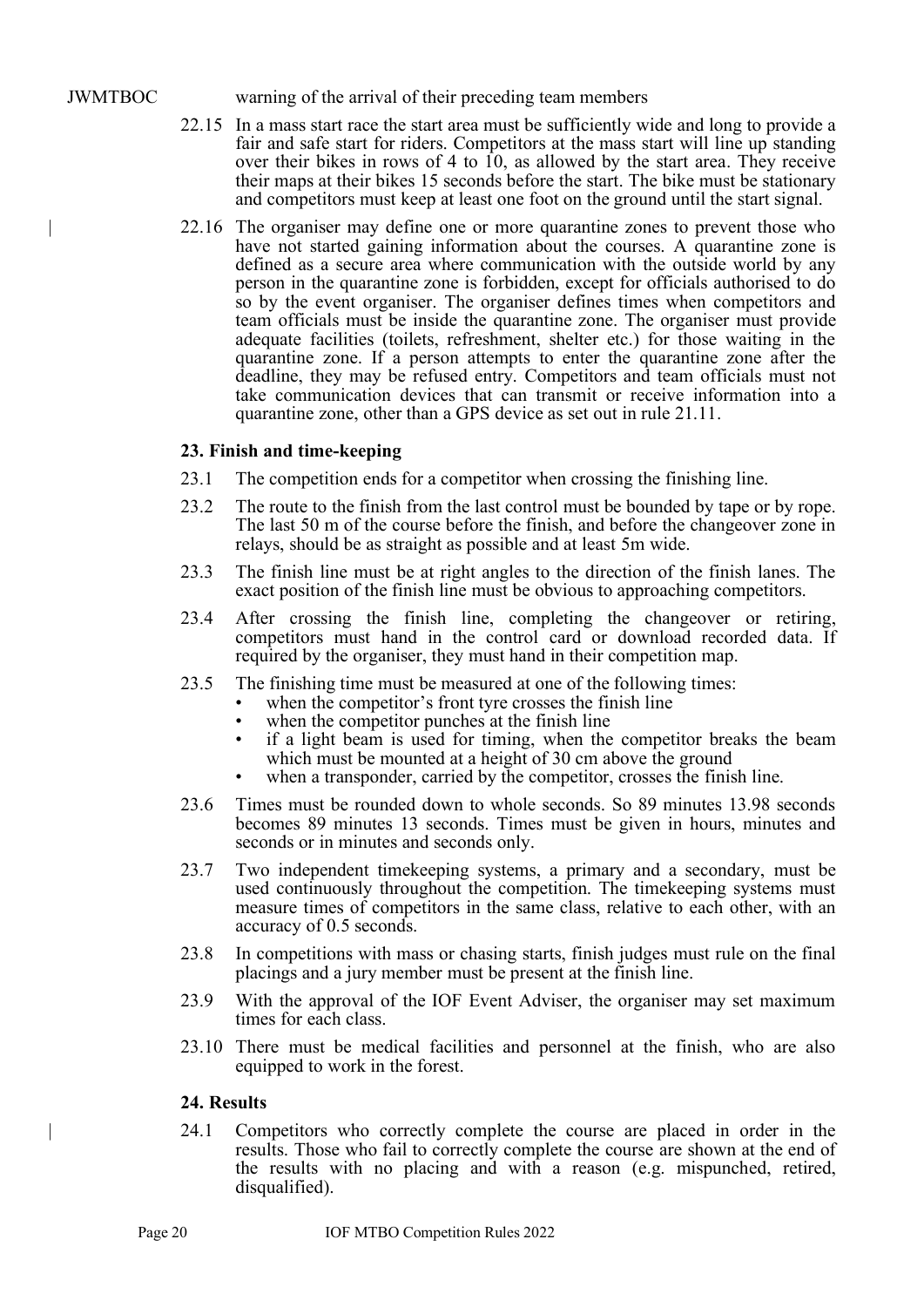JWMTBOC warning of the arrival of their preceding team members

22.15 In a mass start race the start area must be sufficiently wide and long to provide a fair and safe start for riders. Competitors at the mass start will line up standing over their bikes in rows of 4 to 10, as allowed by the start area. They receive their maps at their bikes 15 seconds before the start. The bike must be stationary and competitors must keep at least one foot on the ground until the start signal.

22.16 The organiser may define one or more quarantine zones to prevent those who have not started gaining information about the courses. A quarantine zone is defined as a secure area where communication with the outside world by any person in the quarantine zone is forbidden, except for officials authorised to do so by the event organiser. The organiser defines times when competitors and team officials must be inside the quarantine zone. The organiser must provide adequate facilities (toilets, refreshment, shelter etc.) for those waiting in the quarantine zone. If a person attempts to enter the quarantine zone after the deadline, they may be refused entry. Competitors and team officials must not take communication devices that can transmit or receive information into a quarantine zone, other than a GPS device as set out in rule 21.11.

### 23. Finish and time-keeping

23.1 The competition ends for a competitor when crossing the finishing line.

23.2 The route to the finish from the last control must be bounded by tape or by rope. The last 50 m of the course before the finish, and before the changeover zone in relays, should be as straight as possible and at least 5m wide.

23.3 The finish line must be at right angles to the direction of the finish lanes. The exact position of the finish line must be obvious to approaching competitors.

23.4 After crossing the finish line, completing the changeover or retiring, competitors must hand in the control card or download recorded data. If required by the organiser, they must hand in their competition map.

23.5 The finishing time must be measured at one of the following times:

- when the competitor's front tyre crosses the finish line
- when the competitor punches at the finish line
- if a light beam is used for timing, when the competitor breaks the beam which must be mounted at a height of 30 cm above the ground
- when a transponder, carried by the competitor, crosses the finish line.

23.6 Times must be rounded down to whole seconds. So 89 minutes 13.98 seconds becomes 89 minutes 13 seconds. Times must be given in hours, minutes and seconds or in minutes and seconds only.

23.7 Two independent timekeeping systems, a primary and a secondary, must be used continuously throughout the competition. The timekeeping systems must measure times of competitors in the same class, relative to each other, with an accuracy of 0.5 seconds.

23.8 In competitions with mass or chasing starts, finish judges must rule on the final placings and a jury member must be present at the finish line.

23.9 With the approval of the IOF Event Adviser, the organiser may set maximum times for each class.

23.10 There must be medical facilities and personnel at the finish, who are also equipped to work in the forest.

### 24. Results

24.1 Competitors who correctly complete the course are placed in order in the results. Those who fail to correctly complete the course are shown at the end of the results with no placing and with a reason (e.g. mispunched, retired, disqualified).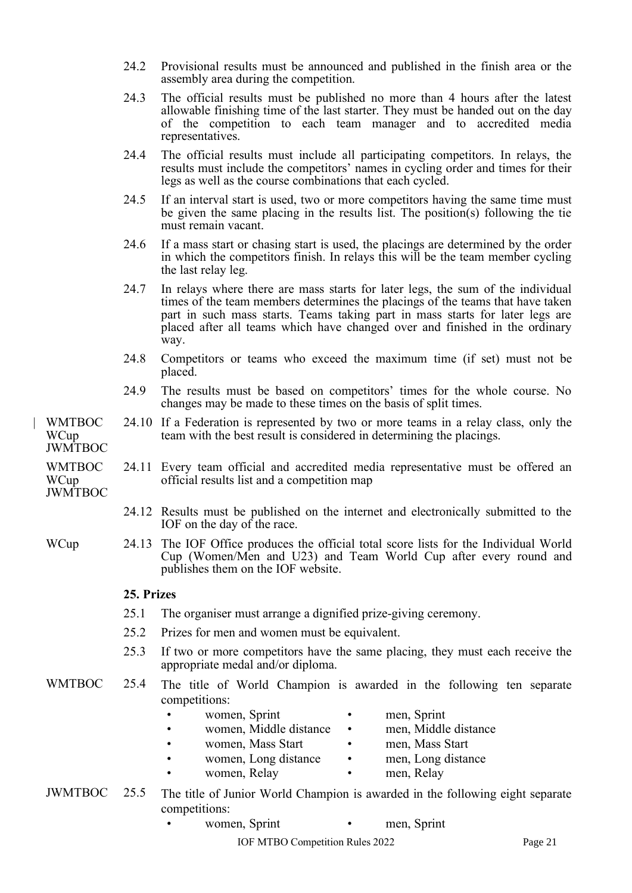24.2 Provisional results must be announced and published in the finish area or the assembly area during the competition.

24.3 The official results must be published no more than 4 hours after the latest allowable finishing time of the last starter. They must be handed out on the day of the competition to each team manager and to accredited media representatives.

24.4 The official results must include all participating competitors. In relays, the results must include the competitors' names in cycling order and times for their legs as well as the course combinations that each cycled.

24.5 If an interval start is used, two or more competitors having the same time must be given the same placing in the results list. The position(s) following the tie must remain vacant.

24.6 If a mass start or chasing start is used, the placings are determined by the order in which the competitors finish. In relays this will be the team member cycling the last relay leg.

24.7 In relays where there are mass starts for later legs, the sum of the individual times of the team members determines the placings of the teams that have taken part in such mass starts. Teams taking part in mass starts for later legs are placed after all teams which have changed over and finished in the ordinary way.

24.8 Competitors or teams who exceed the maximum time (if set) must not be placed.

24.9 The results must be based on competitors' times for the whole course. No changes may be made to these times on the basis of split times.

WMTBOC WCup JWMTBOC — 24.10 If a Federation is represented by two or more teams in a relay class, only the team with the best result is considered in determining the placings.

WMTBOC WCup JWMTBOC — 24.11 Every team official and accredited media representative must be offered an official results list and a competition map

24.12 Results must be published on the internet and electronically submitted to the IOF on the day of the race.

WCup — 24.13 The IOF Office produces the official total score lists for the Individual World Cup (Women/Men and U23) and Team World Cup after every round and publishes them on the IOF website.

### 25. Prizes

25.1 The organiser must arrange a dignified prize-giving ceremony.

25.2 Prizes for men and women must be equivalent.

25.3 If two or more competitors have the same placing, they must each receive the appropriate medal and/or diploma.

WMTBOC — 25.4 The title of World Champion is awarded in the following ten separate competitions:

- women, Sprint
- men, Sprint
- women, Middle distance
- men, Middle distance
- women, Mass Start
- men, Mass Start
- women, Long distance
- men, Long distance
- women, Relay
- men, Relay

JWMTBOC — 25.5 The title of Junior World Champion is awarded in the following eight separate competitions:

- women, Sprint
- men, Sprint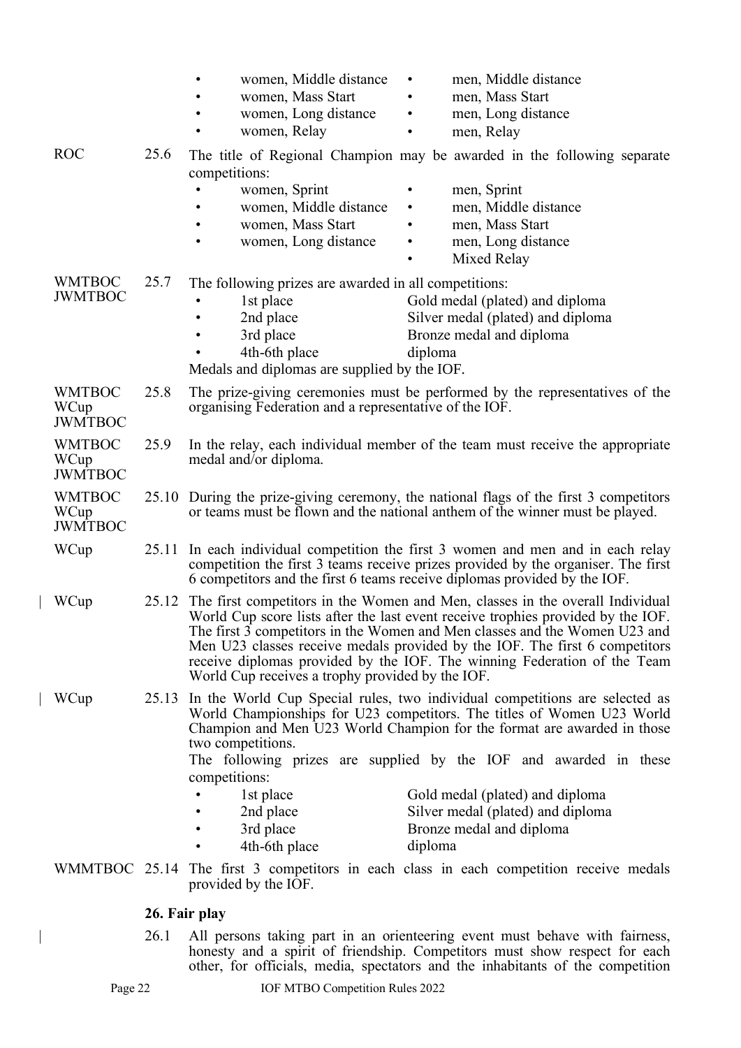- women, Middle distance
- women, Mass Start
- women, Long distance
- women, Relay
- men, Middle distance
- men, Mass Start
- men, Long distance
- men, Relay

ROC 25.6 The title of Regional Champion may be awarded in the following separate competitions:

- women, Sprint
- women, Middle distance
- women, Mass Start
- women, Long distance
- men, Sprint
- men, Middle distance
- men, Mass Start
- men, Long distance
- Mixed Relay

WMTBOC JWMTBOC 25.7 The following prizes are awarded in all competitions:

- 1st place — Gold medal (plated) and diploma
- 2nd place — Silver medal (plated) and diploma
- 3rd place — Bronze medal and diploma
- 4th-6th place — diploma

Medals and diplomas are supplied by the IOF.

WMTBOC WCup JWMTBOC 25.8 The prize-giving ceremonies must be performed by the representatives of the organising Federation and a representative of the IOF.

WMTBOC WCup JWMTBOC 25.9 In the relay, each individual member of the team must receive the appropriate medal and/or diploma.

WMTBOC WCup JWMTBOC 25.10 During the prize-giving ceremony, the national flags of the first 3 competitors or teams must be flown and the national anthem of the winner must be played.

WCup 25.11 In each individual competition the first 3 women and men and in each relay competition the first 3 teams receive prizes provided by the organiser. The first 6 competitors and the first 6 teams receive diplomas provided by the IOF.

WCup 25.12 The first competitors in the Women and Men, classes in the overall Individual World Cup score lists after the last event receive trophies provided by the IOF. The first 3 competitors in the Women and Men classes and the Women U23 and Men U23 classes receive medals provided by the IOF. The first 6 competitors receive diplomas provided by the IOF. The winning Federation of the Team World Cup receives a trophy provided by the IOF.

WCup 25.13 In the World Cup Special rules, two individual competitions are selected as World Championships for U23 competitors. The titles of Women U23 World Champion and Men U23 World Champion for the format are awarded in those two competitions.
The following prizes are supplied by the IOF and awarded in these competitions:

- 1st place — Gold medal (plated) and diploma
- 2nd place — Silver medal (plated) and diploma
- 3rd place — Bronze medal and diploma
- 4th-6th place — diploma

WMMTBOC 25.14 The first 3 competitors in each class in each competition receive medals provided by the IOF.

## 26. Fair play

26.1 All persons taking part in an orienteering event must behave with fairness, honesty and a spirit of friendship. Competitors must show respect for each other, for officials, media, spectators and the inhabitants of the competition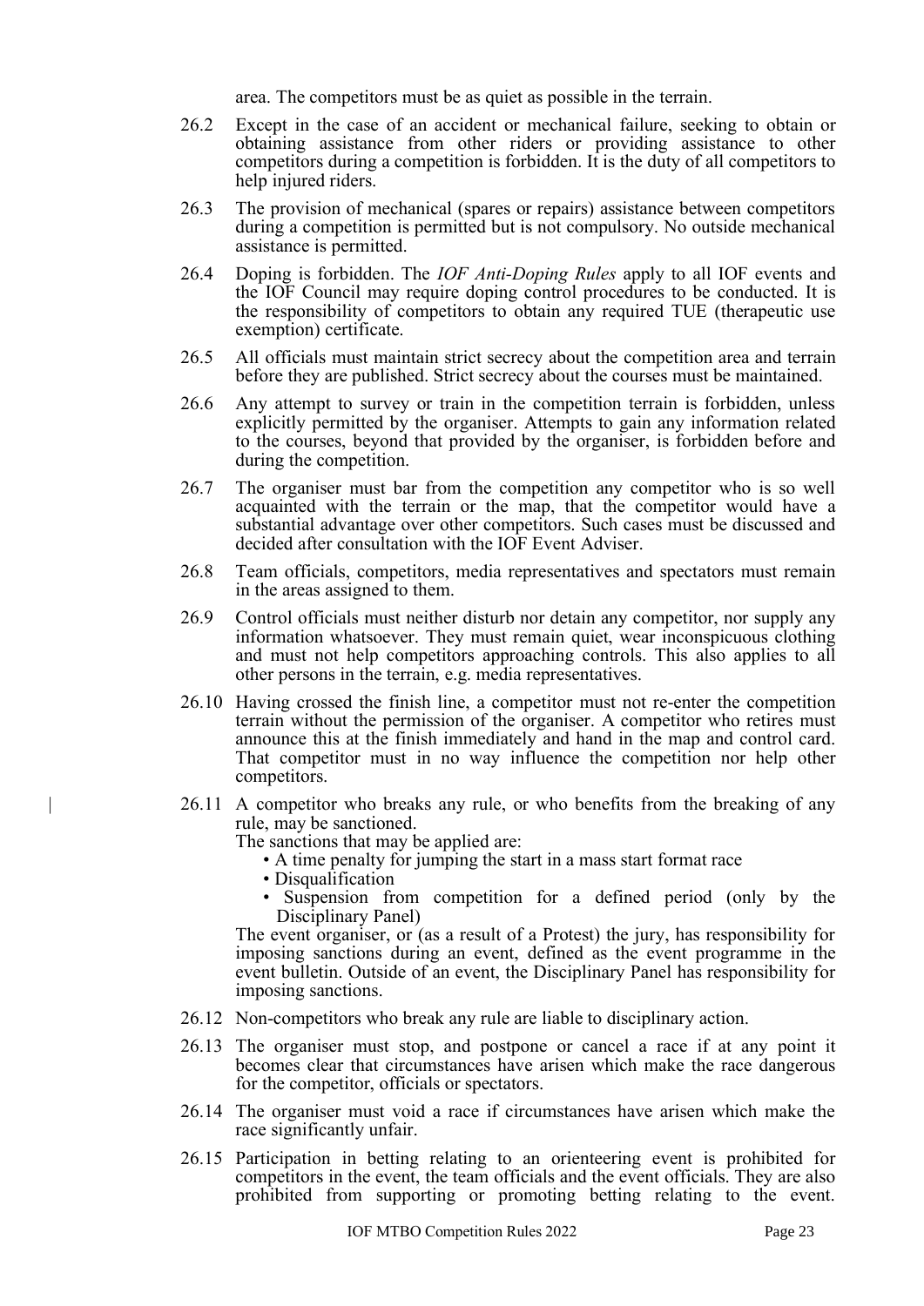area. The competitors must be as quiet as possible in the terrain.

26.2 Except in the case of an accident or mechanical failure, seeking to obtain or obtaining assistance from other riders or providing assistance to other competitors during a competition is forbidden. It is the duty of all competitors to help injured riders.

26.3 The provision of mechanical (spares or repairs) assistance between competitors during a competition is permitted but is not compulsory. No outside mechanical assistance is permitted.

26.4 Doping is forbidden. The *IOF Anti-Doping Rules* apply to all IOF events and the IOF Council may require doping control procedures to be conducted. It is the responsibility of competitors to obtain any required TUE (therapeutic use exemption) certificate.

26.5 All officials must maintain strict secrecy about the competition area and terrain before they are published. Strict secrecy about the courses must be maintained.

26.6 Any attempt to survey or train in the competition terrain is forbidden, unless explicitly permitted by the organiser. Attempts to gain any information related to the courses, beyond that provided by the organiser, is forbidden before and during the competition.

26.7 The organiser must bar from the competition any competitor who is so well acquainted with the terrain or the map, that the competitor would have a substantial advantage over other competitors. Such cases must be discussed and decided after consultation with the IOF Event Adviser.

26.8 Team officials, competitors, media representatives and spectators must remain in the areas assigned to them.

26.9 Control officials must neither disturb nor detain any competitor, nor supply any information whatsoever. They must remain quiet, wear inconspicuous clothing and must not help competitors approaching controls. This also applies to all other persons in the terrain, e.g. media representatives.

26.10 Having crossed the finish line, a competitor must not re-enter the competition terrain without the permission of the organiser. A competitor who retires must announce this at the finish immediately and hand in the map and control card. That competitor must in no way influence the competition nor help other competitors.

26.11 A competitor who breaks any rule, or who benefits from the breaking of any rule, may be sanctioned.
The sanctions that may be applied are:
- A time penalty for jumping the start in a mass start format race
- Disqualification
- Suspension from competition for a defined period (only by the Disciplinary Panel)

The event organiser, or (as a result of a Protest) the jury, has responsibility for imposing sanctions during an event, defined as the event programme in the event bulletin. Outside of an event, the Disciplinary Panel has responsibility for imposing sanctions.

26.12 Non-competitors who break any rule are liable to disciplinary action.

26.13 The organiser must stop, and postpone or cancel a race if at any point it becomes clear that circumstances have arisen which make the race dangerous for the competitor, officials or spectators.

26.14 The organiser must void a race if circumstances have arisen which make the race significantly unfair.

26.15 Participation in betting relating to an orienteering event is prohibited for competitors in the event, the team officials and the event officials. They are also prohibited from supporting or promoting betting relating to the event.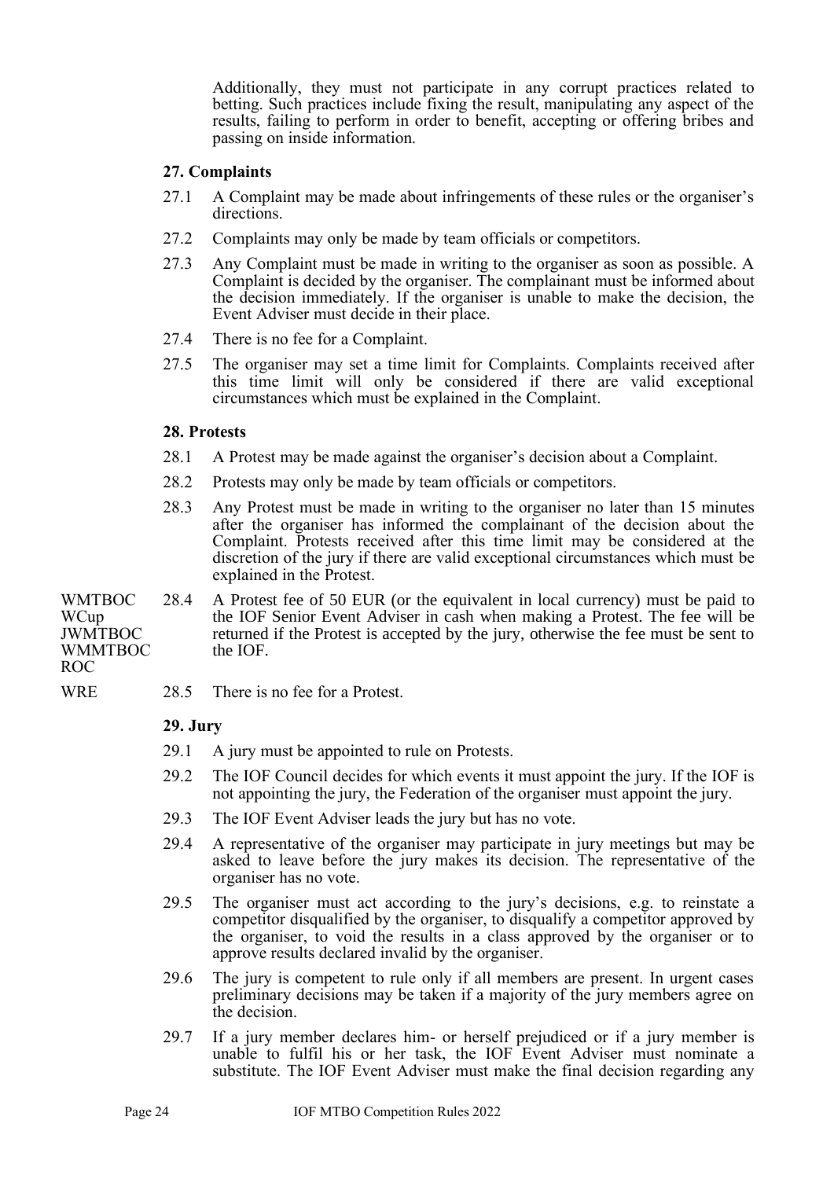Additionally, they must not participate in any corrupt practices related to betting. Such practices include fixing the result, manipulating any aspect of the results, failing to perform in order to benefit, accepting or offering bribes and passing on inside information.

**27. Complaints**

27.1 A Complaint may be made about infringements of these rules or the organiser's directions.

27.2 Complaints may only be made by team officials or competitors.

27.3 Any Complaint must be made in writing to the organiser as soon as possible. A Complaint is decided by the organiser. The complainant must be informed about the decision immediately. If the organiser is unable to make the decision, the Event Adviser must decide in their place.

27.4 There is no fee for a Complaint.

27.5 The organiser may set a time limit for Complaints. Complaints received after this time limit will only be considered if there are valid exceptional circumstances which must be explained in the Complaint.

**28. Protests**

28.1 A Protest may be made against the organiser's decision about a Complaint.

28.2 Protests may only be made by team officials or competitors.

28.3 Any Protest must be made in writing to the organiser no later than 15 minutes after the organiser has informed the complainant of the decision about the Complaint. Protests received after this time limit may be considered at the discretion of the jury if there are valid exceptional circumstances which must be explained in the Protest.

WMTBOC WCup JWMTBOC WMMTBOC ROC — 28.4 A Protest fee of 50 EUR (or the equivalent in local currency) must be paid to the IOF Senior Event Adviser in cash when making a Protest. The fee will be returned if the Protest is accepted by the jury, otherwise the fee must be sent to the IOF.

WRE — 28.5 There is no fee for a Protest.

**29. Jury**

29.1 A jury must be appointed to rule on Protests.

29.2 The IOF Council decides for which events it must appoint the jury. If the IOF is not appointing the jury, the Federation of the organiser must appoint the jury.

29.3 The IOF Event Adviser leads the jury but has no vote.

29.4 A representative of the organiser may participate in jury meetings but may be asked to leave before the jury makes its decision. The representative of the organiser has no vote.

29.5 The organiser must act according to the jury's decisions, e.g. to reinstate a competitor disqualified by the organiser, to disqualify a competitor approved by the organiser, to void the results in a class approved by the organiser or to approve results declared invalid by the organiser.

29.6 The jury is competent to rule only if all members are present. In urgent cases preliminary decisions may be taken if a majority of the jury members agree on the decision.

29.7 If a jury member declares him- or herself prejudiced or if a jury member is unable to fulfil his or her task, the IOF Event Adviser must nominate a substitute. The IOF Event Adviser must make the final decision regarding any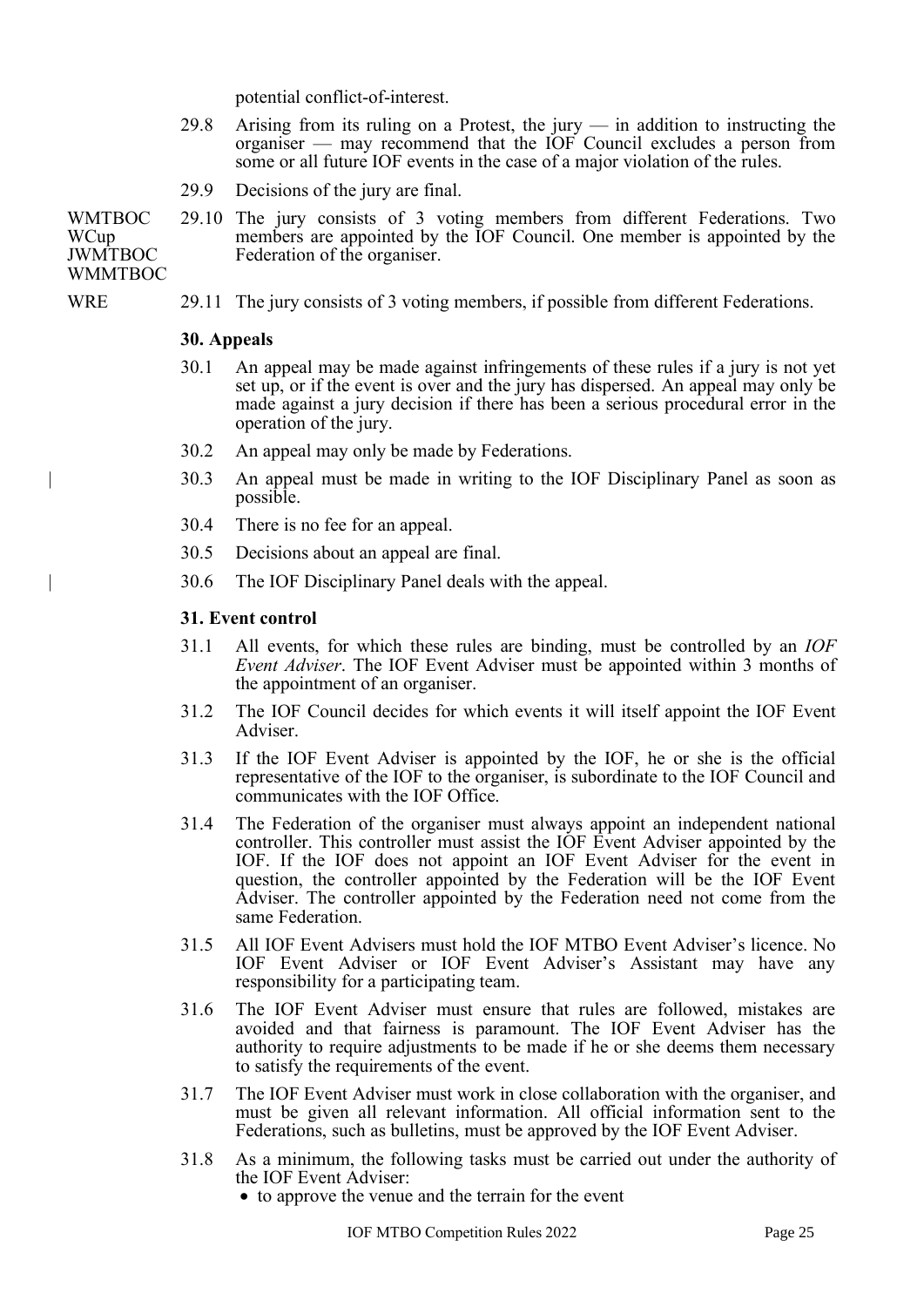potential conflict-of-interest.

29.8 Arising from its ruling on a Protest, the jury — in addition to instructing the organiser — may recommend that the IOF Council excludes a person from some or all future IOF events in the case of a major violation of the rules.

29.9 Decisions of the jury are final.

WMTBOC WCup JWMTBOC WMMTBOC

29.10 The jury consists of 3 voting members from different Federations. Two members are appointed by the IOF Council. One member is appointed by the Federation of the organiser.

WRE

29.11 The jury consists of 3 voting members, if possible from different Federations.

### 30. Appeals

30.1 An appeal may be made against infringements of these rules if a jury is not yet set up, or if the event is over and the jury has dispersed. An appeal may only be made against a jury decision if there has been a serious procedural error in the operation of the jury.

30.2 An appeal may only be made by Federations.

30.3 An appeal must be made in writing to the IOF Disciplinary Panel as soon as possible.

30.4 There is no fee for an appeal.

30.5 Decisions about an appeal are final.

30.6 The IOF Disciplinary Panel deals with the appeal.

### 31. Event control

31.1 All events, for which these rules are binding, must be controlled by an *IOF Event Adviser*. The IOF Event Adviser must be appointed within 3 months of the appointment of an organiser.

31.2 The IOF Council decides for which events it will itself appoint the IOF Event Adviser.

31.3 If the IOF Event Adviser is appointed by the IOF, he or she is the official representative of the IOF to the organiser, is subordinate to the IOF Council and communicates with the IOF Office.

31.4 The Federation of the organiser must always appoint an independent national controller. This controller must assist the IOF Event Adviser appointed by the IOF. If the IOF does not appoint an IOF Event Adviser for the event in question, the controller appointed by the Federation will be the IOF Event Adviser. The controller appointed by the Federation need not come from the same Federation.

31.5 All IOF Event Advisers must hold the IOF MTBO Event Adviser's licence. No IOF Event Adviser or IOF Event Adviser's Assistant may have any responsibility for a participating team.

31.6 The IOF Event Adviser must ensure that rules are followed, mistakes are avoided and that fairness is paramount. The IOF Event Adviser has the authority to require adjustments to be made if he or she deems them necessary to satisfy the requirements of the event.

31.7 The IOF Event Adviser must work in close collaboration with the organiser, and must be given all relevant information. All official information sent to the Federations, such as bulletins, must be approved by the IOF Event Adviser.

31.8 As a minimum, the following tasks must be carried out under the authority of the IOF Event Adviser:

- to approve the venue and the terrain for the event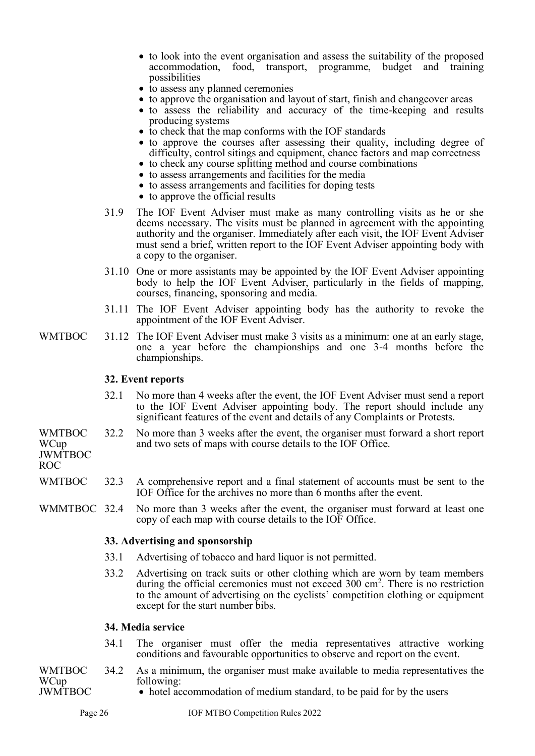- to look into the event organisation and assess the suitability of the proposed accommodation, food, transport, programme, budget and training possibilities
- to assess any planned ceremonies
- to approve the organisation and layout of start, finish and changeover areas
- to assess the reliability and accuracy of the time-keeping and results producing systems
- to check that the map conforms with the IOF standards
- to approve the courses after assessing their quality, including degree of difficulty, control sitings and equipment, chance factors and map correctness
- to check any course splitting method and course combinations
- to assess arrangements and facilities for the media
- to assess arrangements and facilities for doping tests
- to approve the official results

31.9 The IOF Event Adviser must make as many controlling visits as he or she deems necessary. The visits must be planned in agreement with the appointing authority and the organiser. Immediately after each visit, the IOF Event Adviser must send a brief, written report to the IOF Event Adviser appointing body with a copy to the organiser.

31.10 One or more assistants may be appointed by the IOF Event Adviser appointing body to help the IOF Event Adviser, particularly in the fields of mapping, courses, financing, sponsoring and media.

31.11 The IOF Event Adviser appointing body has the authority to revoke the appointment of the IOF Event Adviser.

WMTBOC — 31.12 The IOF Event Adviser must make 3 visits as a minimum: one at an early stage, one a year before the championships and one 3-4 months before the championships.

## 32. Event reports

32.1 No more than 4 weeks after the event, the IOF Event Adviser must send a report to the IOF Event Adviser appointing body. The report should include any significant features of the event and details of any Complaints or Protests.

WMTBOC, WCup, JWMTBOC, ROC — 32.2 No more than 3 weeks after the event, the organiser must forward a short report and two sets of maps with course details to the IOF Office.

WMTBOC — 32.3 A comprehensive report and a final statement of accounts must be sent to the IOF Office for the archives no more than 6 months after the event.

WMMTBOC — 32.4 No more than 3 weeks after the event, the organiser must forward at least one copy of each map with course details to the IOF Office.

## 33. Advertising and sponsorship

33.1 Advertising of tobacco and hard liquor is not permitted.

33.2 Advertising on track suits or other clothing which are worn by team members during the official ceremonies must not exceed 300 $cm^2$. There is no restriction to the amount of advertising on the cyclists' competition clothing or equipment except for the start number bibs.

## 34. Media service

34.1 The organiser must offer the media representatives attractive working conditions and favourable opportunities to observe and report on the event.

WMTBOC, WCup, JWMTBOC — 34.2 As a minimum, the organiser must make available to media representatives the following:

- hotel accommodation of medium standard, to be paid for by the users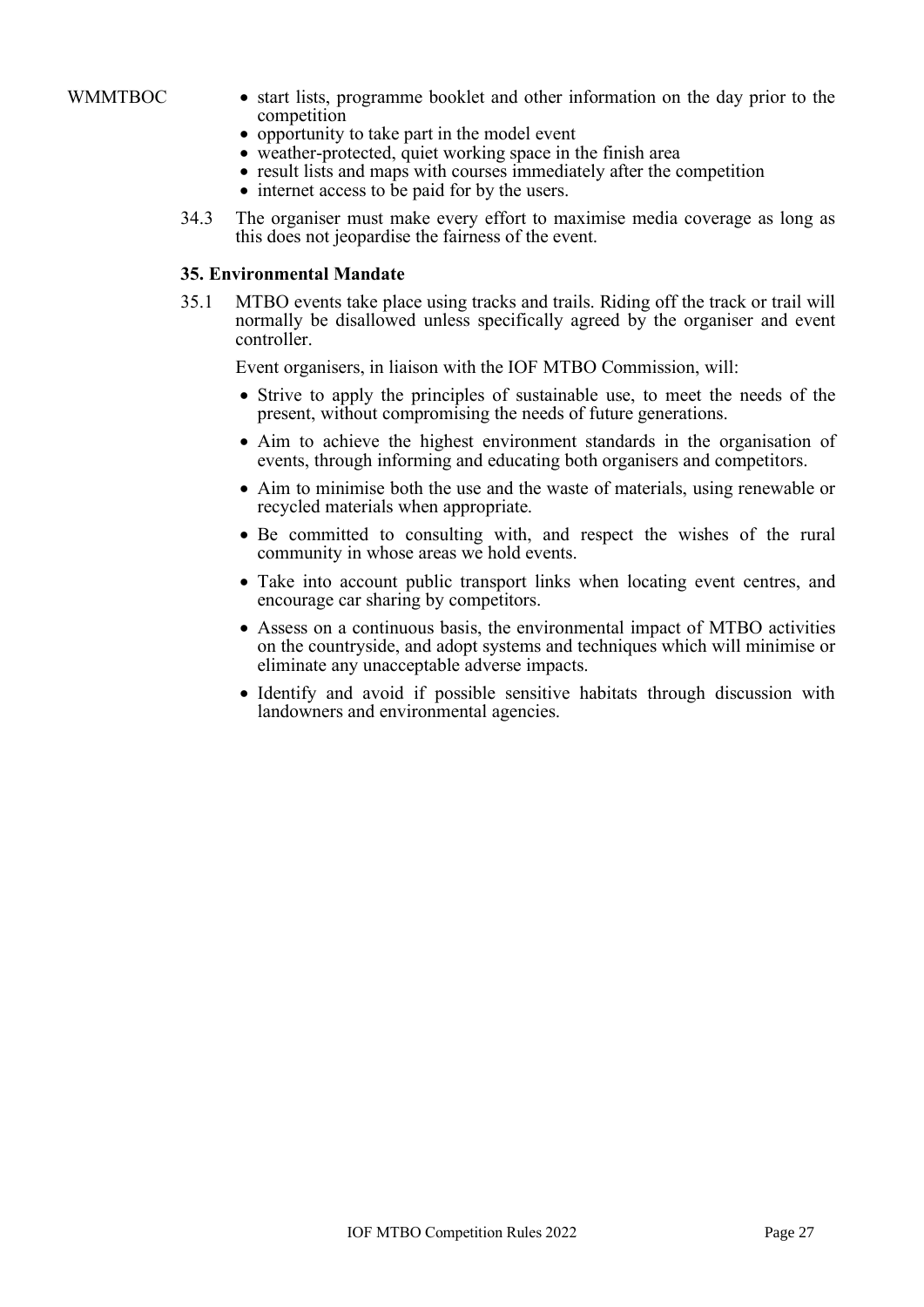WMMTBOC

- start lists, programme booklet and other information on the day prior to the competition
- opportunity to take part in the model event
- weather-protected, quiet working space in the finish area
- result lists and maps with courses immediately after the competition
- internet access to be paid for by the users.

34.3 The organiser must make every effort to maximise media coverage as long as this does not jeopardise the fairness of the event.

### 35. Environmental Mandate

35.1 MTBO events take place using tracks and trails. Riding off the track or trail will normally be disallowed unless specifically agreed by the organiser and event controller.

Event organisers, in liaison with the IOF MTBO Commission, will:

- Strive to apply the principles of sustainable use, to meet the needs of the present, without compromising the needs of future generations.
- Aim to achieve the highest environment standards in the organisation of events, through informing and educating both organisers and competitors.
- Aim to minimise both the use and the waste of materials, using renewable or recycled materials when appropriate.
- Be committed to consulting with, and respect the wishes of the rural community in whose areas we hold events.
- Take into account public transport links when locating event centres, and encourage car sharing by competitors.
- Assess on a continuous basis, the environmental impact of MTBO activities on the countryside, and adopt systems and techniques which will minimise or eliminate any unacceptable adverse impacts.
- Identify and avoid if possible sensitive habitats through discussion with landowners and environmental agencies.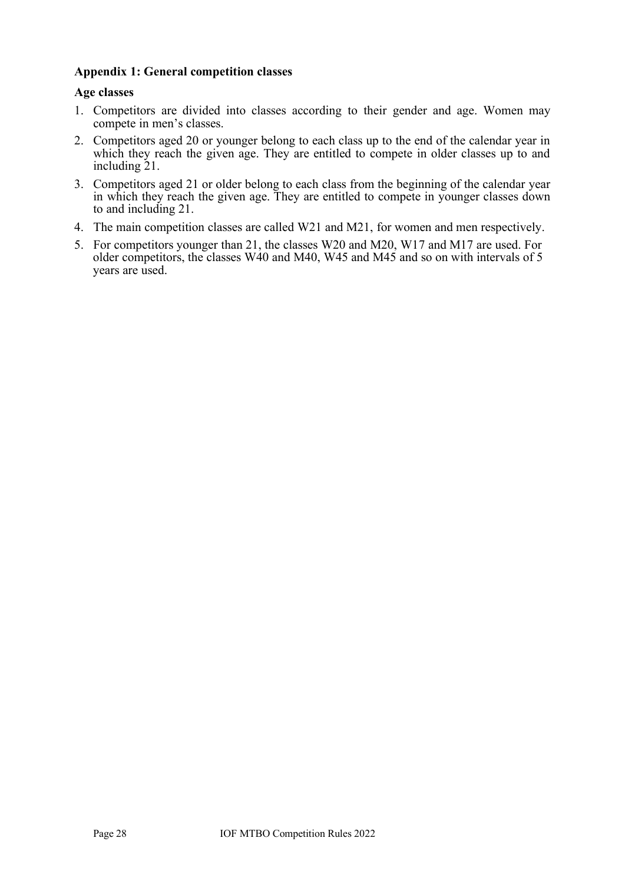## Appendix 1: General competition classes

### Age classes

1. Competitors are divided into classes according to their gender and age. Women may compete in men's classes.
2. Competitors aged 20 or younger belong to each class up to the end of the calendar year in which they reach the given age. They are entitled to compete in older classes up to and including 21.
3. Competitors aged 21 or older belong to each class from the beginning of the calendar year in which they reach the given age. They are entitled to compete in younger classes down to and including 21.
4. The main competition classes are called W21 and M21, for women and men respectively.
5. For competitors younger than 21, the classes W20 and M20, W17 and M17 are used. For older competitors, the classes W40 and M40, W45 and M45 and so on with intervals of 5 years are used.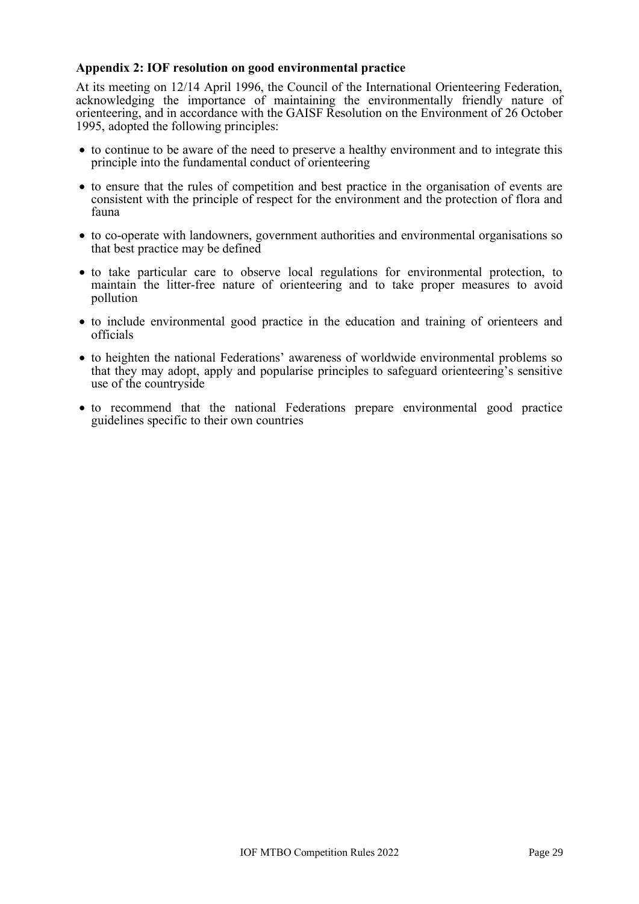## Appendix 2: IOF resolution on good environmental practice

At its meeting on 12/14 April 1996, the Council of the International Orienteering Federation, acknowledging the importance of maintaining the environmentally friendly nature of orienteering, and in accordance with the GAISF Resolution on the Environment of 26 October 1995, adopted the following principles:

- to continue to be aware of the need to preserve a healthy environment and to integrate this principle into the fundamental conduct of orienteering
- to ensure that the rules of competition and best practice in the organisation of events are consistent with the principle of respect for the environment and the protection of flora and fauna
- to co-operate with landowners, government authorities and environmental organisations so that best practice may be defined
- to take particular care to observe local regulations for environmental protection, to maintain the litter-free nature of orienteering and to take proper measures to avoid pollution
- to include environmental good practice in the education and training of orienteers and officials
- to heighten the national Federations' awareness of worldwide environmental problems so that they may adopt, apply and popularise principles to safeguard orienteering's sensitive use of the countryside
- to recommend that the national Federations prepare environmental good practice guidelines specific to their own countries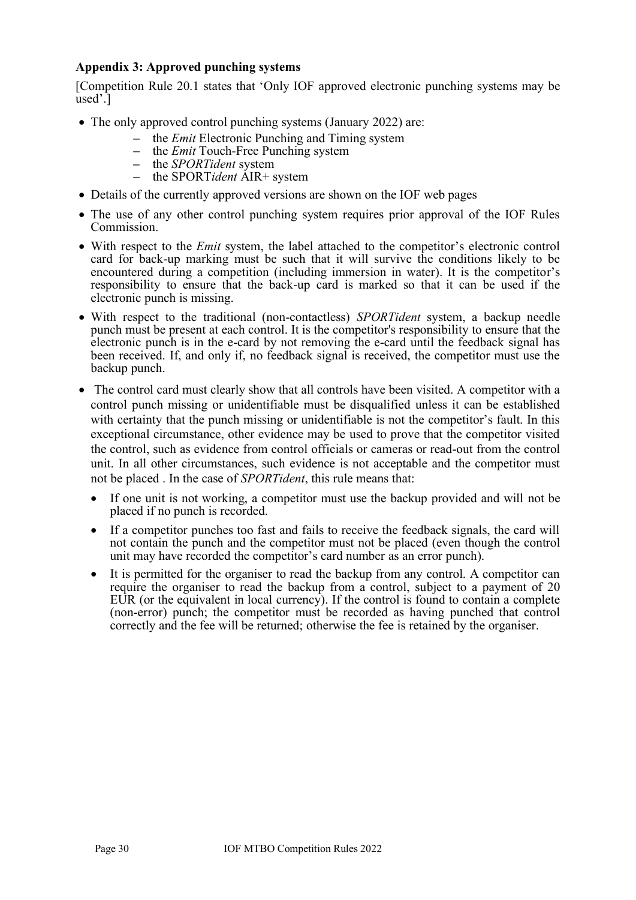**Appendix 3: Approved punching systems**

[Competition Rule 20.1 states that 'Only IOF approved electronic punching systems may be used'.]

- The only approved control punching systems (January 2022) are:
  - the *Emit* Electronic Punching and Timing system
  - the *Emit* Touch-Free Punching system
  - the *SPORTident* system
  - the SPORT*ident* AIR+ system
- Details of the currently approved versions are shown on the IOF web pages
- The use of any other control punching system requires prior approval of the IOF Rules Commission.
- With respect to the *Emit* system, the label attached to the competitor's electronic control card for back-up marking must be such that it will survive the conditions likely to be encountered during a competition (including immersion in water). It is the competitor's responsibility to ensure that the back-up card is marked so that it can be used if the electronic punch is missing.
- With respect to the traditional (non-contactless) *SPORTident* system, a backup needle punch must be present at each control. It is the competitor's responsibility to ensure that the electronic punch is in the e-card by not removing the e-card until the feedback signal has been received. If, and only if, no feedback signal is received, the competitor must use the backup punch.
- The control card must clearly show that all controls have been visited. A competitor with a control punch missing or unidentifiable must be disqualified unless it can be established with certainty that the punch missing or unidentifiable is not the competitor's fault. In this exceptional circumstance, other evidence may be used to prove that the competitor visited the control, such as evidence from control officials or cameras or read-out from the control unit. In all other circumstances, such evidence is not acceptable and the competitor must not be placed . In the case of *SPORTident*, this rule means that:
  - If one unit is not working, a competitor must use the backup provided and will not be placed if no punch is recorded.
  - If a competitor punches too fast and fails to receive the feedback signals, the card will not contain the punch and the competitor must not be placed (even though the control unit may have recorded the competitor's card number as an error punch).
  - It is permitted for the organiser to read the backup from any control. A competitor can require the organiser to read the backup from a control, subject to a payment of 20 EUR (or the equivalent in local currency). If the control is found to contain a complete (non-error) punch; the competitor must be recorded as having punched that control correctly and the fee will be returned; otherwise the fee is retained by the organiser.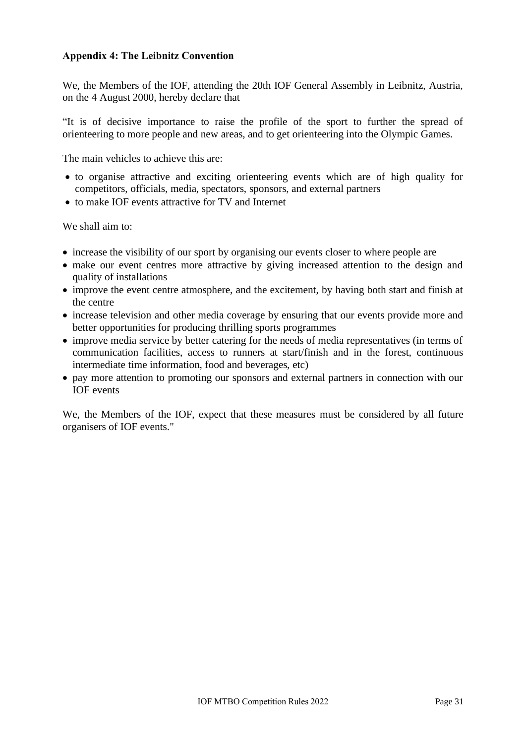## Appendix 4: The Leibnitz Convention

We, the Members of the IOF, attending the 20th IOF General Assembly in Leibnitz, Austria, on the 4 August 2000, hereby declare that

"It is of decisive importance to raise the profile of the sport to further the spread of orienteering to more people and new areas, and to get orienteering into the Olympic Games.

The main vehicles to achieve this are:

- to organise attractive and exciting orienteering events which are of high quality for competitors, officials, media, spectators, sponsors, and external partners
- to make IOF events attractive for TV and Internet

We shall aim to:

- increase the visibility of our sport by organising our events closer to where people are
- make our event centres more attractive by giving increased attention to the design and quality of installations
- improve the event centre atmosphere, and the excitement, by having both start and finish at the centre
- increase television and other media coverage by ensuring that our events provide more and better opportunities for producing thrilling sports programmes
- improve media service by better catering for the needs of media representatives (in terms of communication facilities, access to runners at start/finish and in the forest, continuous intermediate time information, food and beverages, etc)
- pay more attention to promoting our sponsors and external partners in connection with our IOF events

We, the Members of the IOF, expect that these measures must be considered by all future organisers of IOF events."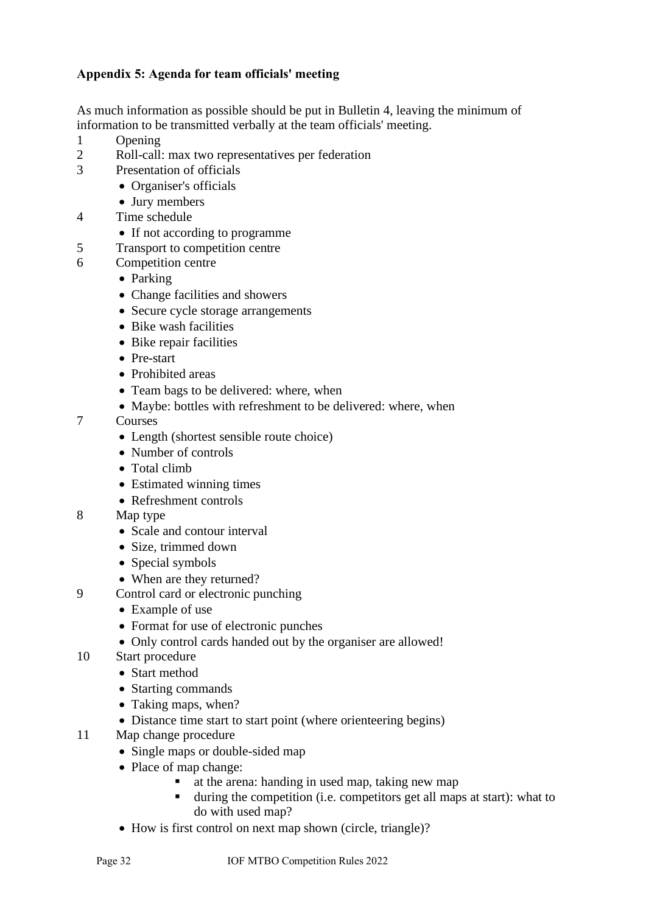**Appendix 5: Agenda for team officials' meeting**

As much information as possible should be put in Bulletin 4, leaving the minimum of information to be transmitted verbally at the team officials' meeting.

1 Opening

2 Roll-call: max two representatives per federation

3 Presentation of officials
- Organiser's officials
- Jury members

4 Time schedule
- If not according to programme

5 Transport to competition centre

6 Competition centre
- Parking
- Change facilities and showers
- Secure cycle storage arrangements
- Bike wash facilities
- Bike repair facilities
- Pre-start
- Prohibited areas
- Team bags to be delivered: where, when
- Maybe: bottles with refreshment to be delivered: where, when

7 Courses
- Length (shortest sensible route choice)
- Number of controls
- Total climb
- Estimated winning times
- Refreshment controls

8 Map type
- Scale and contour interval
- Size, trimmed down
- Special symbols
- When are they returned?

9 Control card or electronic punching
- Example of use
- Format for use of electronic punches
- Only control cards handed out by the organiser are allowed!

10 Start procedure
- Start method
- Starting commands
- Taking maps, when?
- Distance time start to start point (where orienteering begins)

11 Map change procedure
- Single maps or double-sided map
- Place of map change:
  - at the arena: handing in used map, taking new map
  - during the competition (i.e. competitors get all maps at start): what to do with used map?
- How is first control on next map shown (circle, triangle)?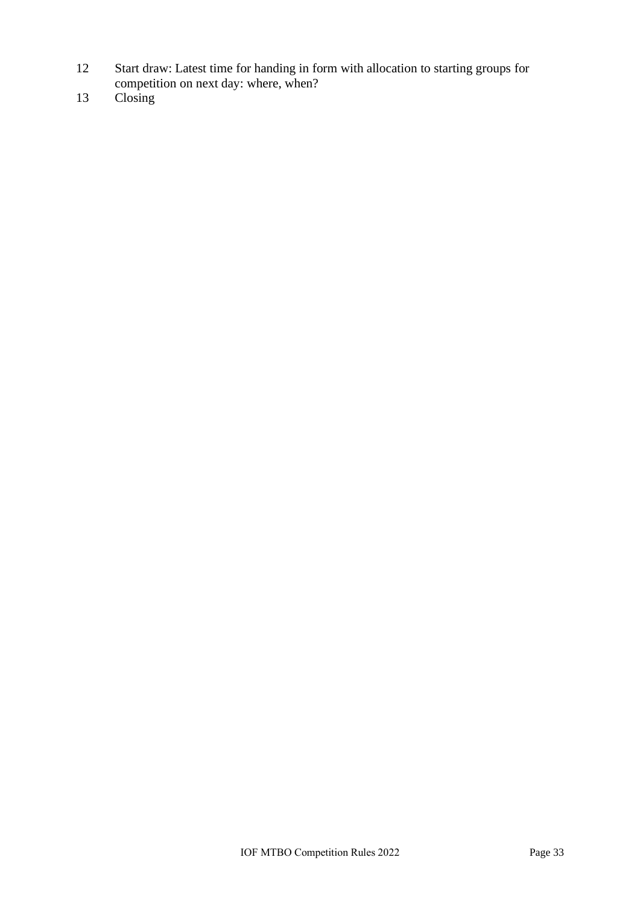12 Start draw: Latest time for handing in form with allocation to starting groups for competition on next day: where, when?

13 Closing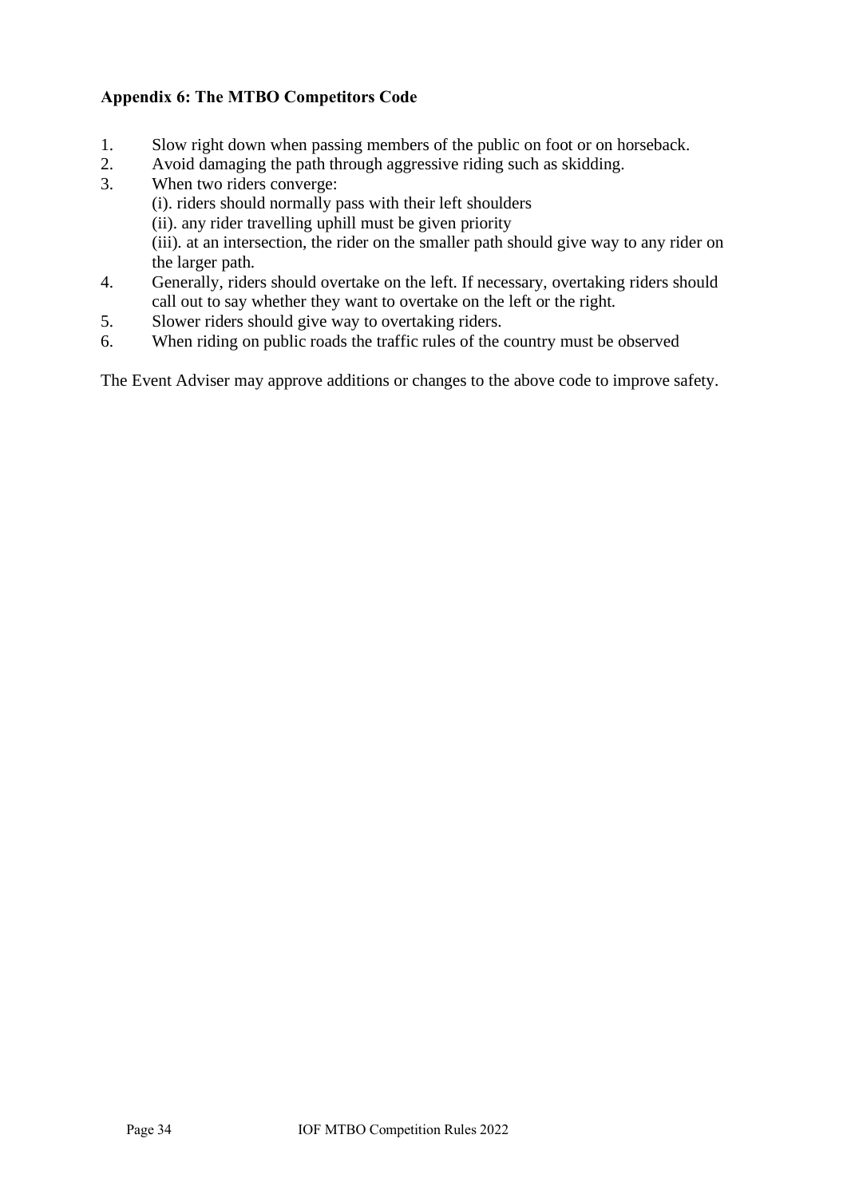### Appendix 6: The MTBO Competitors Code

1. Slow right down when passing members of the public on foot or on horseback.
2. Avoid damaging the path through aggressive riding such as skidding.
3. When two riders converge:
   (i). riders should normally pass with their left shoulders
   (ii). any rider travelling uphill must be given priority
   (iii). at an intersection, the rider on the smaller path should give way to any rider on the larger path.
4. Generally, riders should overtake on the left. If necessary, overtaking riders should call out to say whether they want to overtake on the left or the right.
5. Slower riders should give way to overtaking riders.
6. When riding on public roads the traffic rules of the country must be observed

The Event Adviser may approve additions or changes to the above code to improve safety.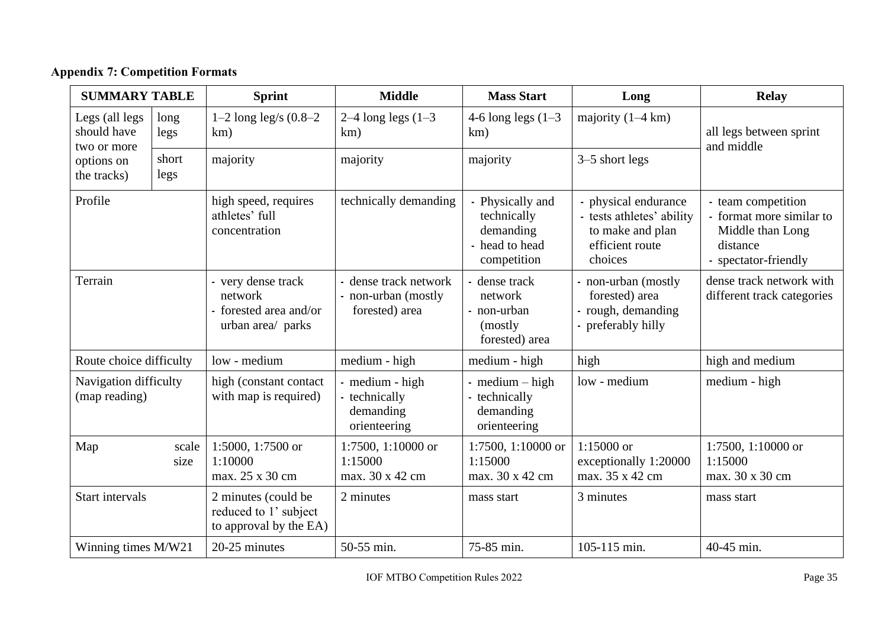**Appendix 7: Competition Formats**

| SUMMARY TABLE | | Sprint | Middle | Mass Start | Long | Relay |
|---|---|---|---|---|---|---|
| Legs (all legs should have two or more options on the tracks) | long legs | 1–2 long leg/s (0.8–2 km) | 2–4 long legs (1–3 km) | 4-6 long legs (1–3 km) | majority (1–4 km) | all legs between sprint and middle |
| | short legs | majority | majority | majority | 3–5 short legs | |
| Profile | | high speed, requires athletes' full concentration | technically demanding | - Physically and technically demanding<br>- head to head competition | - physical endurance<br>- tests athletes' ability to make and plan efficient route choices | - team competition<br>- format more similar to Middle than Long distance<br>- spectator-friendly |
| Terrain | | - very dense track network<br>- forested area and/or urban area/ parks | - dense track network<br>- non-urban (mostly forested) area | - dense track network<br>- non-urban (mostly forested) area | - non-urban (mostly forested) area<br>- rough, demanding<br>- preferably hilly | dense track network with different track categories |
| Route choice difficulty | | low - medium | medium - high | medium - high | high | high and medium |
| Navigation difficulty (map reading) | | high (constant contact with map is required) | - medium - high<br>- technically demanding orienteering | - medium – high<br>- technically demanding orienteering | low - medium | medium - high |
| Map | scale<br>size | 1:5000, 1:7500 or 1:10000<br>max. 25 x 30 cm | 1:7500, 1:10000 or 1:15000<br>max. 30 x 42 cm | 1:7500, 1:10000 or 1:15000<br>max. 30 x 42 cm | 1:15000 or exceptionally 1:20000<br>max. 35 x 42 cm | 1:7500, 1:10000 or 1:15000<br>max. 30 x 30 cm |
| Start intervals | | 2 minutes (could be reduced to 1' subject to approval by the EA) | 2 minutes | mass start | 3 minutes | mass start |
| Winning times M/W21 | | 20-25 minutes | 50-55 min. | 75-85 min. | 105-115 min. | 40-45 min. |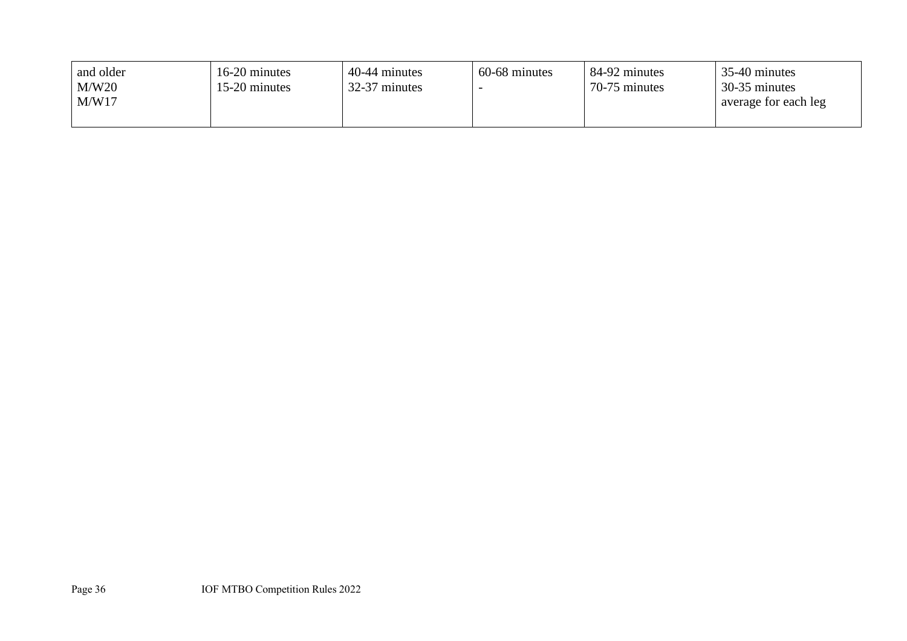| | | | | | |
|---|---|---|---|---|---|
| and older<br>M/W20<br>M/W17 | 16-20 minutes<br>15-20 minutes | 40-44 minutes<br>32-37 minutes | 60-68 minutes<br>- | 84-92 minutes<br>70-75 minutes | 35-40 minutes<br>30-35 minutes<br>average for each leg |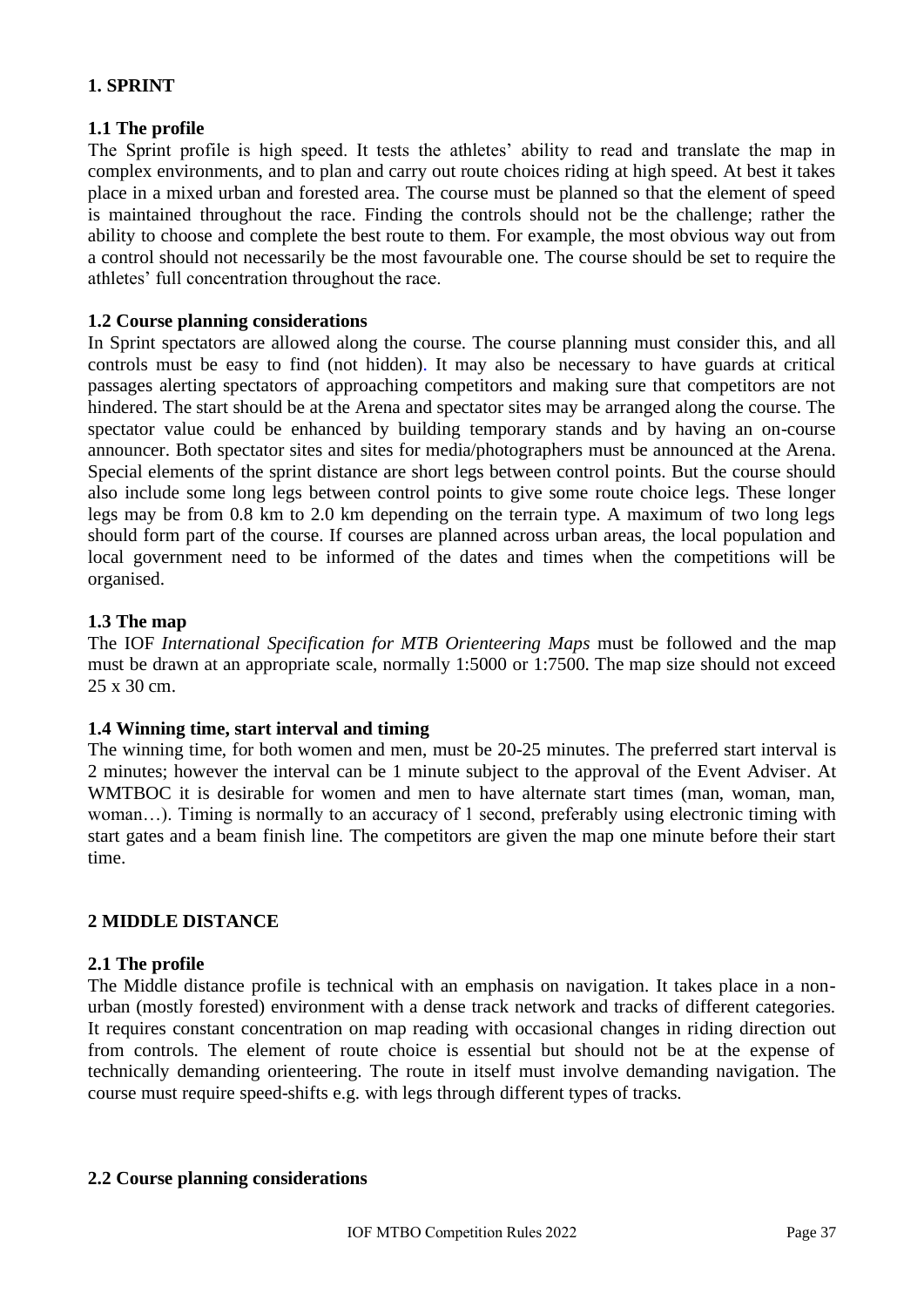## 1. SPRINT

### 1.1 The profile

The Sprint profile is high speed. It tests the athletes' ability to read and translate the map in complex environments, and to plan and carry out route choices riding at high speed. At best it takes place in a mixed urban and forested area. The course must be planned so that the element of speed is maintained throughout the race. Finding the controls should not be the challenge; rather the ability to choose and complete the best route to them. For example, the most obvious way out from a control should not necessarily be the most favourable one. The course should be set to require the athletes' full concentration throughout the race.

### 1.2 Course planning considerations

In Sprint spectators are allowed along the course. The course planning must consider this, and all controls must be easy to find (not hidden). It may also be necessary to have guards at critical passages alerting spectators of approaching competitors and making sure that competitors are not hindered. The start should be at the Arena and spectator sites may be arranged along the course. The spectator value could be enhanced by building temporary stands and by having an on-course announcer. Both spectator sites and sites for media/photographers must be announced at the Arena. Special elements of the sprint distance are short legs between control points. But the course should also include some long legs between control points to give some route choice legs. These longer legs may be from 0.8 km to 2.0 km depending on the terrain type. A maximum of two long legs should form part of the course. If courses are planned across urban areas, the local population and local government need to be informed of the dates and times when the competitions will be organised.

### 1.3 The map

The IOF *International Specification for MTB Orienteering Maps* must be followed and the map must be drawn at an appropriate scale, normally 1:5000 or 1:7500. The map size should not exceed 25 x 30 cm.

### 1.4 Winning time, start interval and timing

The winning time, for both women and men, must be 20-25 minutes. The preferred start interval is 2 minutes; however the interval can be 1 minute subject to the approval of the Event Adviser. At WMTBOC it is desirable for women and men to have alternate start times (man, woman, man, woman…). Timing is normally to an accuracy of 1 second, preferably using electronic timing with start gates and a beam finish line. The competitors are given the map one minute before their start time.

## 2 MIDDLE DISTANCE

### 2.1 The profile

The Middle distance profile is technical with an emphasis on navigation. It takes place in a non-urban (mostly forested) environment with a dense track network and tracks of different categories. It requires constant concentration on map reading with occasional changes in riding direction out from controls. The element of route choice is essential but should not be at the expense of technically demanding orienteering. The route in itself must involve demanding navigation. The course must require speed-shifts e.g. with legs through different types of tracks.

### 2.2 Course planning considerations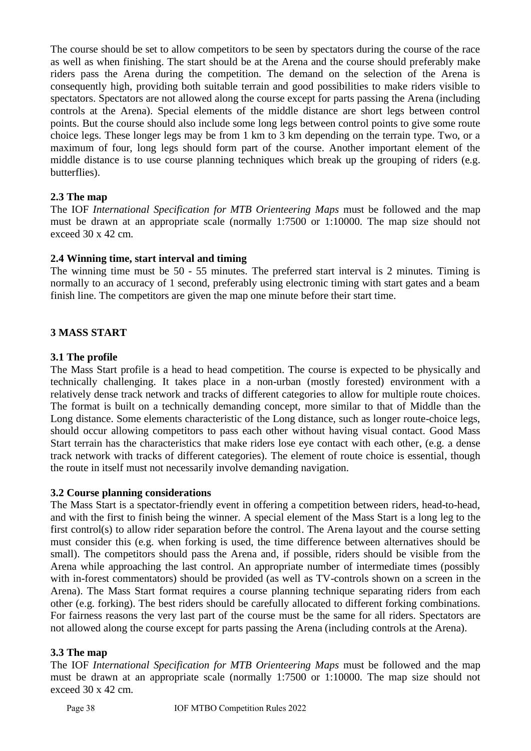The course should be set to allow competitors to be seen by spectators during the course of the race as well as when finishing. The start should be at the Arena and the course should preferably make riders pass the Arena during the competition. The demand on the selection of the Arena is consequently high, providing both suitable terrain and good possibilities to make riders visible to spectators. Spectators are not allowed along the course except for parts passing the Arena (including controls at the Arena). Special elements of the middle distance are short legs between control points. But the course should also include some long legs between control points to give some route choice legs. These longer legs may be from 1 km to 3 km depending on the terrain type. Two, or a maximum of four, long legs should form part of the course. Another important element of the middle distance is to use course planning techniques which break up the grouping of riders (e.g. butterflies).

### 2.3 The map

The IOF *International Specification for MTB Orienteering Maps* must be followed and the map must be drawn at an appropriate scale (normally 1:7500 or 1:10000. The map size should not exceed 30 x 42 cm.

### 2.4 Winning time, start interval and timing

The winning time must be 50 - 55 minutes. The preferred start interval is 2 minutes. Timing is normally to an accuracy of 1 second, preferably using electronic timing with start gates and a beam finish line. The competitors are given the map one minute before their start time.

## 3 MASS START

### 3.1 The profile

The Mass Start profile is a head to head competition. The course is expected to be physically and technically challenging. It takes place in a non-urban (mostly forested) environment with a relatively dense track network and tracks of different categories to allow for multiple route choices. The format is built on a technically demanding concept, more similar to that of Middle than the Long distance. Some elements characteristic of the Long distance, such as longer route-choice legs, should occur allowing competitors to pass each other without having visual contact. Good Mass Start terrain has the characteristics that make riders lose eye contact with each other, (e.g. a dense track network with tracks of different categories). The element of route choice is essential, though the route in itself must not necessarily involve demanding navigation.

### 3.2 Course planning considerations

The Mass Start is a spectator-friendly event in offering a competition between riders, head-to-head, and with the first to finish being the winner. A special element of the Mass Start is a long leg to the first control(s) to allow rider separation before the control. The Arena layout and the course setting must consider this (e.g. when forking is used, the time difference between alternatives should be small). The competitors should pass the Arena and, if possible, riders should be visible from the Arena while approaching the last control. An appropriate number of intermediate times (possibly with in-forest commentators) should be provided (as well as TV-controls shown on a screen in the Arena). The Mass Start format requires a course planning technique separating riders from each other (e.g. forking). The best riders should be carefully allocated to different forking combinations. For fairness reasons the very last part of the course must be the same for all riders. Spectators are not allowed along the course except for parts passing the Arena (including controls at the Arena).

### 3.3 The map

The IOF *International Specification for MTB Orienteering Maps* must be followed and the map must be drawn at an appropriate scale (normally 1:7500 or 1:10000. The map size should not exceed 30 x 42 cm.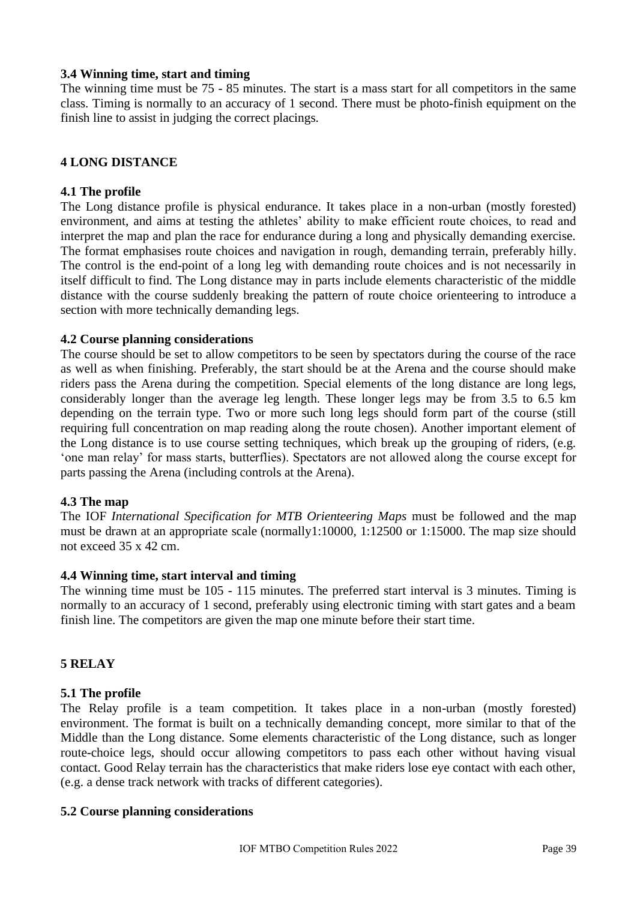### 3.4 Winning time, start and timing

The winning time must be 75 - 85 minutes. The start is a mass start for all competitors in the same class. Timing is normally to an accuracy of 1 second. There must be photo-finish equipment on the finish line to assist in judging the correct placings.

## 4 LONG DISTANCE

### 4.1 The profile

The Long distance profile is physical endurance. It takes place in a non-urban (mostly forested) environment, and aims at testing the athletes' ability to make efficient route choices, to read and interpret the map and plan the race for endurance during a long and physically demanding exercise. The format emphasises route choices and navigation in rough, demanding terrain, preferably hilly. The control is the end-point of a long leg with demanding route choices and is not necessarily in itself difficult to find. The Long distance may in parts include elements characteristic of the middle distance with the course suddenly breaking the pattern of route choice orienteering to introduce a section with more technically demanding legs.

### 4.2 Course planning considerations

The course should be set to allow competitors to be seen by spectators during the course of the race as well as when finishing. Preferably, the start should be at the Arena and the course should make riders pass the Arena during the competition. Special elements of the long distance are long legs, considerably longer than the average leg length. These longer legs may be from 3.5 to 6.5 km depending on the terrain type. Two or more such long legs should form part of the course (still requiring full concentration on map reading along the route chosen). Another important element of the Long distance is to use course setting techniques, which break up the grouping of riders, (e.g. 'one man relay' for mass starts, butterflies). Spectators are not allowed along the course except for parts passing the Arena (including controls at the Arena).

### 4.3 The map

The IOF *International Specification for MTB Orienteering Maps* must be followed and the map must be drawn at an appropriate scale (normally1:10000, 1:12500 or 1:15000. The map size should not exceed 35 x 42 cm.

### 4.4 Winning time, start interval and timing

The winning time must be 105 - 115 minutes. The preferred start interval is 3 minutes. Timing is normally to an accuracy of 1 second, preferably using electronic timing with start gates and a beam finish line. The competitors are given the map one minute before their start time.

## 5 RELAY

### 5.1 The profile

The Relay profile is a team competition. It takes place in a non-urban (mostly forested) environment. The format is built on a technically demanding concept, more similar to that of the Middle than the Long distance. Some elements characteristic of the Long distance, such as longer route-choice legs, should occur allowing competitors to pass each other without having visual contact. Good Relay terrain has the characteristics that make riders lose eye contact with each other, (e.g. a dense track network with tracks of different categories).

### 5.2 Course planning considerations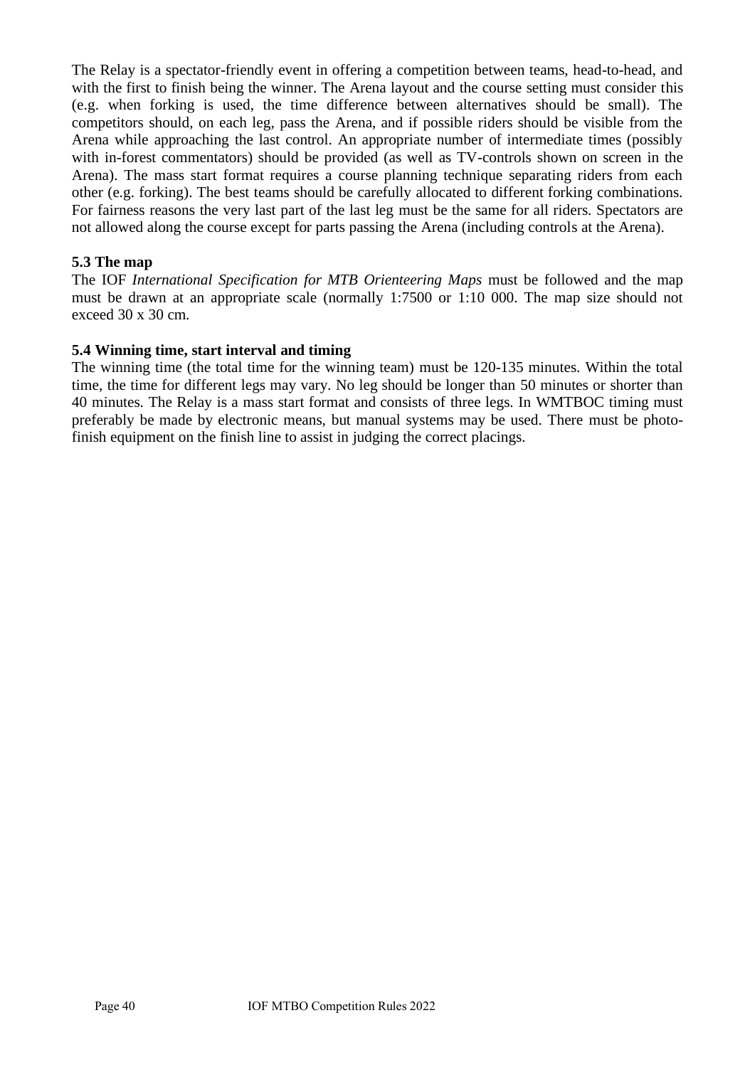The Relay is a spectator-friendly event in offering a competition between teams, head-to-head, and with the first to finish being the winner. The Arena layout and the course setting must consider this (e.g. when forking is used, the time difference between alternatives should be small). The competitors should, on each leg, pass the Arena, and if possible riders should be visible from the Arena while approaching the last control. An appropriate number of intermediate times (possibly with in-forest commentators) should be provided (as well as TV-controls shown on screen in the Arena). The mass start format requires a course planning technique separating riders from each other (e.g. forking). The best teams should be carefully allocated to different forking combinations. For fairness reasons the very last part of the last leg must be the same for all riders. Spectators are not allowed along the course except for parts passing the Arena (including controls at the Arena).

### 5.3 The map

The IOF *International Specification for MTB Orienteering Maps* must be followed and the map must be drawn at an appropriate scale (normally 1:7500 or 1:10 000. The map size should not exceed 30 x 30 cm.

### 5.4 Winning time, start interval and timing

The winning time (the total time for the winning team) must be 120-135 minutes. Within the total time, the time for different legs may vary. No leg should be longer than 50 minutes or shorter than 40 minutes. The Relay is a mass start format and consists of three legs. In WMTBOC timing must preferably be made by electronic means, but manual systems may be used. There must be photo-finish equipment on the finish line to assist in judging the correct placings.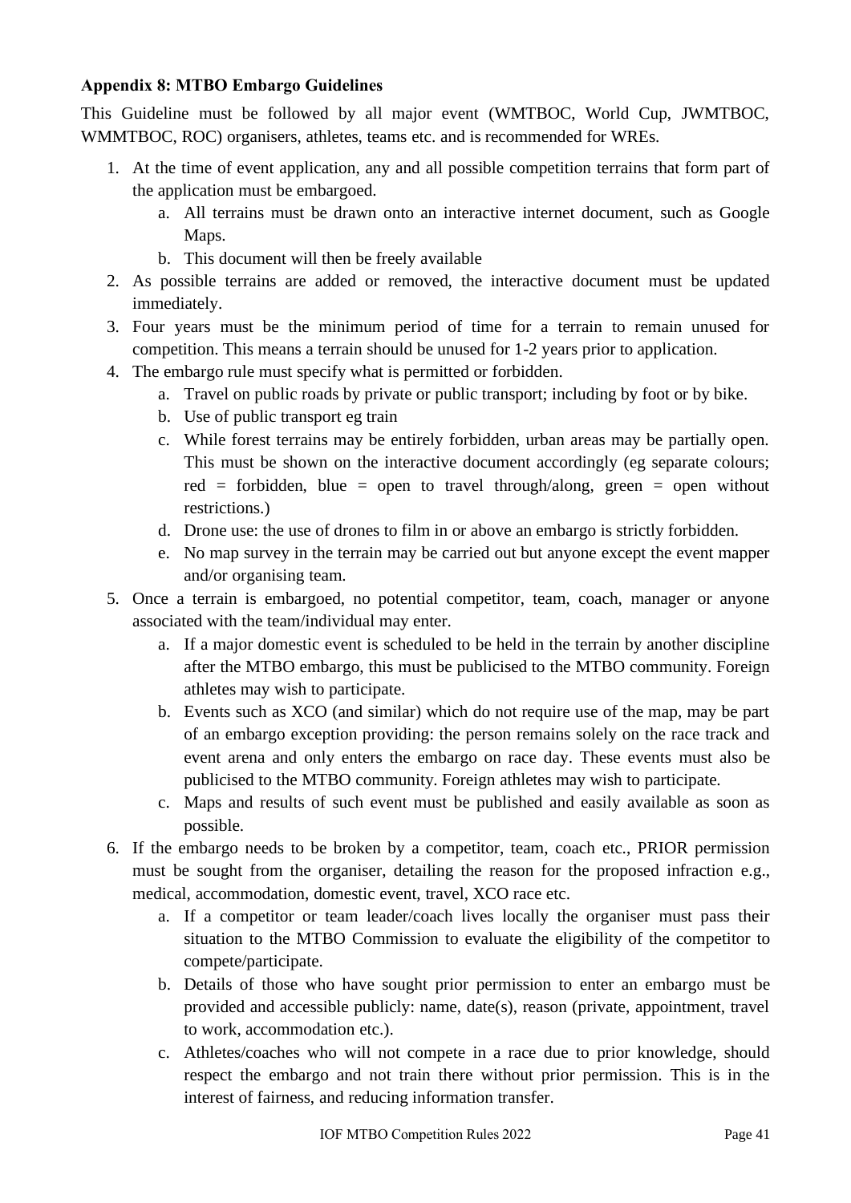**Appendix 8: MTBO Embargo Guidelines**

This Guideline must be followed by all major event (WMTBOC, World Cup, JWMTBOC, WMMTBOC, ROC) organisers, athletes, teams etc. and is recommended for WREs.

1. At the time of event application, any and all possible competition terrains that form part of the application must be embargoed.
   a. All terrains must be drawn onto an interactive internet document, such as Google Maps.
   b. This document will then be freely available
2. As possible terrains are added or removed, the interactive document must be updated immediately.
3. Four years must be the minimum period of time for a terrain to remain unused for competition. This means a terrain should be unused for 1-2 years prior to application.
4. The embargo rule must specify what is permitted or forbidden.
   a. Travel on public roads by private or public transport; including by foot or by bike.
   b. Use of public transport eg train
   c. While forest terrains may be entirely forbidden, urban areas may be partially open. This must be shown on the interactive document accordingly (eg separate colours; red = forbidden, blue = open to travel through/along, green = open without restrictions.)
   d. Drone use: the use of drones to film in or above an embargo is strictly forbidden.
   e. No map survey in the terrain may be carried out but anyone except the event mapper and/or organising team.
5. Once a terrain is embargoed, no potential competitor, team, coach, manager or anyone associated with the team/individual may enter.
   a. If a major domestic event is scheduled to be held in the terrain by another discipline after the MTBO embargo, this must be publicised to the MTBO community. Foreign athletes may wish to participate.
   b. Events such as XCO (and similar) which do not require use of the map, may be part of an embargo exception providing: the person remains solely on the race track and event arena and only enters the embargo on race day. These events must also be publicised to the MTBO community. Foreign athletes may wish to participate.
   c. Maps and results of such event must be published and easily available as soon as possible.
6. If the embargo needs to be broken by a competitor, team, coach etc., PRIOR permission must be sought from the organiser, detailing the reason for the proposed infraction e.g., medical, accommodation, domestic event, travel, XCO race etc.
   a. If a competitor or team leader/coach lives locally the organiser must pass their situation to the MTBO Commission to evaluate the eligibility of the competitor to compete/participate.
   b. Details of those who have sought prior permission to enter an embargo must be provided and accessible publicly: name, date(s), reason (private, appointment, travel to work, accommodation etc.).
   c. Athletes/coaches who will not compete in a race due to prior knowledge, should respect the embargo and not train there without prior permission. This is in the interest of fairness, and reducing information transfer.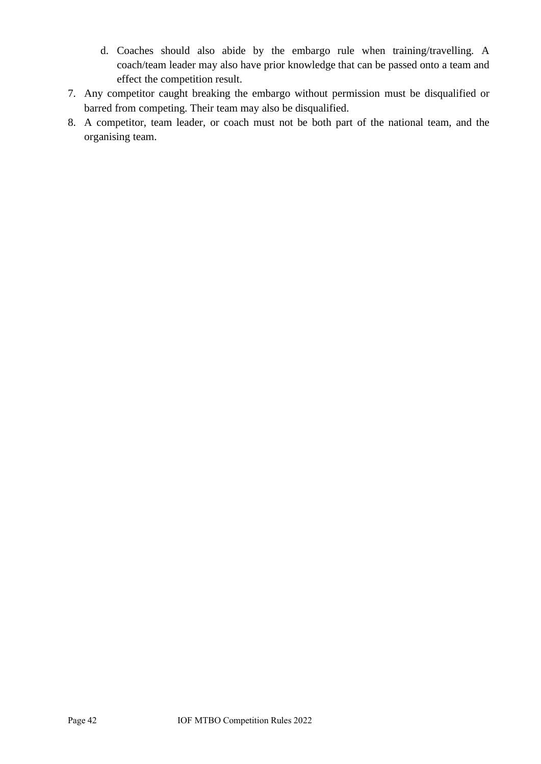d. Coaches should also abide by the embargo rule when training/travelling. A coach/team leader may also have prior knowledge that can be passed onto a team and effect the competition result.

7. Any competitor caught breaking the embargo without permission must be disqualified or barred from competing. Their team may also be disqualified.
8. A competitor, team leader, or coach must not be both part of the national team, and the organising team.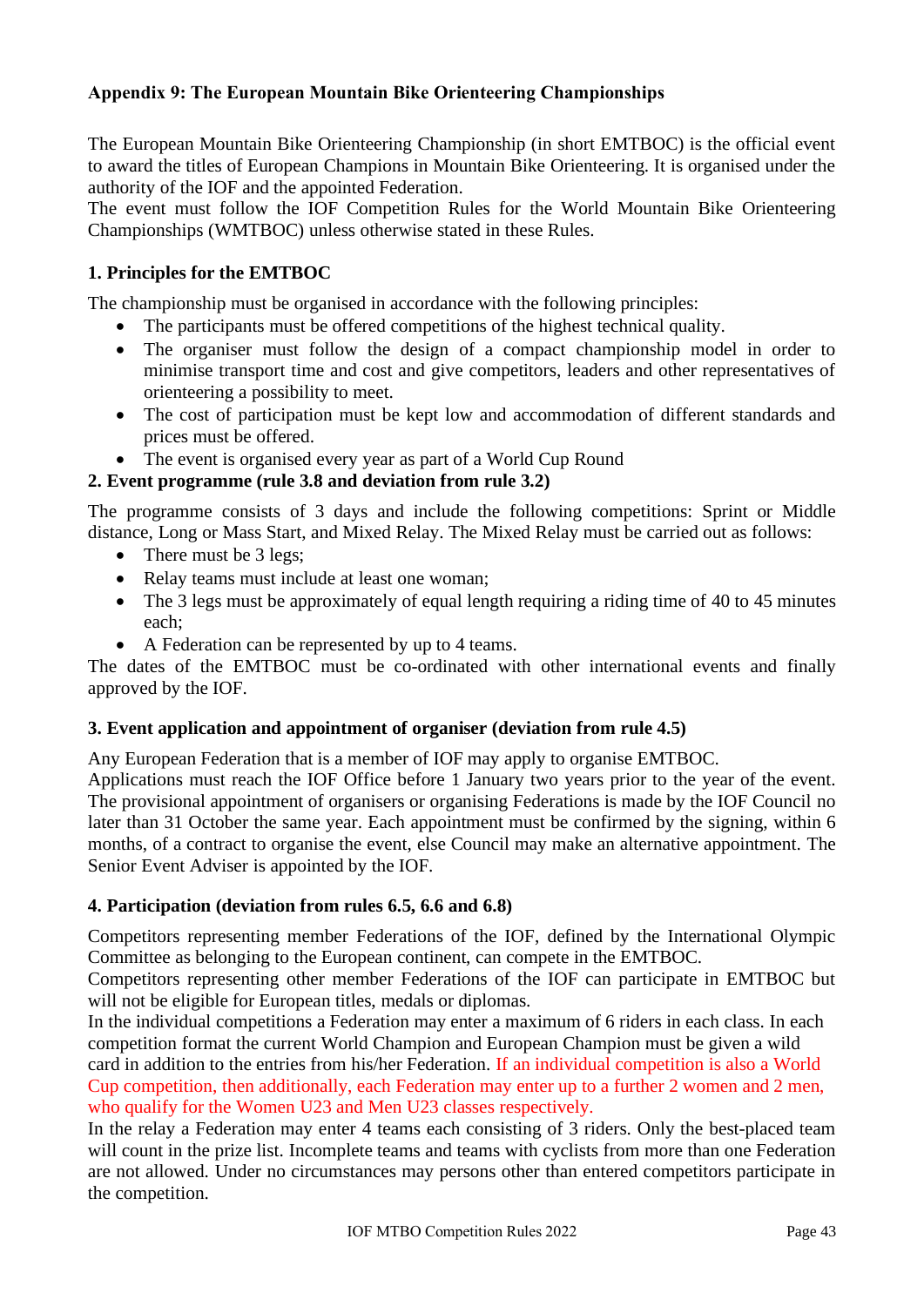**Appendix 9: The European Mountain Bike Orienteering Championships**

The European Mountain Bike Orienteering Championship (in short EMTBOC) is the official event to award the titles of European Champions in Mountain Bike Orienteering. It is organised under the authority of the IOF and the appointed Federation.
The event must follow the IOF Competition Rules for the World Mountain Bike Orienteering Championships (WMTBOC) unless otherwise stated in these Rules.

**1. Principles for the EMTBOC**

The championship must be organised in accordance with the following principles:

- The participants must be offered competitions of the highest technical quality.
- The organiser must follow the design of a compact championship model in order to minimise transport time and cost and give competitors, leaders and other representatives of orienteering a possibility to meet.
- The cost of participation must be kept low and accommodation of different standards and prices must be offered.
- The event is organised every year as part of a World Cup Round

**2. Event programme (rule 3.8 and deviation from rule 3.2)**

The programme consists of 3 days and include the following competitions: Sprint or Middle distance, Long or Mass Start, and Mixed Relay. The Mixed Relay must be carried out as follows:

- There must be 3 legs;
- Relay teams must include at least one woman;
- The 3 legs must be approximately of equal length requiring a riding time of 40 to 45 minutes each;
- A Federation can be represented by up to 4 teams.

The dates of the EMTBOC must be co-ordinated with other international events and finally approved by the IOF.

**3. Event application and appointment of organiser (deviation from rule 4.5)**

Any European Federation that is a member of IOF may apply to organise EMTBOC.
Applications must reach the IOF Office before 1 January two years prior to the year of the event. The provisional appointment of organisers or organising Federations is made by the IOF Council no later than 31 October the same year. Each appointment must be confirmed by the signing, within 6 months, of a contract to organise the event, else Council may make an alternative appointment. The Senior Event Adviser is appointed by the IOF.

**4. Participation (deviation from rules 6.5, 6.6 and 6.8)**

Competitors representing member Federations of the IOF, defined by the International Olympic Committee as belonging to the European continent, can compete in the EMTBOC.
Competitors representing other member Federations of the IOF can participate in EMTBOC but will not be eligible for European titles, medals or diplomas.
In the individual competitions a Federation may enter a maximum of 6 riders in each class. In each competition format the current World Champion and European Champion must be given a wild card in addition to the entries from his/her Federation. If an individual competition is also a World Cup competition, then additionally, each Federation may enter up to a further 2 women and 2 men, who qualify for the Women U23 and Men U23 classes respectively.
In the relay a Federation may enter 4 teams each consisting of 3 riders. Only the best-placed team will count in the prize list. Incomplete teams and teams with cyclists from more than one Federation are not allowed. Under no circumstances may persons other than entered competitors participate in the competition.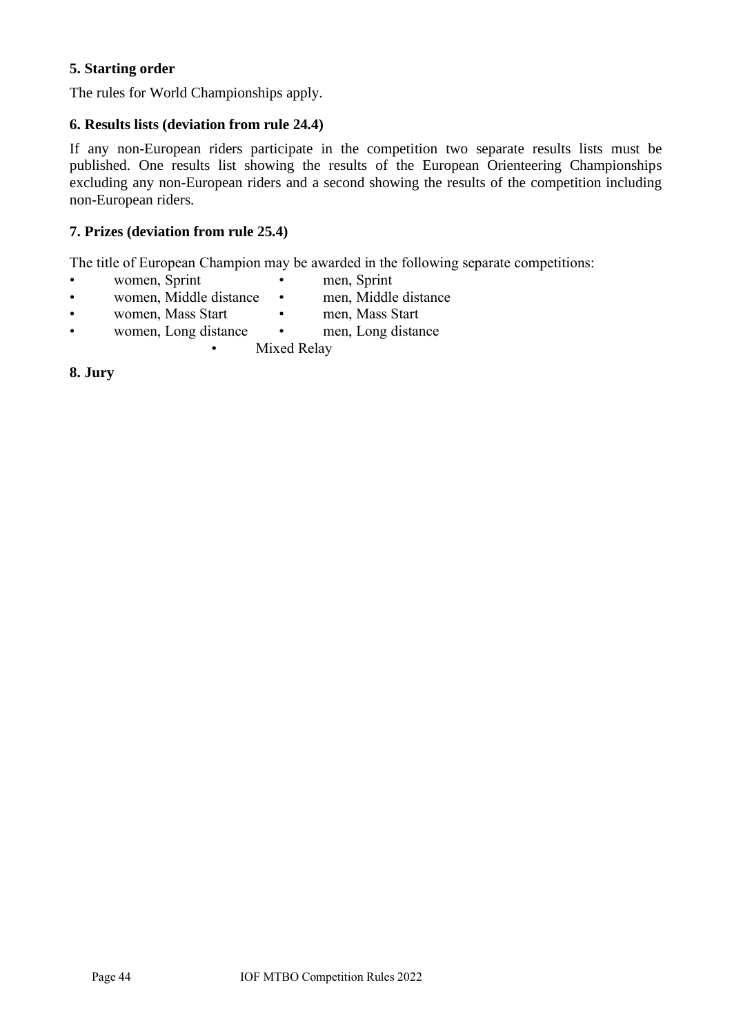### 5. Starting order

The rules for World Championships apply.

### 6. Results lists (deviation from rule 24.4)

If any non-European riders participate in the competition two separate results lists must be published. One results list showing the results of the European Orienteering Championships excluding any non-European riders and a second showing the results of the competition including non-European riders.

### 7. Prizes (deviation from rule 25.4)

The title of European Champion may be awarded in the following separate competitions:

- women, Sprint
- men, Sprint
- women, Middle distance
- men, Middle distance
- women, Mass Start
- men, Mass Start
- women, Long distance
- men, Long distance
- Mixed Relay

### 8. Jury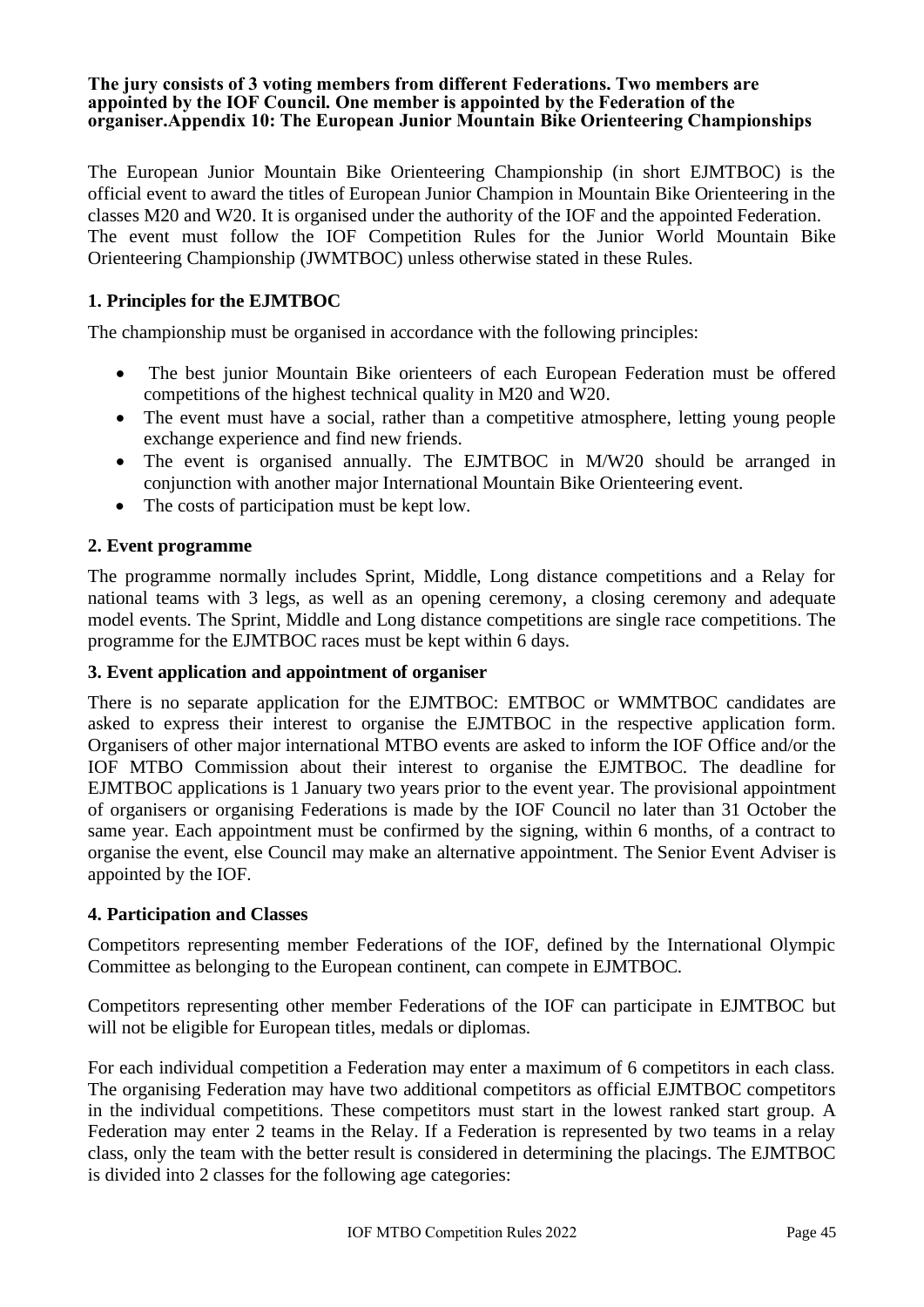**The jury consists of 3 voting members from different Federations. Two members are appointed by the IOF Council. One member is appointed by the Federation of the organiser.Appendix 10: The European Junior Mountain Bike Orienteering Championships**

The European Junior Mountain Bike Orienteering Championship (in short EJMTBOC) is the official event to award the titles of European Junior Champion in Mountain Bike Orienteering in the classes M20 and W20. It is organised under the authority of the IOF and the appointed Federation. The event must follow the IOF Competition Rules for the Junior World Mountain Bike Orienteering Championship (JWMTBOC) unless otherwise stated in these Rules.

## 1. Principles for the EJMTBOC

The championship must be organised in accordance with the following principles:

- The best junior Mountain Bike orienteers of each European Federation must be offered competitions of the highest technical quality in M20 and W20.
- The event must have a social, rather than a competitive atmosphere, letting young people exchange experience and find new friends.
- The event is organised annually. The EJMTBOC in M/W20 should be arranged in conjunction with another major International Mountain Bike Orienteering event.
- The costs of participation must be kept low.

## 2. Event programme

The programme normally includes Sprint, Middle, Long distance competitions and a Relay for national teams with 3 legs, as well as an opening ceremony, a closing ceremony and adequate model events. The Sprint, Middle and Long distance competitions are single race competitions. The programme for the EJMTBOC races must be kept within 6 days.

## 3. Event application and appointment of organiser

There is no separate application for the EJMTBOC: EMTBOC or WMMTBOC candidates are asked to express their interest to organise the EJMTBOC in the respective application form. Organisers of other major international MTBO events are asked to inform the IOF Office and/or the IOF MTBO Commission about their interest to organise the EJMTBOC. The deadline for EJMTBOC applications is 1 January two years prior to the event year. The provisional appointment of organisers or organising Federations is made by the IOF Council no later than 31 October the same year. Each appointment must be confirmed by the signing, within 6 months, of a contract to organise the event, else Council may make an alternative appointment. The Senior Event Adviser is appointed by the IOF.

## 4. Participation and Classes

Competitors representing member Federations of the IOF, defined by the International Olympic Committee as belonging to the European continent, can compete in EJMTBOC.

Competitors representing other member Federations of the IOF can participate in EJMTBOC but will not be eligible for European titles, medals or diplomas.

For each individual competition a Federation may enter a maximum of 6 competitors in each class. The organising Federation may have two additional competitors as official EJMTBOC competitors in the individual competitions. These competitors must start in the lowest ranked start group. A Federation may enter 2 teams in the Relay. If a Federation is represented by two teams in a relay class, only the team with the better result is considered in determining the placings. The EJMTBOC is divided into 2 classes for the following age categories: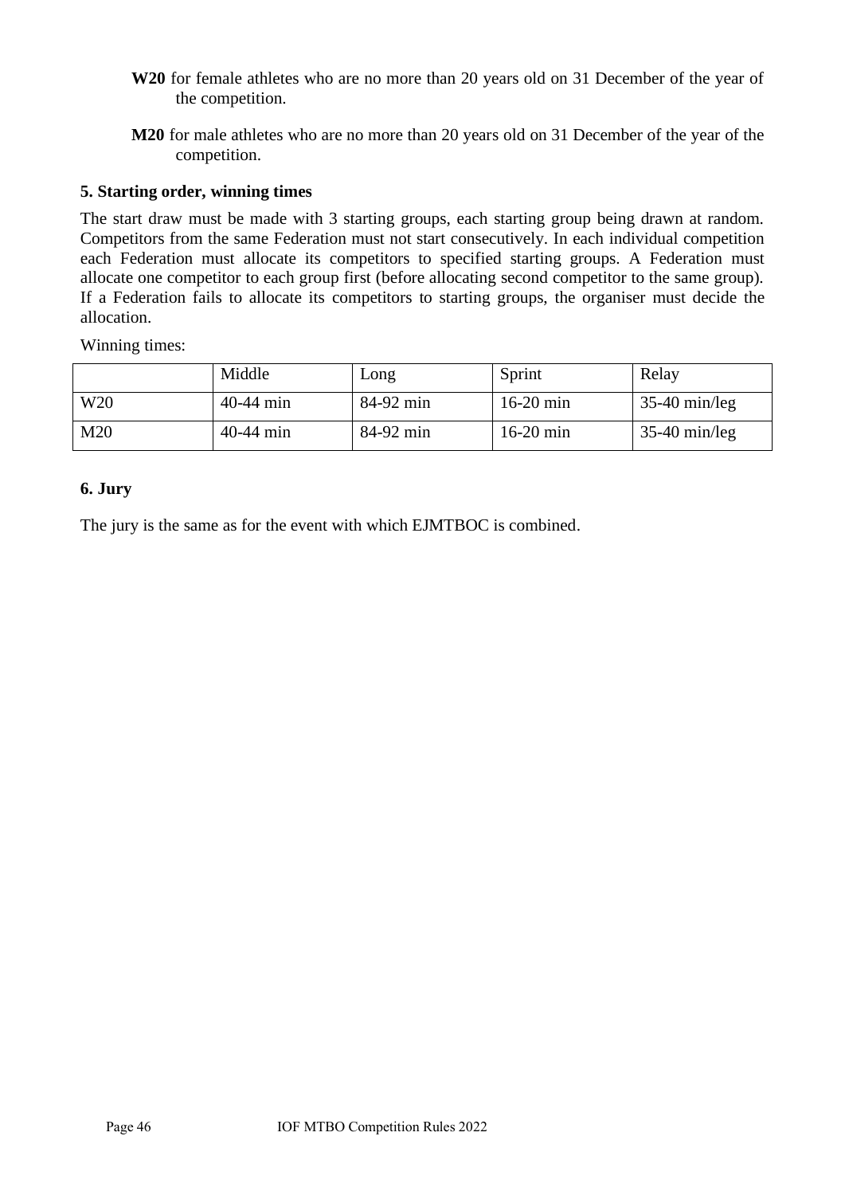**W20** for female athletes who are no more than 20 years old on 31 December of the year of the competition.

**M20** for male athletes who are no more than 20 years old on 31 December of the year of the competition.

### 5. Starting order, winning times

The start draw must be made with 3 starting groups, each starting group being drawn at random. Competitors from the same Federation must not start consecutively. In each individual competition each Federation must allocate its competitors to specified starting groups. A Federation must allocate one competitor to each group first (before allocating second competitor to the same group). If a Federation fails to allocate its competitors to starting groups, the organiser must decide the allocation.

Winning times:

| | Middle | Long | Sprint | Relay |
|---|---|---|---|---|
| W20 | 40-44 min | 84-92 min | 16-20 min | 35-40 min/leg |
| M20 | 40-44 min | 84-92 min | 16-20 min | 35-40 min/leg |

### 6. Jury

The jury is the same as for the event with which EJMTBOC is combined.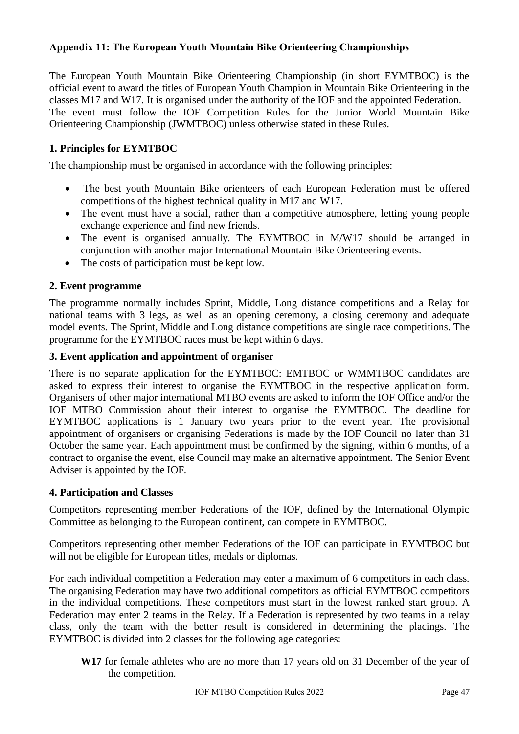## Appendix 11: The European Youth Mountain Bike Orienteering Championships

The European Youth Mountain Bike Orienteering Championship (in short EYMTBOC) is the official event to award the titles of European Youth Champion in Mountain Bike Orienteering in the classes M17 and W17. It is organised under the authority of the IOF and the appointed Federation. The event must follow the IOF Competition Rules for the Junior World Mountain Bike Orienteering Championship (JWMTBOC) unless otherwise stated in these Rules.

### 1. Principles for EYMTBOC

The championship must be organised in accordance with the following principles:

- The best youth Mountain Bike orienteers of each European Federation must be offered competitions of the highest technical quality in M17 and W17.
- The event must have a social, rather than a competitive atmosphere, letting young people exchange experience and find new friends.
- The event is organised annually. The EYMTBOC in M/W17 should be arranged in conjunction with another major International Mountain Bike Orienteering events.
- The costs of participation must be kept low.

### 2. Event programme

The programme normally includes Sprint, Middle, Long distance competitions and a Relay for national teams with 3 legs, as well as an opening ceremony, a closing ceremony and adequate model events. The Sprint, Middle and Long distance competitions are single race competitions. The programme for the EYMTBOC races must be kept within 6 days.

### 3. Event application and appointment of organiser

There is no separate application for the EYMTBOC: EMTBOC or WMMTBOC candidates are asked to express their interest to organise the EYMTBOC in the respective application form. Organisers of other major international MTBO events are asked to inform the IOF Office and/or the IOF MTBO Commission about their interest to organise the EYMTBOC. The deadline for EYMTBOC applications is 1 January two years prior to the event year. The provisional appointment of organisers or organising Federations is made by the IOF Council no later than 31 October the same year. Each appointment must be confirmed by the signing, within 6 months, of a contract to organise the event, else Council may make an alternative appointment. The Senior Event Adviser is appointed by the IOF.

### 4. Participation and Classes

Competitors representing member Federations of the IOF, defined by the International Olympic Committee as belonging to the European continent, can compete in EYMTBOC.

Competitors representing other member Federations of the IOF can participate in EYMTBOC but will not be eligible for European titles, medals or diplomas.

For each individual competition a Federation may enter a maximum of 6 competitors in each class. The organising Federation may have two additional competitors as official EYMTBOC competitors in the individual competitions. These competitors must start in the lowest ranked start group. A Federation may enter 2 teams in the Relay. If a Federation is represented by two teams in a relay class, only the team with the better result is considered in determining the placings. The EYMTBOC is divided into 2 classes for the following age categories:

**W17** for female athletes who are no more than 17 years old on 31 December of the year of the competition.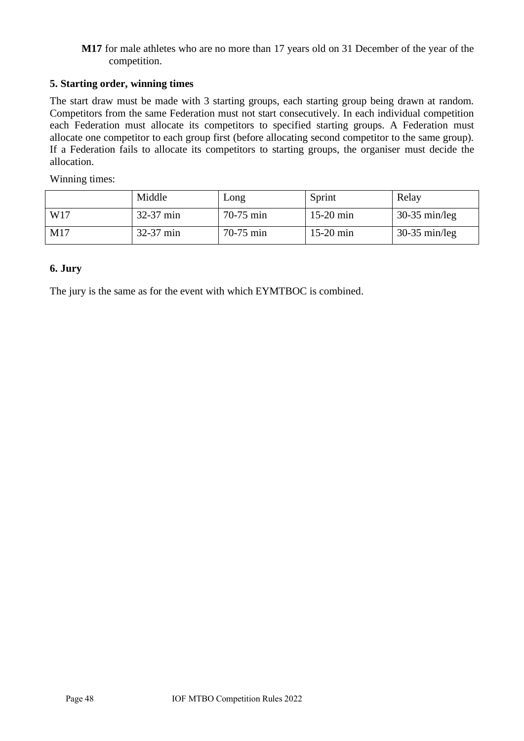**M17** for male athletes who are no more than 17 years old on 31 December of the year of the competition.

**5. Starting order, winning times**

The start draw must be made with 3 starting groups, each starting group being drawn at random. Competitors from the same Federation must not start consecutively. In each individual competition each Federation must allocate its competitors to specified starting groups. A Federation must allocate one competitor to each group first (before allocating second competitor to the same group). If a Federation fails to allocate its competitors to starting groups, the organiser must decide the allocation.

Winning times:

| | Middle | Long | Sprint | Relay |
|---|---|---|---|---|
| W17 | 32-37 min | 70-75 min | 15-20 min | 30-35 min/leg |
| M17 | 32-37 min | 70-75 min | 15-20 min | 30-35 min/leg |

**6. Jury**

The jury is the same as for the event with which EYMTBOC is combined.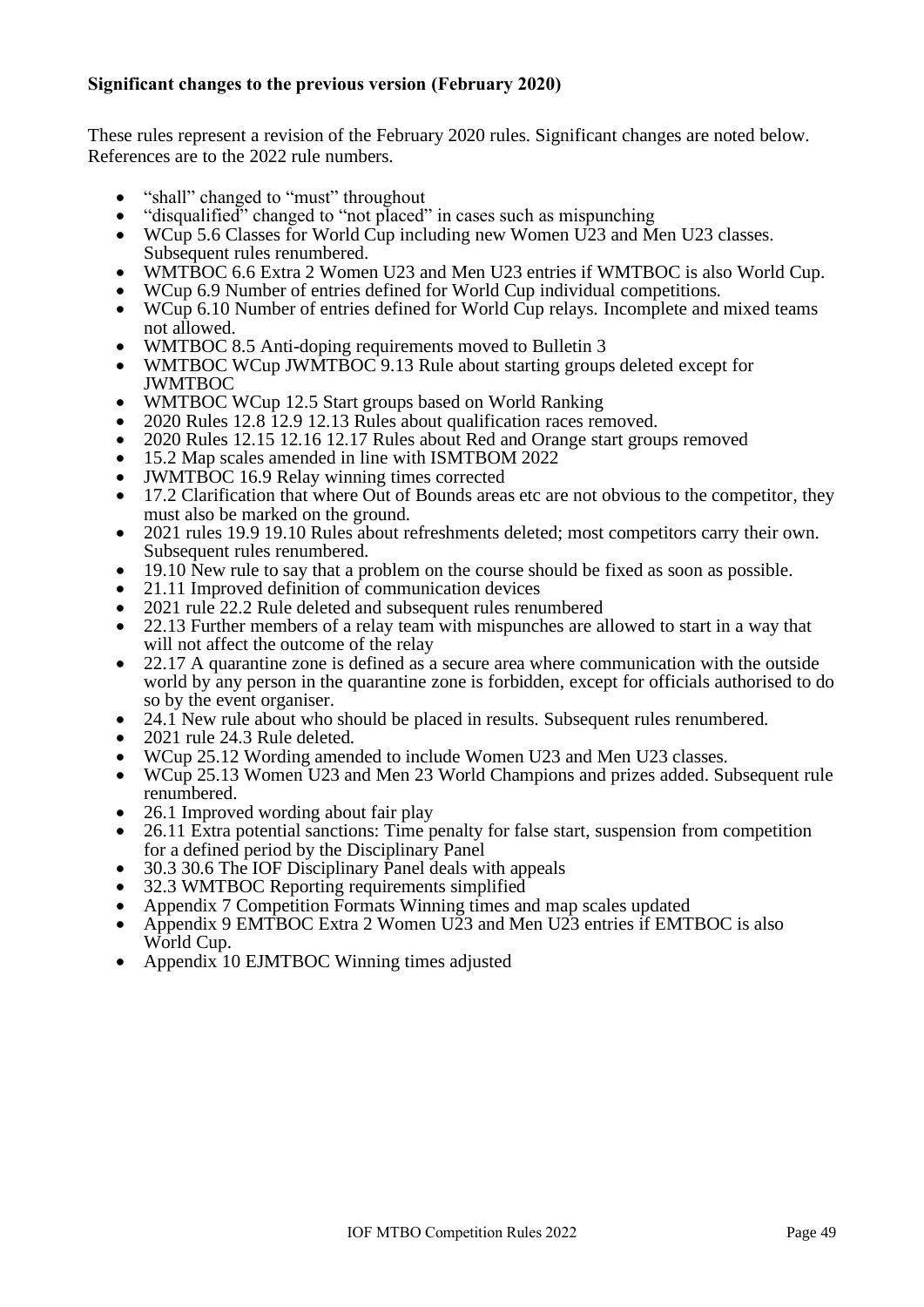**Significant changes to the previous version (February 2020)**

These rules represent a revision of the February 2020 rules. Significant changes are noted below. References are to the 2022 rule numbers.

- "shall" changed to "must" throughout
- "disqualified" changed to "not placed" in cases such as mispunching
- WCup 5.6 Classes for World Cup including new Women U23 and Men U23 classes. Subsequent rules renumbered.
- WMTBOC 6.6 Extra 2 Women U23 and Men U23 entries if WMTBOC is also World Cup.
- WCup 6.9 Number of entries defined for World Cup individual competitions.
- WCup 6.10 Number of entries defined for World Cup relays. Incomplete and mixed teams not allowed.
- WMTBOC 8.5 Anti-doping requirements moved to Bulletin 3
- WMTBOC WCup JWMTBOC 9.13 Rule about starting groups deleted except for JWMTBOC
- WMTBOC WCup 12.5 Start groups based on World Ranking
- 2020 Rules 12.8 12.9 12.13 Rules about qualification races removed.
- 2020 Rules 12.15 12.16 12.17 Rules about Red and Orange start groups removed
- 15.2 Map scales amended in line with ISMTBOM 2022
- JWMTBOC 16.9 Relay winning times corrected
- 17.2 Clarification that where Out of Bounds areas etc are not obvious to the competitor, they must also be marked on the ground.
- 2021 rules 19.9 19.10 Rules about refreshments deleted; most competitors carry their own. Subsequent rules renumbered.
- 19.10 New rule to say that a problem on the course should be fixed as soon as possible.
- 21.11 Improved definition of communication devices
- 2021 rule 22.2 Rule deleted and subsequent rules renumbered
- 22.13 Further members of a relay team with mispunches are allowed to start in a way that will not affect the outcome of the relay
- 22.17 A quarantine zone is defined as a secure area where communication with the outside world by any person in the quarantine zone is forbidden, except for officials authorised to do so by the event organiser.
- 24.1 New rule about who should be placed in results. Subsequent rules renumbered.
- 2021 rule 24.3 Rule deleted.
- WCup 25.12 Wording amended to include Women U23 and Men U23 classes.
- WCup 25.13 Women U23 and Men 23 World Champions and prizes added. Subsequent rule renumbered.
- 26.1 Improved wording about fair play
- 26.11 Extra potential sanctions: Time penalty for false start, suspension from competition for a defined period by the Disciplinary Panel
- 30.3 30.6 The IOF Disciplinary Panel deals with appeals
- 32.3 WMTBOC Reporting requirements simplified
- Appendix 7 Competition Formats Winning times and map scales updated
- Appendix 9 EMTBOC Extra 2 Women U23 and Men U23 entries if EMTBOC is also World Cup.
- Appendix 10 EJMTBOC Winning times adjusted